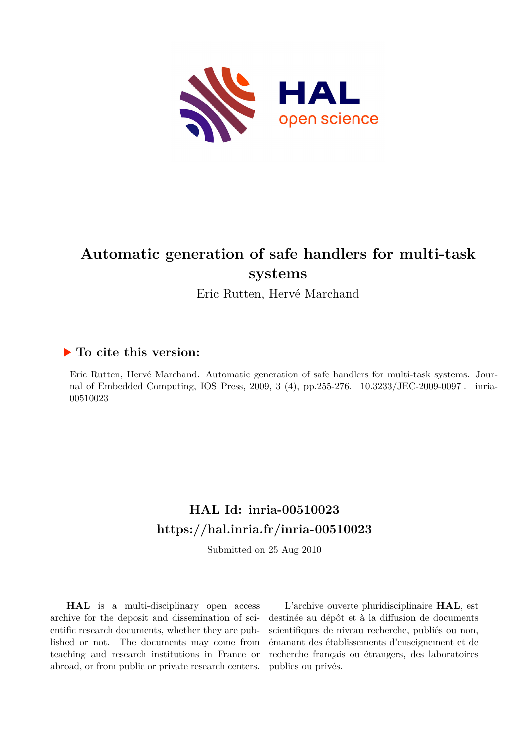# Automatic generation of safe handlers for multi-task systems

Eric Rutten, Hervé Marchand

## ▶ To cite this version:

Eric Rutten, Hervé Marchand. Automatic generation of safe handlers for multi-task systems. Journal of Embedded Computing, IOS Press, 2009, 3 (4), pp.255-276. 10.3233/JEC-2009-0097. inria-00510023

## HAL Id: inria-00510023
## https://hal.inria.fr/inria-00510023

Submitted on 25 Aug 2010

**HAL** is a multi-disciplinary open access archive for the deposit and dissemination of scientific research documents, whether they are published or not. The documents may come from teaching and research institutions in France or abroad, or from public or private research centers.

L'archive ouverte pluridisciplinaire **HAL**, est destinée au dépôt et à la diffusion de documents scientifiques de niveau recherche, publiés ou non, émanant des établissements d'enseignement et de recherche français ou étrangers, des laboratoires publics ou privés.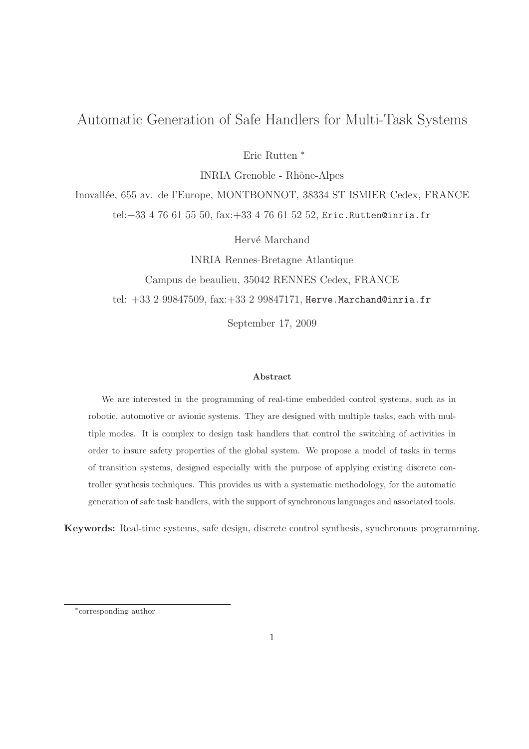# Automatic Generation of Safe Handlers for Multi-Task Systems

Eric Rutten [*]

INRIA Grenoble - Rhône-Alpes

Inovallée, 655 av. de l'Europe, MONTBONNOT, 38334 ST ISMIER Cedex, FRANCE

tel:+33 4 76 61 55 50, fax:+33 4 76 61 52 52, `Eric.Rutten@inria.fr`

Hervé Marchand

INRIA Rennes-Bretagne Atlantique

Campus de beaulieu, 35042 RENNES Cedex, FRANCE

tel: +33 2 99847509, fax:+33 2 99847171, `Herve.Marchand@inria.fr`

September 17, 2009

### Abstract

We are interested in the programming of real-time embedded control systems, such as in robotic, automotive or avionic systems. They are designed with multiple tasks, each with multiple modes. It is complex to design task handlers that control the switching of activities in order to insure safety properties of the global system. We propose a model of tasks in terms of transition systems, designed especially with the purpose of applying existing discrete controller synthesis techniques. This provides us with a systematic methodology, for the automatic generation of safe task handlers, with the support of synchronous languages and associated tools.

**Keywords:** Real-time systems, safe design, discrete control synthesis, synchronous programming.

[*] corresponding author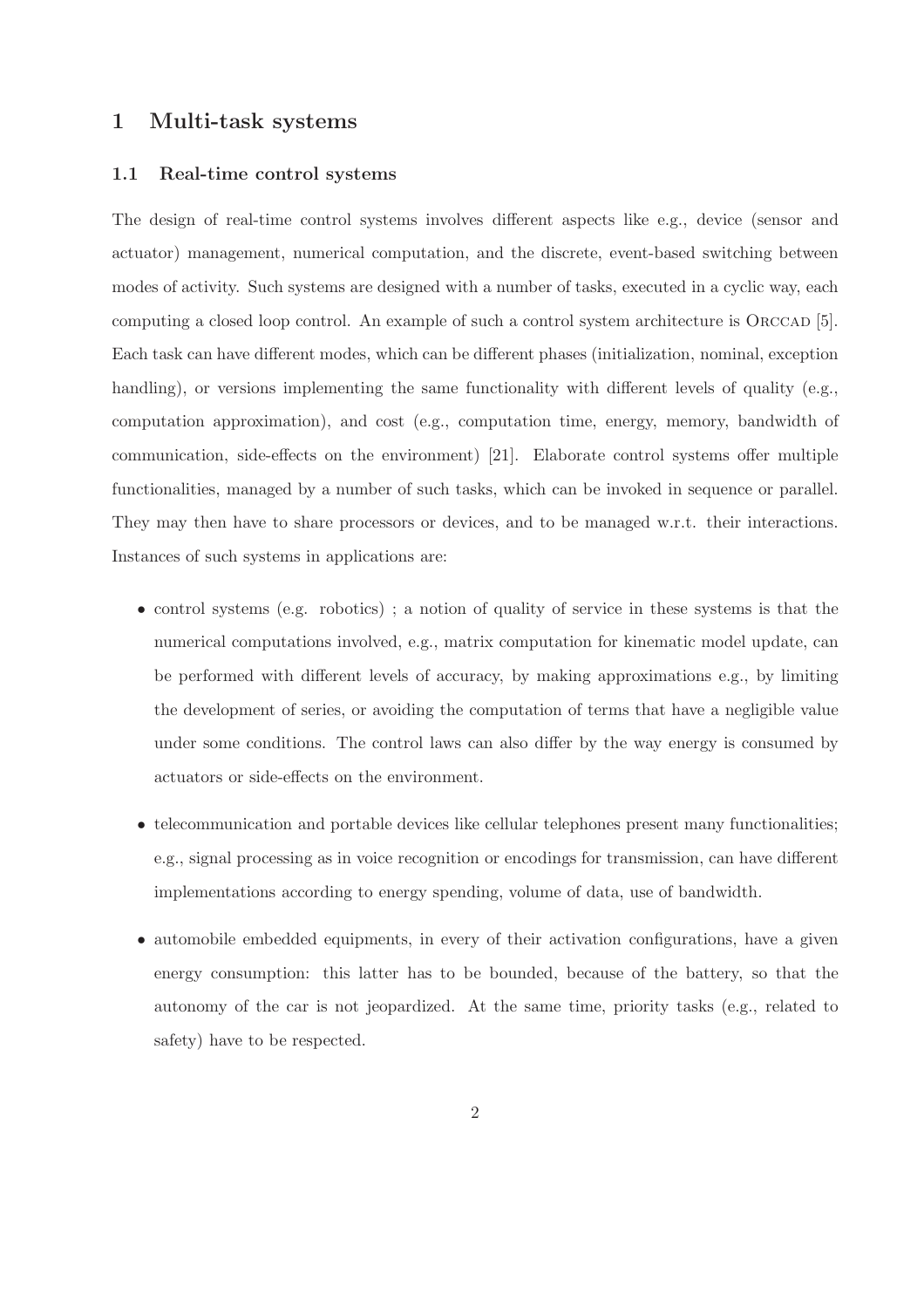# 1 Multi-task systems

## 1.1 Real-time control systems

The design of real-time control systems involves different aspects like e.g., device (sensor and actuator) management, numerical computation, and the discrete, event-based switching between modes of activity. Such systems are designed with a number of tasks, executed in a cyclic way, each computing a closed loop control. An example of such a control system architecture is ORCCAD [5]. Each task can have different modes, which can be different phases (initialization, nominal, exception handling), or versions implementing the same functionality with different levels of quality (e.g., computation approximation), and cost (e.g., computation time, energy, memory, bandwidth of communication, side-effects on the environment) [21]. Elaborate control systems offer multiple functionalities, managed by a number of such tasks, which can be invoked in sequence or parallel. They may then have to share processors or devices, and to be managed w.r.t. their interactions. Instances of such systems in applications are:

- control systems (e.g. robotics) ; a notion of quality of service in these systems is that the numerical computations involved, e.g., matrix computation for kinematic model update, can be performed with different levels of accuracy, by making approximations e.g., by limiting the development of series, or avoiding the computation of terms that have a negligible value under some conditions. The control laws can also differ by the way energy is consumed by actuators or side-effects on the environment.
- telecommunication and portable devices like cellular telephones present many functionalities; e.g., signal processing as in voice recognition or encodings for transmission, can have different implementations according to energy spending, volume of data, use of bandwidth.
- automobile embedded equipments, in every of their activation configurations, have a given energy consumption: this latter has to be bounded, because of the battery, so that the autonomy of the car is not jeopardized. At the same time, priority tasks (e.g., related to safety) have to be respected.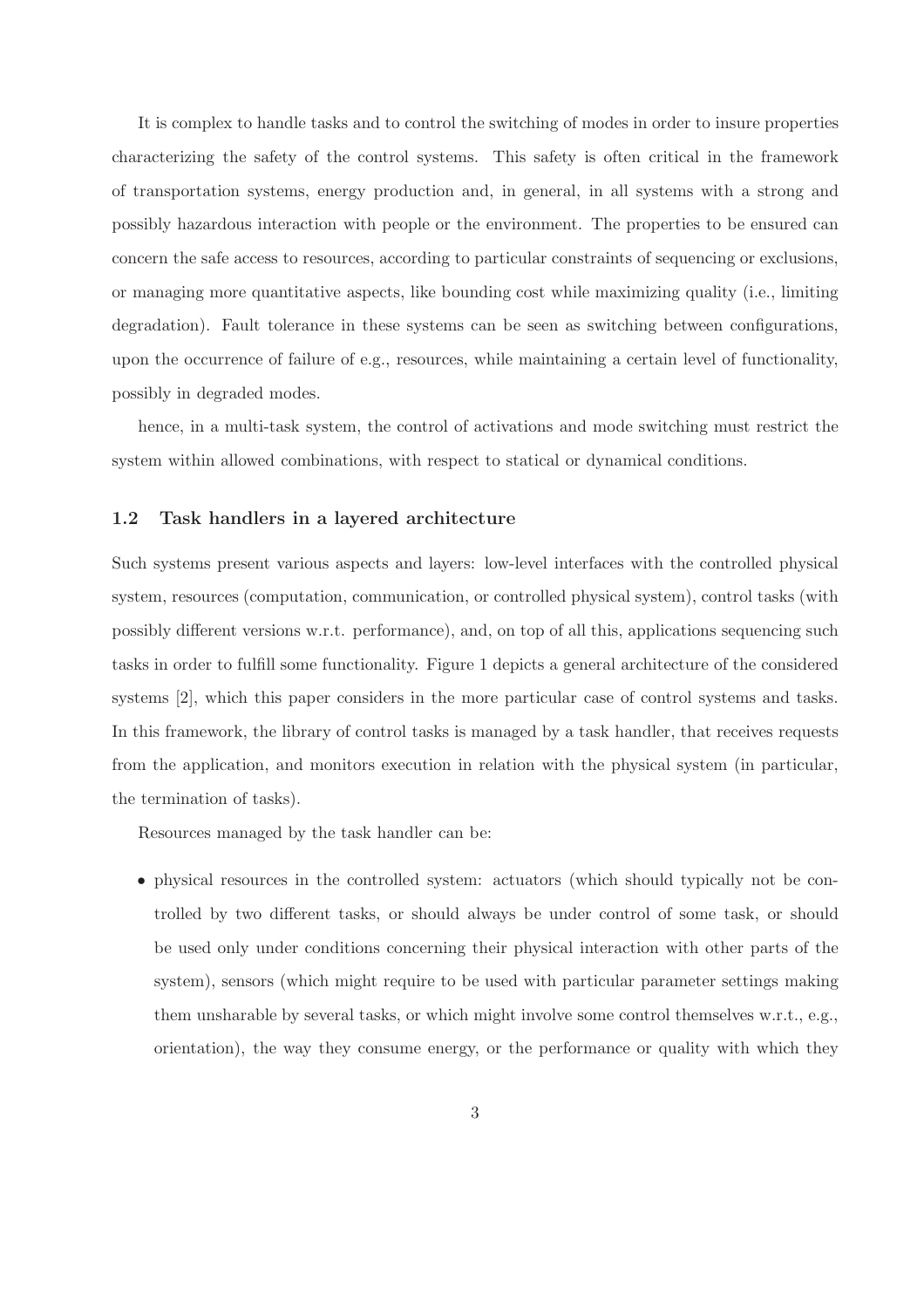It is complex to handle tasks and to control the switching of modes in order to insure properties characterizing the safety of the control systems. This safety is often critical in the framework of transportation systems, energy production and, in general, in all systems with a strong and possibly hazardous interaction with people or the environment. The properties to be ensured can concern the safe access to resources, according to particular constraints of sequencing or exclusions, or managing more quantitative aspects, like bounding cost while maximizing quality (i.e., limiting degradation). Fault tolerance in these systems can be seen as switching between configurations, upon the occurrence of failure of e.g., resources, while maintaining a certain level of functionality, possibly in degraded modes.

hence, in a multi-task system, the control of activations and mode switching must restrict the system within allowed combinations, with respect to statical or dynamical conditions.

### 1.2 Task handlers in a layered architecture

Such systems present various aspects and layers: low-level interfaces with the controlled physical system, resources (computation, communication, or controlled physical system), control tasks (with possibly different versions w.r.t. performance), and, on top of all this, applications sequencing such tasks in order to fulfill some functionality. Figure 1 depicts a general architecture of the considered systems [2], which this paper considers in the more particular case of control systems and tasks. In this framework, the library of control tasks is managed by a task handler, that receives requests from the application, and monitors execution in relation with the physical system (in particular, the termination of tasks).

Resources managed by the task handler can be:

- physical resources in the controlled system: actuators (which should typically not be controlled by two different tasks, or should always be under control of some task, or should be used only under conditions concerning their physical interaction with other parts of the system), sensors (which might require to be used with particular parameter settings making them unsharable by several tasks, or which might involve some control themselves w.r.t., e.g., orientation), the way they consume energy, or the performance or quality with which they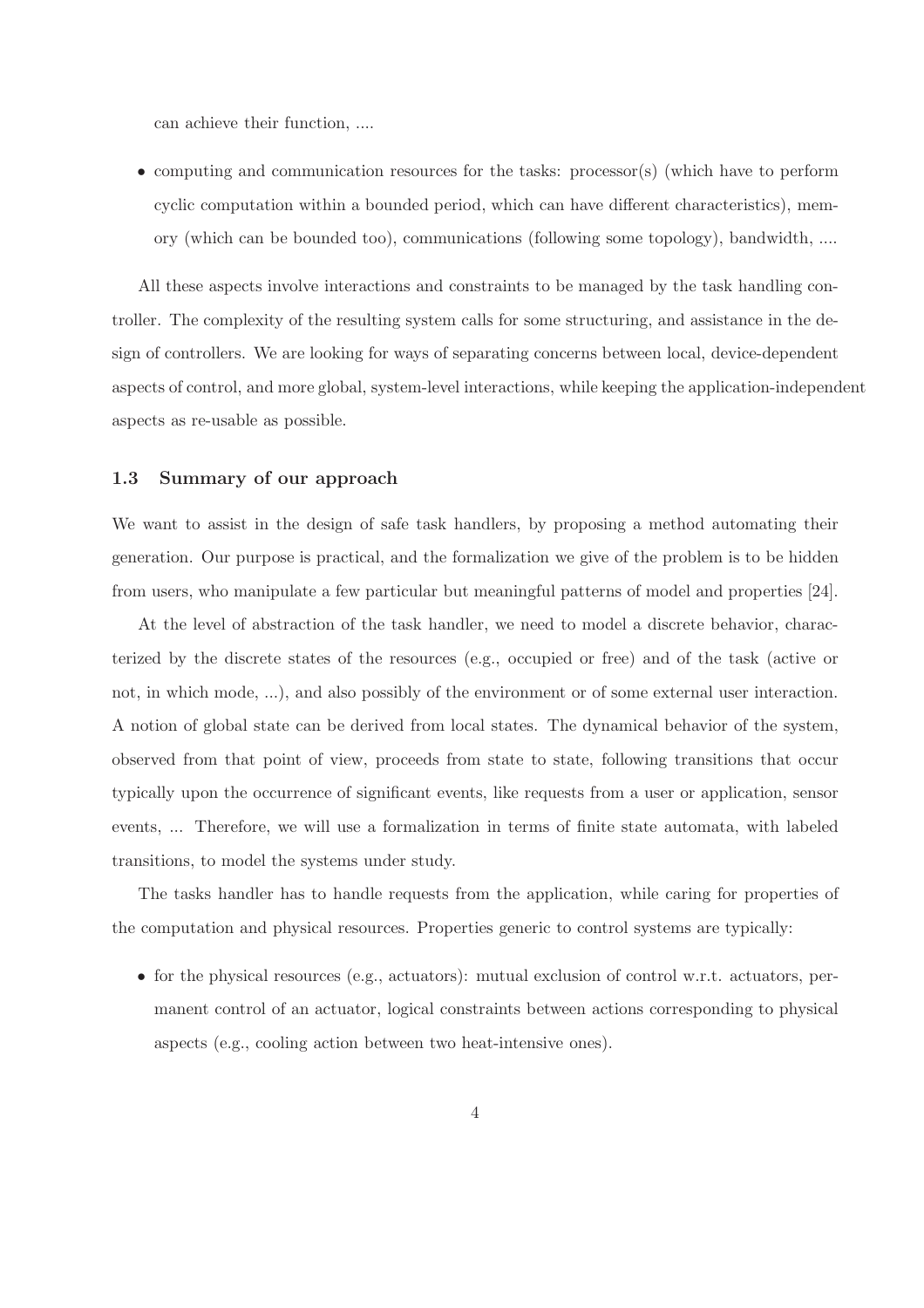can achieve their function, ....

- computing and communication resources for the tasks: processor(s) (which have to perform cyclic computation within a bounded period, which can have different characteristics), memory (which can be bounded too), communications (following some topology), bandwidth, ....

All these aspects involve interactions and constraints to be managed by the task handling controller. The complexity of the resulting system calls for some structuring, and assistance in the design of controllers. We are looking for ways of separating concerns between local, device-dependent aspects of control, and more global, system-level interactions, while keeping the application-independent aspects as re-usable as possible.

### 1.3 Summary of our approach

We want to assist in the design of safe task handlers, by proposing a method automating their generation. Our purpose is practical, and the formalization we give of the problem is to be hidden from users, who manipulate a few particular but meaningful patterns of model and properties [24].

At the level of abstraction of the task handler, we need to model a discrete behavior, characterized by the discrete states of the resources (e.g., occupied or free) and of the task (active or not, in which mode, ...), and also possibly of the environment or of some external user interaction. A notion of global state can be derived from local states. The dynamical behavior of the system, observed from that point of view, proceeds from state to state, following transitions that occur typically upon the occurrence of significant events, like requests from a user or application, sensor events, ... Therefore, we will use a formalization in terms of finite state automata, with labeled transitions, to model the systems under study.

The tasks handler has to handle requests from the application, while caring for properties of the computation and physical resources. Properties generic to control systems are typically:

- for the physical resources (e.g., actuators): mutual exclusion of control w.r.t. actuators, permanent control of an actuator, logical constraints between actions corresponding to physical aspects (e.g., cooling action between two heat-intensive ones).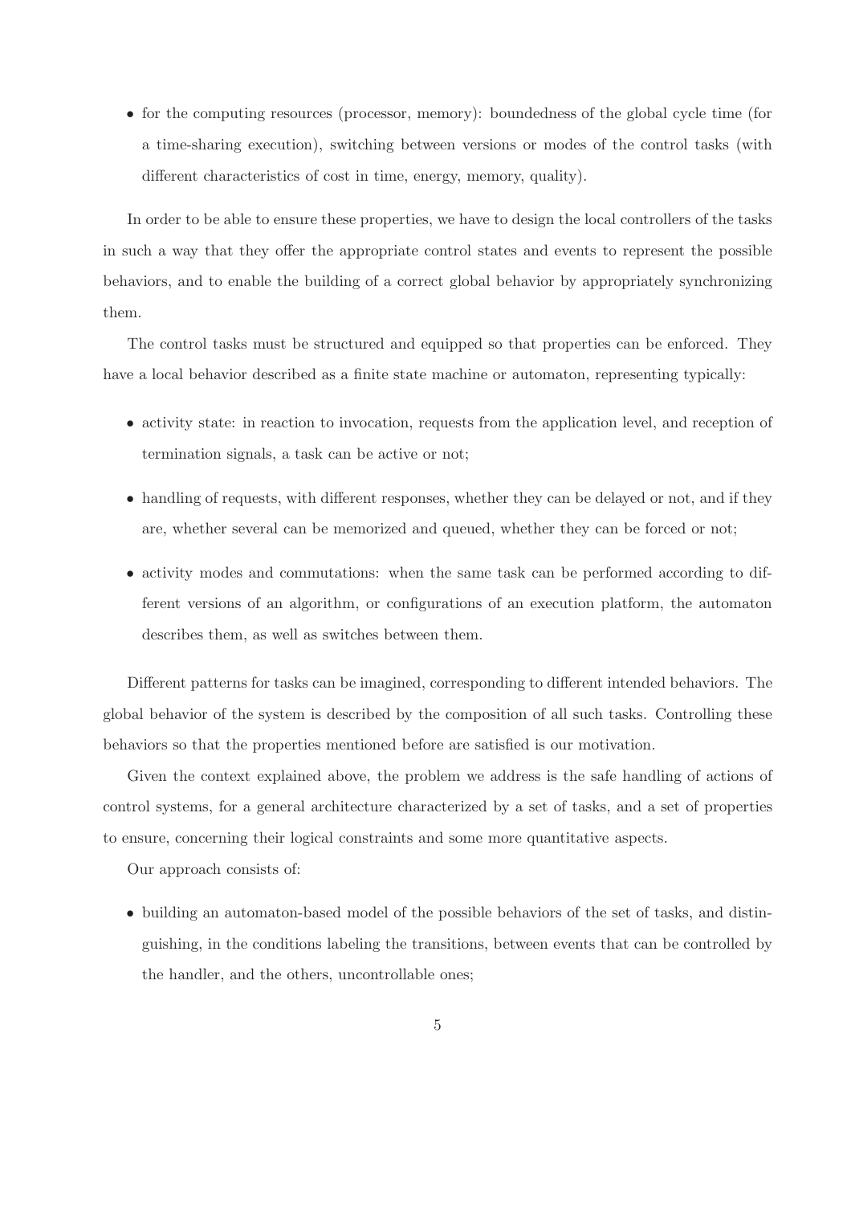- for the computing resources (processor, memory): boundedness of the global cycle time (for a time-sharing execution), switching between versions or modes of the control tasks (with different characteristics of cost in time, energy, memory, quality).

In order to be able to ensure these properties, we have to design the local controllers of the tasks in such a way that they offer the appropriate control states and events to represent the possible behaviors, and to enable the building of a correct global behavior by appropriately synchronizing them.

The control tasks must be structured and equipped so that properties can be enforced. They have a local behavior described as a finite state machine or automaton, representing typically:

- activity state: in reaction to invocation, requests from the application level, and reception of termination signals, a task can be active or not;
- handling of requests, with different responses, whether they can be delayed or not, and if they are, whether several can be memorized and queued, whether they can be forced or not;
- activity modes and commutations: when the same task can be performed according to different versions of an algorithm, or configurations of an execution platform, the automaton describes them, as well as switches between them.

Different patterns for tasks can be imagined, corresponding to different intended behaviors. The global behavior of the system is described by the composition of all such tasks. Controlling these behaviors so that the properties mentioned before are satisfied is our motivation.

Given the context explained above, the problem we address is the safe handling of actions of control systems, for a general architecture characterized by a set of tasks, and a set of properties to ensure, concerning their logical constraints and some more quantitative aspects.

Our approach consists of:

- building an automaton-based model of the possible behaviors of the set of tasks, and distinguishing, in the conditions labeling the transitions, between events that can be controlled by the handler, and the others, uncontrollable ones;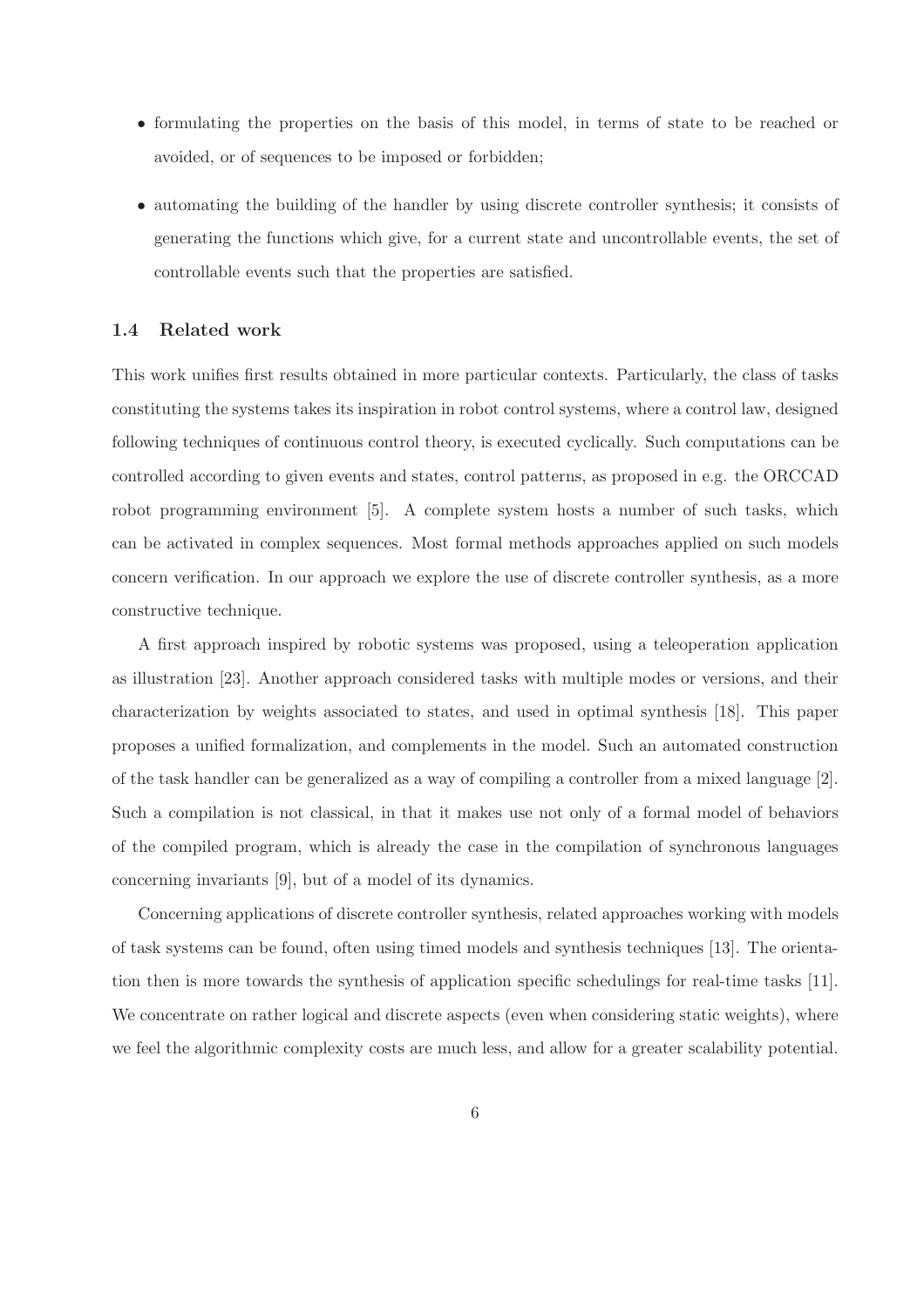- formulating the properties on the basis of this model, in terms of state to be reached or avoided, or of sequences to be imposed or forbidden;
- automating the building of the handler by using discrete controller synthesis; it consists of generating the functions which give, for a current state and uncontrollable events, the set of controllable events such that the properties are satisfied.

### 1.4 Related work

This work unifies first results obtained in more particular contexts. Particularly, the class of tasks constituting the systems takes its inspiration in robot control systems, where a control law, designed following techniques of continuous control theory, is executed cyclically. Such computations can be controlled according to given events and states, control patterns, as proposed in e.g. the ORCCAD robot programming environment [5]. A complete system hosts a number of such tasks, which can be activated in complex sequences. Most formal methods approaches applied on such models concern verification. In our approach we explore the use of discrete controller synthesis, as a more constructive technique.

A first approach inspired by robotic systems was proposed, using a teleoperation application as illustration [23]. Another approach considered tasks with multiple modes or versions, and their characterization by weights associated to states, and used in optimal synthesis [18]. This paper proposes a unified formalization, and complements in the model. Such an automated construction of the task handler can be generalized as a way of compiling a controller from a mixed language [2]. Such a compilation is not classical, in that it makes use not only of a formal model of behaviors of the compiled program, which is already the case in the compilation of synchronous languages concerning invariants [9], but of a model of its dynamics.

Concerning applications of discrete controller synthesis, related approaches working with models of task systems can be found, often using timed models and synthesis techniques [13]. The orientation then is more towards the synthesis of application specific schedulings for real-time tasks [11]. We concentrate on rather logical and discrete aspects (even when considering static weights), where we feel the algorithmic complexity costs are much less, and allow for a greater scalability potential.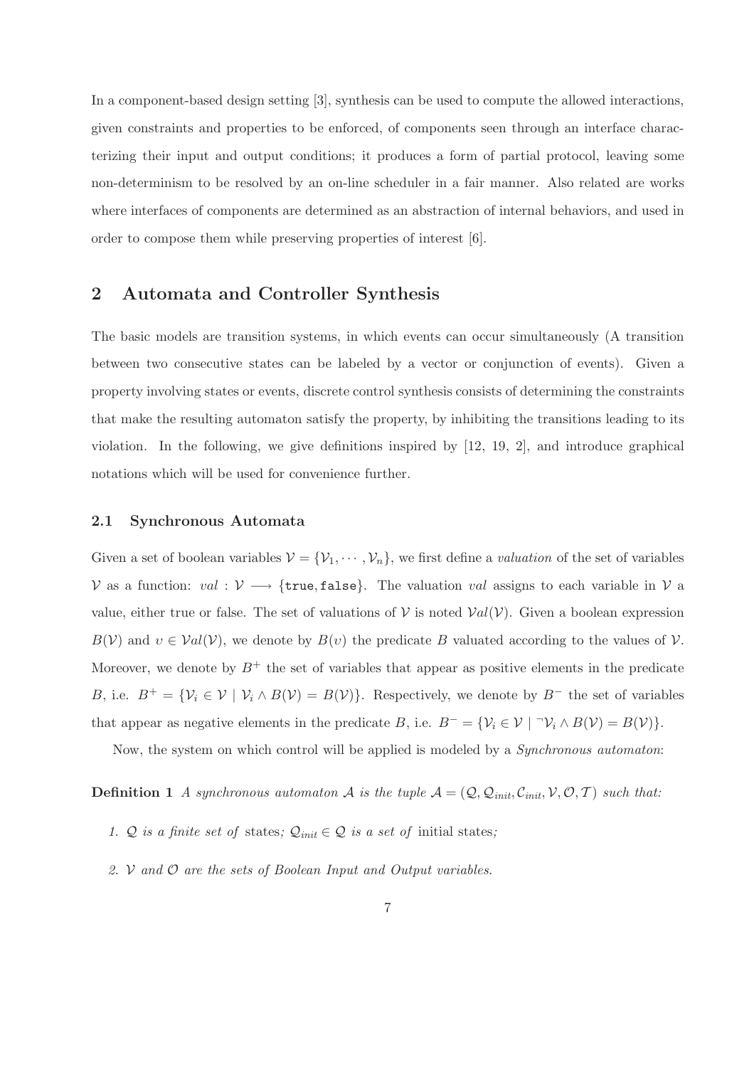In a component-based design setting [3], synthesis can be used to compute the allowed interactions, given constraints and properties to be enforced, of components seen through an interface characterizing their input and output conditions; it produces a form of partial protocol, leaving some non-determinism to be resolved by an on-line scheduler in a fair manner. Also related are works where interfaces of components are determined as an abstraction of internal behaviors, and used in order to compose them while preserving properties of interest [6].

## 2 Automata and Controller Synthesis

The basic models are transition systems, in which events can occur simultaneously (A transition between two consecutive states can be labeled by a vector or conjunction of events). Given a property involving states or events, discrete control synthesis consists of determining the constraints that make the resulting automaton satisfy the property, by inhibiting the transitions leading to its violation. In the following, we give definitions inspired by [12, 19, 2], and introduce graphical notations which will be used for convenience further.

### 2.1 Synchronous Automata

Given a set of boolean variables $\mathcal{V} = \{\mathcal{V}_1, \cdots, \mathcal{V}_n\}$, we first define a *valuation* of the set of variables $\mathcal{V}$ as a function: $val : \mathcal{V} \longrightarrow \{\texttt{true}, \texttt{false}\}$. The valuation $val$ assigns to each variable in $\mathcal{V}$ a value, either true or false. The set of valuations of $\mathcal{V}$ is noted $\mathcal{V}al(\mathcal{V})$. Given a boolean expression $B(\mathcal{V})$ and $\upsilon \in \mathcal{V}al(\mathcal{V})$, we denote by $B(\upsilon)$ the predicate $B$ valuated according to the values of $\mathcal{V}$. Moreover, we denote by $B^+$ the set of variables that appear as positive elements in the predicate $B$, i.e. $B^+ = \{\mathcal{V}_i \in \mathcal{V} \mid \mathcal{V}_i \wedge B(\mathcal{V}) = B(\mathcal{V})\}$. Respectively, we denote by $B^-$ the set of variables that appear as negative elements in the predicate $B$, i.e. $B^- = \{\mathcal{V}_i \in \mathcal{V} \mid \neg\mathcal{V}_i \wedge B(\mathcal{V}) = B(\mathcal{V})\}$.

Now, the system on which control will be applied is modeled by a *Synchronous automaton*:

**Definition 1** *A synchronous automaton $\mathcal{A}$ is the tuple $\mathcal{A} = (\mathcal{Q}, \mathcal{Q}_{init}, \mathcal{C}_{init}, \mathcal{V}, \mathcal{O}, \mathcal{T})$ such that:*

1. *$\mathcal{Q}$ is a finite set of* states*; $\mathcal{Q}_{init} \in \mathcal{Q}$ is a set of* initial states*;*
2. *$\mathcal{V}$ and $\mathcal{O}$ are the sets of Boolean Input and Output variables.*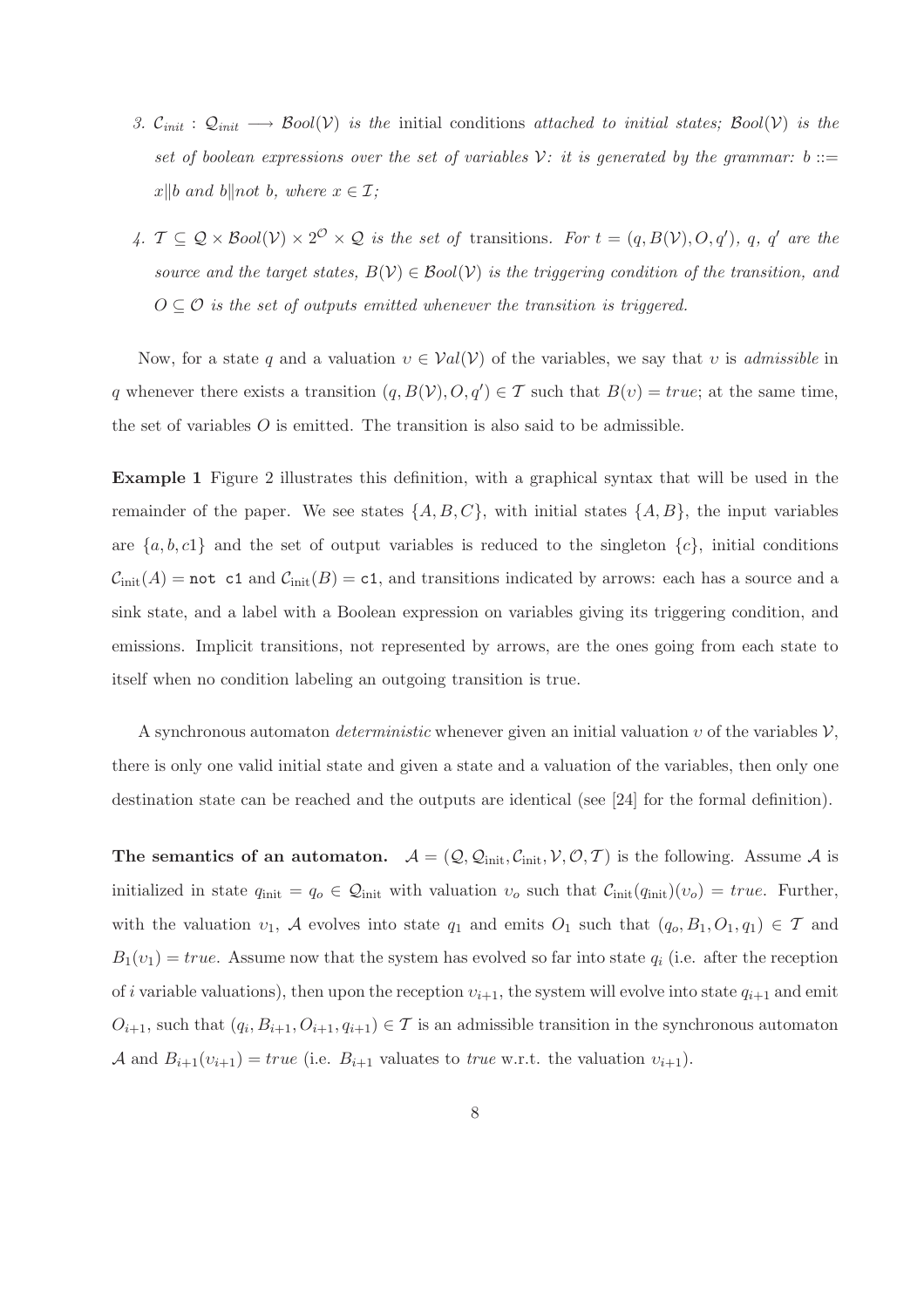3. $\mathcal{C}_{init} : \mathcal{Q}_{init} \longrightarrow \mathcal{B}ool(\mathcal{V})$ *is the* initial conditions *attached to initial states; $\mathcal{B}ool(\mathcal{V})$ is the set of boolean expressions over the set of variables $\mathcal{V}$: it is generated by the grammar: $b ::= x \| b$ and $b \|$not $b$, where $x \in \mathcal{I}$;*

4. $\mathcal{T} \subseteq \mathcal{Q} \times \mathcal{B}ool(\mathcal{V}) \times 2^{\mathcal{O}} \times \mathcal{Q}$ *is the set of* transitions. *For $t = (q, B(\mathcal{V}), O, q')$, $q$, $q'$ are the source and the target states, $B(\mathcal{V}) \in \mathcal{B}ool(\mathcal{V})$ is the triggering condition of the transition, and $O \subseteq \mathcal{O}$ is the set of outputs emitted whenever the transition is triggered.*

Now, for a state $q$ and a valuation $\upsilon \in \mathcal{V}al(\mathcal{V})$ of the variables, we say that $\upsilon$ is *admissible* in $q$ whenever there exists a transition $(q, B(\mathcal{V}), O, q') \in \mathcal{T}$ such that $B(\upsilon) = true$; at the same time, the set of variables $O$ is emitted. The transition is also said to be admissible.

**Example 1** Figure 2 illustrates this definition, with a graphical syntax that will be used in the remainder of the paper. We see states $\{A, B, C\}$, with initial states $\{A, B\}$, the input variables are $\{a, b, c1\}$ and the set of output variables is reduced to the singleton $\{c\}$, initial conditions $\mathcal{C}_{\text{init}}(A) =$ `not c1` and $\mathcal{C}_{\text{init}}(B) =$ `c1`, and transitions indicated by arrows: each has a source and a sink state, and a label with a Boolean expression on variables giving its triggering condition, and emissions. Implicit transitions, not represented by arrows, are the ones going from each state to itself when no condition labeling an outgoing transition is true.

A synchronous automaton *deterministic* whenever given an initial valuation $\upsilon$ of the variables $\mathcal{V}$, there is only one valid initial state and given a state and a valuation of the variables, then only one destination state can be reached and the outputs are identical (see [24] for the formal definition).

**The semantics of an automaton.** $\mathcal{A} = (\mathcal{Q}, \mathcal{Q}_{\text{init}}, \mathcal{C}_{\text{init}}, \mathcal{V}, \mathcal{O}, \mathcal{T})$ is the following. Assume $\mathcal{A}$ is initialized in state $q_{\text{init}} = q_o \in \mathcal{Q}_{\text{init}}$ with valuation $\upsilon_o$ such that $\mathcal{C}_{\text{init}}(q_{\text{init}})(\upsilon_o) = true$. Further, with the valuation $\upsilon_1$, $\mathcal{A}$ evolves into state $q_1$ and emits $O_1$ such that $(q_o, B_1, O_1, q_1) \in \mathcal{T}$ and $B_1(\upsilon_1) = true$. Assume now that the system has evolved so far into state $q_i$ (i.e. after the reception of $i$ variable valuations), then upon the reception $\upsilon_{i+1}$, the system will evolve into state $q_{i+1}$ and emit $O_{i+1}$, such that $(q_i, B_{i+1}, O_{i+1}, q_{i+1}) \in \mathcal{T}$ is an admissible transition in the synchronous automaton $\mathcal{A}$ and $B_{i+1}(\upsilon_{i+1}) = true$ (i.e. $B_{i+1}$ valuates to *true* w.r.t. the valuation $\upsilon_{i+1}$).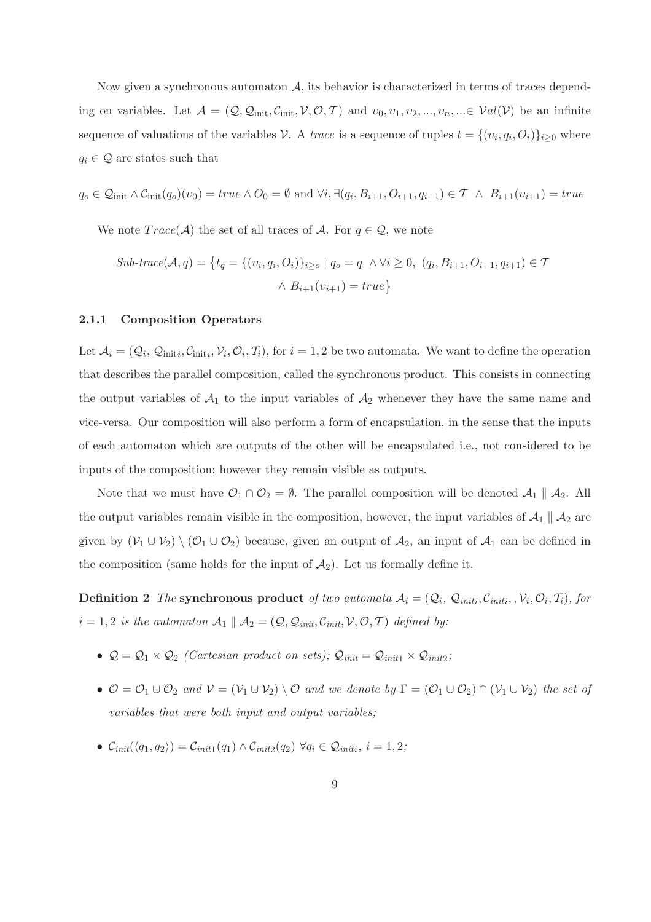Now given a synchronous automaton $\mathcal{A}$, its behavior is characterized in terms of traces depending on variables. Let $\mathcal{A} = (\mathcal{Q}, \mathcal{Q}_{\text{init}}, \mathcal{C}_{\text{init}}, \mathcal{V}, \mathcal{O}, \mathcal{T})$ and $\upsilon_0, \upsilon_1, \upsilon_2, ..., \upsilon_n, ... \in \mathcal{V}al(\mathcal{V})$ be an infinite sequence of valuations of the variables $\mathcal{V}$. A *trace* is a sequence of tuples $t = \{(\upsilon_i, q_i, O_i)\}_{i \geq 0}$ where $q_i \in \mathcal{Q}$ are states such that

$$q_o \in \mathcal{Q}_{\text{init}} \wedge \mathcal{C}_{\text{init}}(q_o)(\upsilon_0) = true \wedge O_0 = \emptyset \text{ and } \forall i, \exists (q_i, B_{i+1}, O_{i+1}, q_{i+1}) \in \mathcal{T} \;\wedge\; B_{i+1}(\upsilon_{i+1}) = true$$

We note $Trace(\mathcal{A})$ the set of all traces of $\mathcal{A}$. For $q \in \mathcal{Q}$, we note

$$\textit{Sub-trace}(\mathcal{A}, q) = \big\{ t_q = \{(\upsilon_i, q_i, O_i)\}_{i \geq o} \mid q_o = q \;\wedge \forall i \geq 0,\; (q_i, B_{i+1}, O_{i+1}, q_{i+1}) \in \mathcal{T} \\ \wedge\; B_{i+1}(\upsilon_{i+1}) = true \big\}$$

### 2.1.1 Composition Operators

Let $\mathcal{A}_i = (\mathcal{Q}_i, \mathcal{Q}_{\text{init}i}, \mathcal{C}_{\text{init}i}, \mathcal{V}_i, \mathcal{O}_i, \mathcal{T}_i)$, for $i = 1, 2$ be two automata. We want to define the operation that describes the parallel composition, called the synchronous product. This consists in connecting the output variables of $\mathcal{A}_1$ to the input variables of $\mathcal{A}_2$ whenever they have the same name and vice-versa. Our composition will also perform a form of encapsulation, in the sense that the inputs of each automaton which are outputs of the other will be encapsulated i.e., not considered to be inputs of the composition; however they remain visible as outputs.

Note that we must have $\mathcal{O}_1 \cap \mathcal{O}_2 = \emptyset$. The parallel composition will be denoted $\mathcal{A}_1 \parallel \mathcal{A}_2$. All the output variables remain visible in the composition, however, the input variables of $\mathcal{A}_1 \parallel \mathcal{A}_2$ are given by $(\mathcal{V}_1 \cup \mathcal{V}_2) \setminus (\mathcal{O}_1 \cup \mathcal{O}_2)$ because, given an output of $\mathcal{A}_2$, an input of $\mathcal{A}_1$ can be defined in the composition (same holds for the input of $\mathcal{A}_2$). Let us formally define it.

**Definition 2** *The* **synchronous product** *of two automata* $\mathcal{A}_i = (\mathcal{Q}_i, \mathcal{Q}_{init i}, \mathcal{C}_{init i}, \mathcal{V}_i, \mathcal{O}_i, \mathcal{T}_i)$, *for* $i = 1, 2$ *is the automaton* $\mathcal{A}_1 \parallel \mathcal{A}_2 = (\mathcal{Q}, \mathcal{Q}_{init}, \mathcal{C}_{init}, \mathcal{V}, \mathcal{O}, \mathcal{T})$ *defined by:*

- $\mathcal{Q} = \mathcal{Q}_1 \times \mathcal{Q}_2$ *(Cartesian product on sets);* $\mathcal{Q}_{init} = \mathcal{Q}_{init1} \times \mathcal{Q}_{init2}$*;*
- $\mathcal{O} = \mathcal{O}_1 \cup \mathcal{O}_2$ *and* $\mathcal{V} = (\mathcal{V}_1 \cup \mathcal{V}_2) \setminus \mathcal{O}$ *and we denote by* $\Gamma = (\mathcal{O}_1 \cup \mathcal{O}_2) \cap (\mathcal{V}_1 \cup \mathcal{V}_2)$ *the set of variables that were both input and output variables;*
- $\mathcal{C}_{init}(\langle q_1, q_2 \rangle) = \mathcal{C}_{init1}(q_1) \wedge \mathcal{C}_{init2}(q_2)\ \forall q_i \in \mathcal{Q}_{init i},\ i = 1, 2$*;*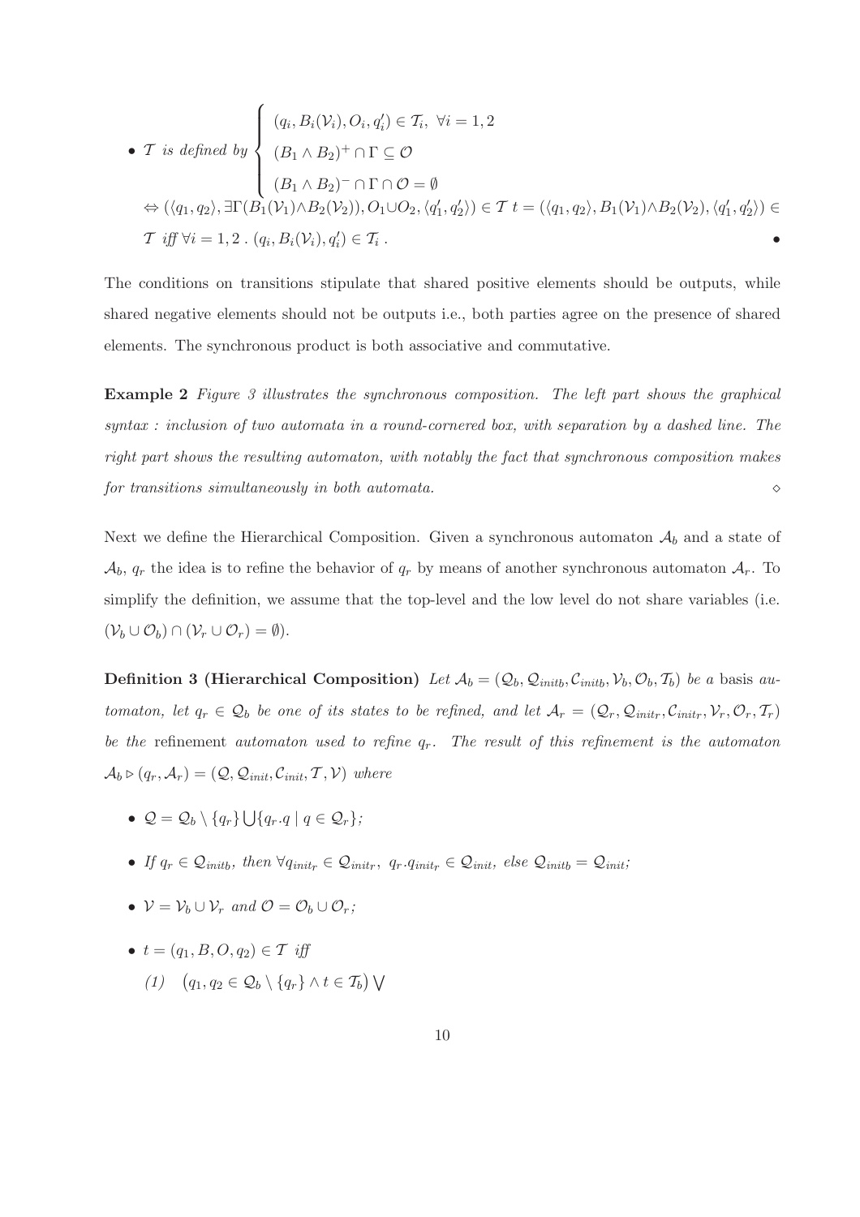- $\mathcal{T}$ *is defined by* $\begin{cases} (q_i, B_i(\mathcal{V}_i), O_i, q_i') \in \mathcal{T}_i, \ \forall i = 1,2 \\ (B_1 \wedge B_2)^+ \cap \Gamma \subseteq \mathcal{O} \\ (B_1 \wedge B_2)^- \cap \Gamma \cap \mathcal{O} = \emptyset \end{cases}$
  $\Leftrightarrow (\langle q_1, q_2 \rangle, \exists \Gamma (B_1(\mathcal{V}_1) \wedge B_2(\mathcal{V}_2)), O_1 \cup O_2, \langle q_1', q_2' \rangle) \in \mathcal{T}$ $t = (\langle q_1, q_2 \rangle, B_1(\mathcal{V}_1) \wedge B_2(\mathcal{V}_2), \langle q_1', q_2' \rangle) \in \mathcal{T}$ *iff* $\forall i = 1,2 \,.\, (q_i, B_i(\mathcal{V}_i), q_i') \in \mathcal{T}_i$ . •

The conditions on transitions stipulate that shared positive elements should be outputs, while shared negative elements should not be outputs i.e., both parties agree on the presence of shared elements. The synchronous product is both associative and commutative.

**Example 2** *Figure 3 illustrates the synchronous composition. The left part shows the graphical syntax : inclusion of two automata in a round-cornered box, with separation by a dashed line. The right part shows the resulting automaton, with notably the fact that synchronous composition makes for transitions simultaneously in both automata.* ◇

Next we define the Hierarchical Composition. Given a synchronous automaton $\mathcal{A}_b$ and a state of $\mathcal{A}_b$, $q_r$ the idea is to refine the behavior of $q_r$ by means of another synchronous automaton $\mathcal{A}_r$. To simplify the definition, we assume that the top-level and the low level do not share variables (i.e. $(\mathcal{V}_b \cup \mathcal{O}_b) \cap (\mathcal{V}_r \cup \mathcal{O}_r) = \emptyset$).

**Definition 3 (Hierarchical Composition)** *Let $\mathcal{A}_b = (\mathcal{Q}_b, \mathcal{Q}_{initb}, \mathcal{C}_{initb}, \mathcal{V}_b, \mathcal{O}_b, \mathcal{T}_b)$ be a* basis *automaton, let $q_r \in \mathcal{Q}_b$ be one of its states to be refined, and let $\mathcal{A}_r = (\mathcal{Q}_r, \mathcal{Q}_{initr}, \mathcal{C}_{initr}, \mathcal{V}_r, \mathcal{O}_r, \mathcal{T}_r)$ be the* refinement *automaton used to refine $q_r$. The result of this refinement is the automaton $\mathcal{A}_b \triangleright (q_r, \mathcal{A}_r) = (\mathcal{Q}, \mathcal{Q}_{init}, \mathcal{C}_{init}, \mathcal{T}, \mathcal{V})$ where*

- $\mathcal{Q} = \mathcal{Q}_b \setminus \{q_r\} \bigcup \{q_r.q \mid q \in \mathcal{Q}_r\}$;
- *If* $q_r \in \mathcal{Q}_{initb}$, *then* $\forall q_{initr} \in \mathcal{Q}_{initr}$, $q_r.q_{initr} \in \mathcal{Q}_{init}$, *else* $\mathcal{Q}_{initb} = \mathcal{Q}_{init}$;
- $\mathcal{V} = \mathcal{V}_b \cup \mathcal{V}_r$ *and* $\mathcal{O} = \mathcal{O}_b \cup \mathcal{O}_r$;
- $t = (q_1, B, O, q_2) \in \mathcal{T}$ *iff*
  *(1)* $\big(q_1, q_2 \in \mathcal{Q}_b \setminus \{q_r\} \wedge t \in \mathcal{T}_b\big) \bigvee$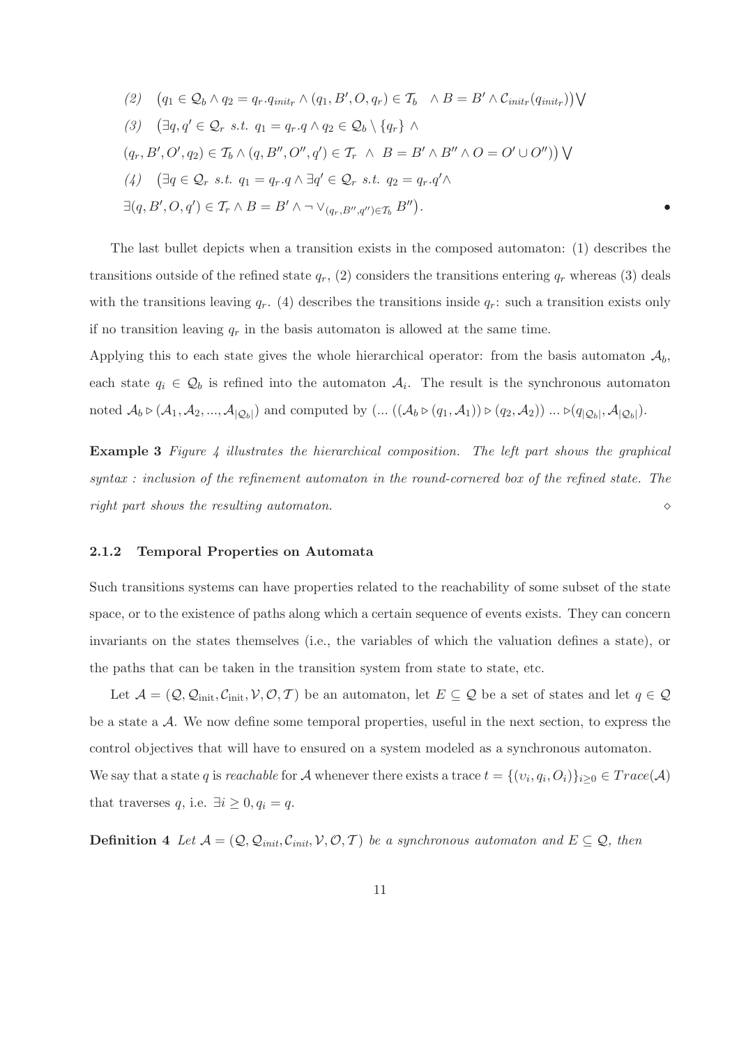(2) $\left(q_1 \in \mathcal{Q}_b \wedge q_2 = q_r.q_{init_r} \wedge (q_1, B', O, q_r) \in \mathcal{T}_b \quad \wedge B = B' \wedge \mathcal{C}_{init_r}(q_{init_r})\right) \bigvee$

(3) $\left(\exists q, q' \in \mathcal{Q}_r \ s.t. \ q_1 = q_r.q \wedge q_2 \in \mathcal{Q}_b \setminus \{q_r\} \wedge \right.$
$\left.(q_r, B', O', q_2) \in \mathcal{T}_b \wedge (q, B'', O'', q') \in \mathcal{T}_r \ \wedge \ B = B' \wedge B'' \wedge O = O' \cup O''\right) \bigvee$

(4) $\left(\exists q \in \mathcal{Q}_r \ s.t. \ q_1 = q_r.q \wedge \exists q' \in \mathcal{Q}_r \ s.t. \ q_2 = q_r.q' \wedge \right.$
$\left.\exists (q, B', O, q') \in \mathcal{T}_r \wedge B = B' \wedge \neg \vee_{(q_r, B'', q'') \in \mathcal{T}_b} B''\right).$ •

The last bullet depicts when a transition exists in the composed automaton: (1) describes the transitions outside of the refined state $q_r$, (2) considers the transitions entering $q_r$ whereas (3) deals with the transitions leaving $q_r$. (4) describes the transitions inside $q_r$: such a transition exists only if no transition leaving $q_r$ in the basis automaton is allowed at the same time.

Applying this to each state gives the whole hierarchical operator: from the basis automaton $\mathcal{A}_b$, each state $q_i \in \mathcal{Q}_b$ is refined into the automaton $\mathcal{A}_i$. The result is the synchronous automaton noted $\mathcal{A}_b \triangleright (\mathcal{A}_1, \mathcal{A}_2, ..., \mathcal{A}_{|\mathcal{Q}_b|})$ and computed by $(... ((\mathcal{A}_b \triangleright (q_1, \mathcal{A}_1)) \triangleright (q_2, \mathcal{A}_2)) ... \triangleright (q_{|\mathcal{Q}_b|}, \mathcal{A}_{|\mathcal{Q}_b|})$.

**Example 3** *Figure 4 illustrates the hierarchical composition. The left part shows the graphical syntax : inclusion of the refinement automaton in the round-cornered box of the refined state. The right part shows the resulting automaton.* ⋄

### 2.1.2 Temporal Properties on Automata

Such transitions systems can have properties related to the reachability of some subset of the state space, or to the existence of paths along which a certain sequence of events exists. They can concern invariants on the states themselves (i.e., the variables of which the valuation defines a state), or the paths that can be taken in the transition system from state to state, etc.

Let $\mathcal{A} = (\mathcal{Q}, \mathcal{Q}_{\text{init}}, \mathcal{C}_{\text{init}}, \mathcal{V}, \mathcal{O}, \mathcal{T})$ be an automaton, let $E \subseteq \mathcal{Q}$ be a set of states and let $q \in \mathcal{Q}$ be a state a $\mathcal{A}$. We now define some temporal properties, useful in the next section, to express the control objectives that will have to ensured on a system modeled as a synchronous automaton.

We say that a state $q$ is *reachable* for $\mathcal{A}$ whenever there exists a trace $t = \{(\upsilon_i, q_i, O_i)\}_{i \geq 0} \in Trace(\mathcal{A})$ that traverses $q$, i.e. $\exists i \geq 0, q_i = q$.

**Definition 4** *Let $\mathcal{A} = (\mathcal{Q}, \mathcal{Q}_{init}, \mathcal{C}_{init}, \mathcal{V}, \mathcal{O}, \mathcal{T})$ be a synchronous automaton and $E \subseteq \mathcal{Q}$, then*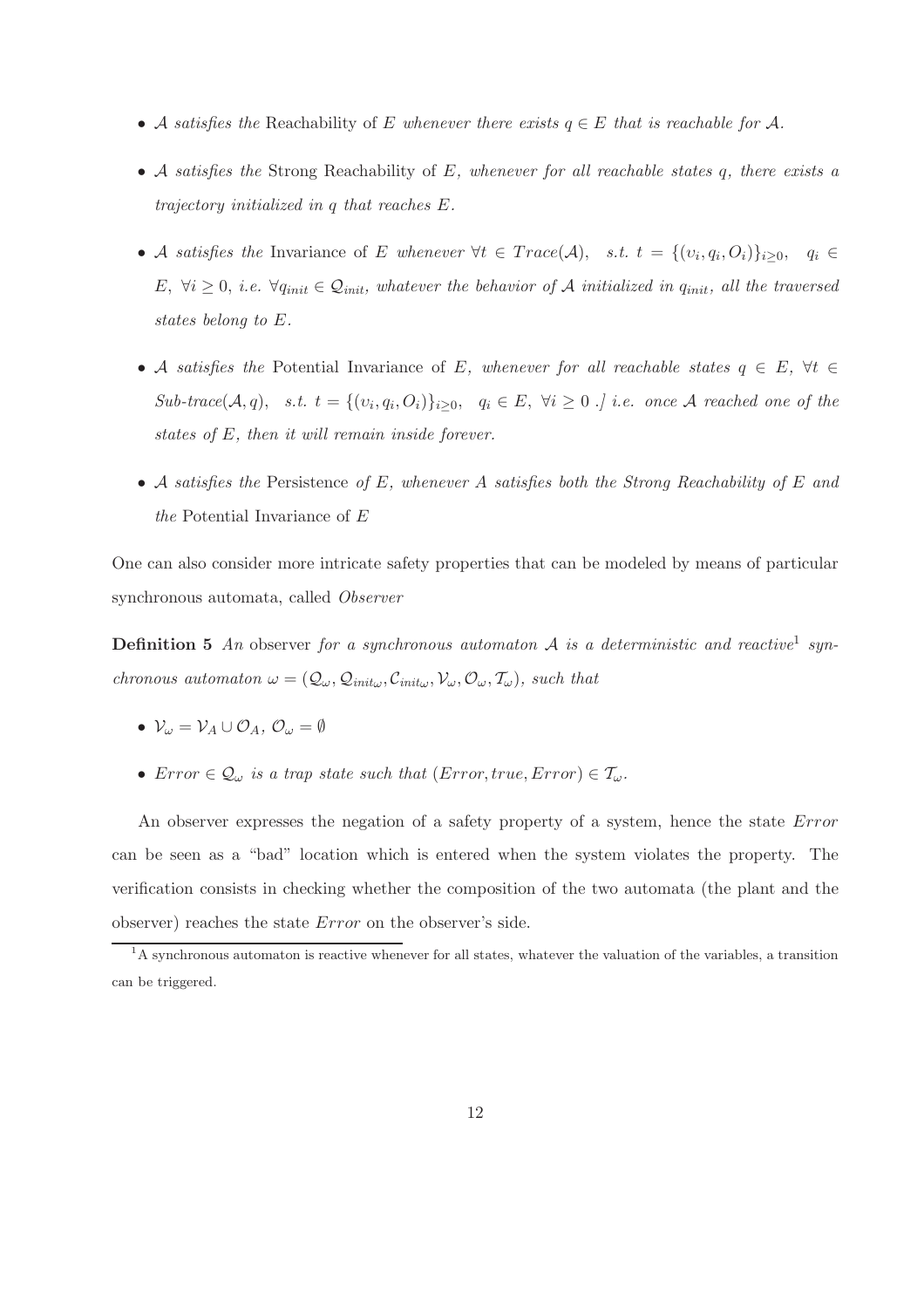- $\mathcal{A}$ *satisfies the* Reachability of $E$ *whenever there exists* $q \in E$ *that is reachable for* $\mathcal{A}$.

- $\mathcal{A}$ *satisfies the* Strong Reachability of $E$*, whenever for all reachable states* $q$*, there exists a trajectory initialized in* $q$ *that reaches* $E$.

- $\mathcal{A}$ *satisfies the* Invariance of $E$ *whenever* $\forall t \in Trace(\mathcal{A})$, *s.t.* $t = \{(v_i, q_i, O_i)\}_{i \geq 0}$, $q_i \in E$, $\forall i \geq 0$, *i.e.* $\forall q_{init} \in \mathcal{Q}_{init}$*, whatever the behavior of* $\mathcal{A}$ *initialized in* $q_{init}$*, all the traversed states belong to* $E$.

- $\mathcal{A}$ *satisfies the* Potential Invariance of $E$*, whenever for all reachable states* $q \in E$, $\forall t \in$ *Sub-trace*$(\mathcal{A}, q)$, *s.t.* $t = \{(v_i, q_i, O_i)\}_{i \geq 0}$, $q_i \in E$, $\forall i \geq 0$ *.] i.e. once* $\mathcal{A}$ *reached one of the states of* $E$*, then it will remain inside forever.*

- $\mathcal{A}$ *satisfies the* Persistence *of* $E$*, whenever* $A$ *satisfies both the Strong Reachability of* $E$ *and the* Potential Invariance of $E$

One can also consider more intricate safety properties that can be modeled by means of particular synchronous automata, called *Observer*

**Definition 5** *An* observer *for a synchronous automaton* $\mathcal{A}$ *is a deterministic and reactive*[1] *synchronous automaton* $\omega = (\mathcal{Q}_\omega, \mathcal{Q}_{init\omega}, \mathcal{C}_{init\omega}, \mathcal{V}_\omega, \mathcal{O}_\omega, \mathcal{T}_\omega)$*, such that*

- $\mathcal{V}_\omega = \mathcal{V}_A \cup \mathcal{O}_A$, $\mathcal{O}_\omega = \emptyset$

- $Error \in \mathcal{Q}_\omega$ *is a trap state such that* $(Error, true, Error) \in \mathcal{T}_\omega$.

An observer expresses the negation of a safety property of a system, hence the state $Error$ can be seen as a "bad" location which is entered when the system violates the property. The verification consists in checking whether the composition of the two automata (the plant and the observer) reaches the state $Error$ on the observer's side.

[1] A synchronous automaton is reactive whenever for all states, whatever the valuation of the variables, a transition can be triggered.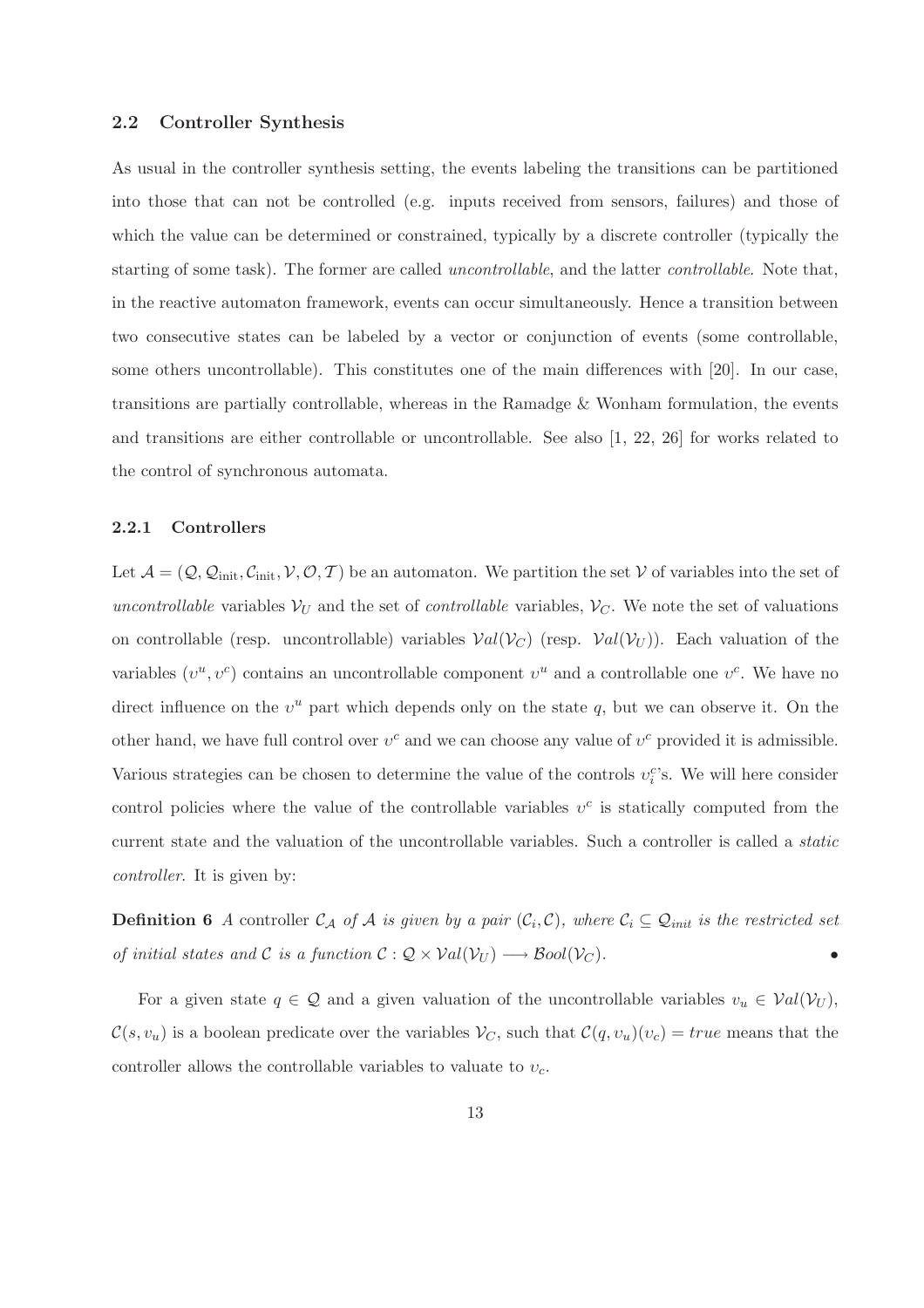## 2.2 Controller Synthesis

As usual in the controller synthesis setting, the events labeling the transitions can be partitioned into those that can not be controlled (e.g. inputs received from sensors, failures) and those of which the value can be determined or constrained, typically by a discrete controller (typically the starting of some task). The former are called *uncontrollable*, and the latter *controllable*. Note that, in the reactive automaton framework, events can occur simultaneously. Hence a transition between two consecutive states can be labeled by a vector or conjunction of events (some controllable, some others uncontrollable). This constitutes one of the main differences with [20]. In our case, transitions are partially controllable, whereas in the Ramadge & Wonham formulation, the events and transitions are either controllable or uncontrollable. See also [1, 22, 26] for works related to the control of synchronous automata.

### 2.2.1 Controllers

Let $\mathcal{A} = (\mathcal{Q}, \mathcal{Q}_{\text{init}}, \mathcal{C}_{\text{init}}, \mathcal{V}, \mathcal{O}, \mathcal{T})$ be an automaton. We partition the set $\mathcal{V}$ of variables into the set of *uncontrollable* variables $\mathcal{V}_U$ and the set of *controllable* variables, $\mathcal{V}_C$. We note the set of valuations on controllable (resp. uncontrollable) variables $\mathcal{V}al(\mathcal{V}_C)$ (resp. $\mathcal{V}al(\mathcal{V}_U)$). Each valuation of the variables $(\upsilon^u, \upsilon^c)$ contains an uncontrollable component $\upsilon^u$ and a controllable one $\upsilon^c$. We have no direct influence on the $\upsilon^u$ part which depends only on the state $q$, but we can observe it. On the other hand, we have full control over $\upsilon^c$ and we can choose any value of $\upsilon^c$ provided it is admissible. Various strategies can be chosen to determine the value of the controls $\upsilon_i^c$'s. We will here consider control policies where the value of the controllable variables $\upsilon^c$ is statically computed from the current state and the valuation of the uncontrollable variables. Such a controller is called a *static controller*. It is given by:

**Definition 6** *A* controller $\mathcal{C}_\mathcal{A}$ *of* $\mathcal{A}$ *is given by a pair* $(\mathcal{C}_i, \mathcal{C})$*, where* $\mathcal{C}_i \subseteq \mathcal{Q}_{init}$ *is the restricted set of initial states and* $\mathcal{C}$ *is a function* $\mathcal{C} : \mathcal{Q} \times \mathcal{V}al(\mathcal{V}_U) \longrightarrow \mathcal{B}ool(\mathcal{V}_C)$. •

For a given state $q \in \mathcal{Q}$ and a given valuation of the uncontrollable variables $\upsilon_u \in \mathcal{V}al(\mathcal{V}_U)$, $\mathcal{C}(s, \upsilon_u)$ is a boolean predicate over the variables $\mathcal{V}_C$, such that $\mathcal{C}(q, \upsilon_u)(\upsilon_c) = true$ means that the controller allows the controllable variables to valuate to $\upsilon_c$.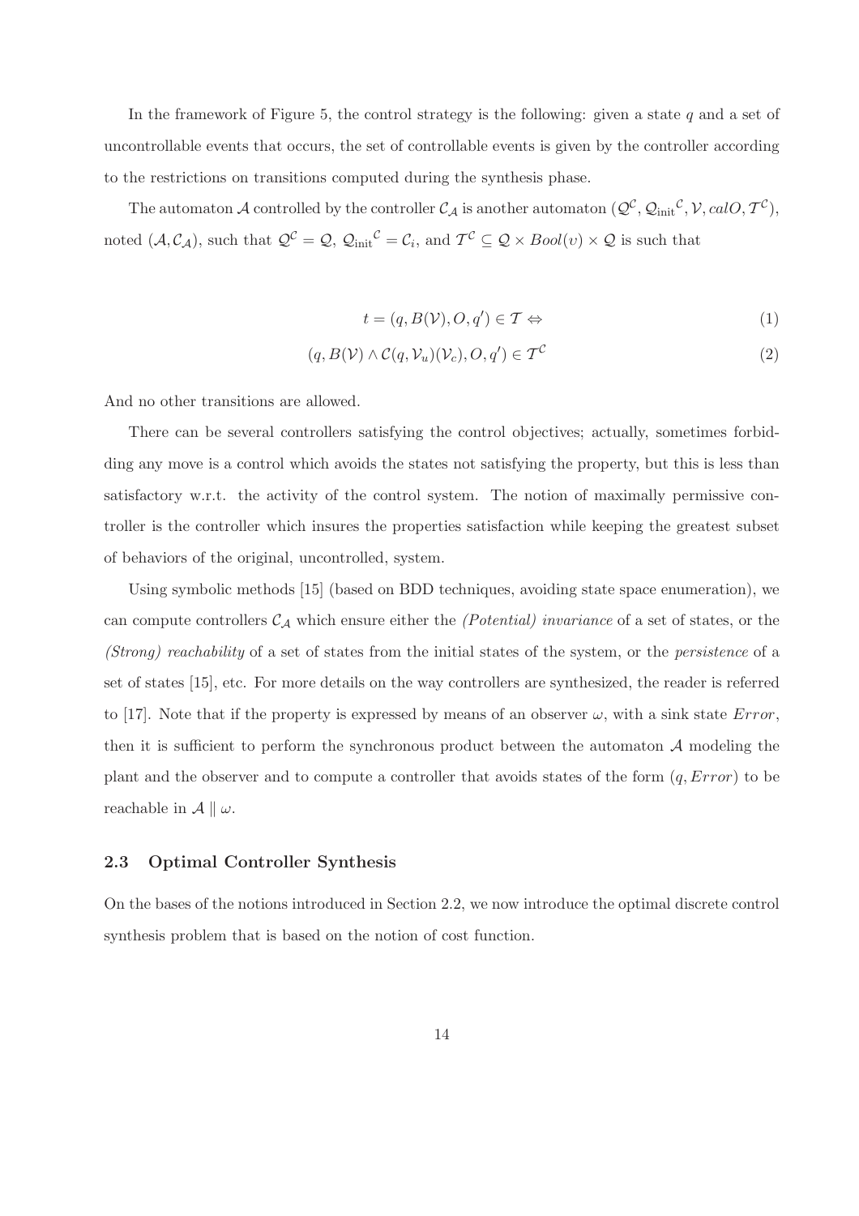In the framework of Figure 5, the control strategy is the following: given a state $q$ and a set of uncontrollable events that occurs, the set of controllable events is given by the controller according to the restrictions on transitions computed during the synthesis phase.

The automaton $\mathcal{A}$ controlled by the controller $\mathcal{C}_{\mathcal{A}}$ is another automaton $(\mathcal{Q}^{\mathcal{C}}, {\mathcal{Q}_{\text{init}}}^{\mathcal{C}}, \mathcal{V}, calO, \mathcal{T}^{\mathcal{C}})$, noted $(\mathcal{A}, \mathcal{C}_{\mathcal{A}})$, such that $\mathcal{Q}^{\mathcal{C}} = \mathcal{Q}$, ${\mathcal{Q}_{\text{init}}}^{\mathcal{C}} = \mathcal{C}_i$, and $\mathcal{T}^{\mathcal{C}} \subseteq \mathcal{Q} \times Bool(\upsilon) \times \mathcal{Q}$ is such that

$$t = (q, B(\mathcal{V}), O, q') \in \mathcal{T} \Leftrightarrow \tag{1}$$

$$(q, B(\mathcal{V}) \wedge \mathcal{C}(q, \mathcal{V}_u)(\mathcal{V}_c), O, q') \in \mathcal{T}^{\mathcal{C}} \tag{2}$$

And no other transitions are allowed.

There can be several controllers satisfying the control objectives; actually, sometimes forbidding any move is a control which avoids the states not satisfying the property, but this is less than satisfactory w.r.t. the activity of the control system. The notion of maximally permissive controller is the controller which insures the properties satisfaction while keeping the greatest subset of behaviors of the original, uncontrolled, system.

Using symbolic methods [15] (based on BDD techniques, avoiding state space enumeration), we can compute controllers $\mathcal{C}_{\mathcal{A}}$ which ensure either the *(Potential) invariance* of a set of states, or the *(Strong) reachability* of a set of states from the initial states of the system, or the *persistence* of a set of states [15], etc. For more details on the way controllers are synthesized, the reader is referred to [17]. Note that if the property is expressed by means of an observer $\omega$, with a sink state $Error$, then it is sufficient to perform the synchronous product between the automaton $\mathcal{A}$ modeling the plant and the observer and to compute a controller that avoids states of the form $(q, Error)$ to be reachable in $\mathcal{A} \parallel \omega$.

### 2.3 Optimal Controller Synthesis

On the bases of the notions introduced in Section 2.2, we now introduce the optimal discrete control synthesis problem that is based on the notion of cost function.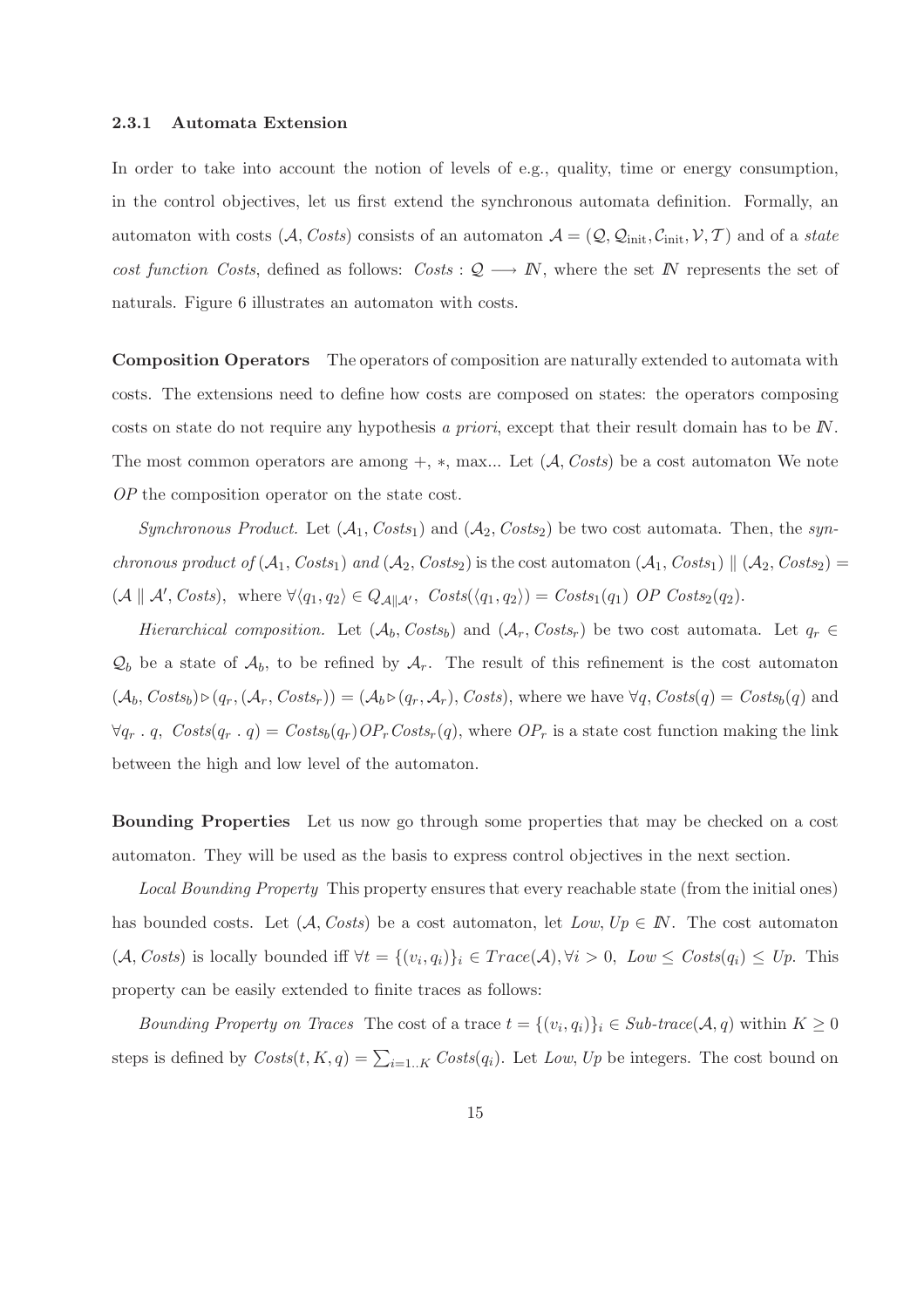### 2.3.1 Automata Extension

In order to take into account the notion of levels of e.g., quality, time or energy consumption, in the control objectives, let us first extend the synchronous automata definition. Formally, an automaton with costs $(\mathcal{A}, \mathit{Costs})$ consists of an automaton $\mathcal{A} = (\mathcal{Q}, \mathcal{Q}_{\text{init}}, \mathcal{C}_{\text{init}}, \mathcal{V}, \mathcal{T})$ and of a *state cost function Costs*, defined as follows: $\mathit{Costs} : \mathcal{Q} \longrightarrow I\!N$, where the set $I\!N$ represents the set of naturals. Figure 6 illustrates an automaton with costs.

**Composition Operators** The operators of composition are naturally extended to automata with costs. The extensions need to define how costs are composed on states: the operators composing costs on state do not require any hypothesis *a priori*, except that their result domain has to be $I\!N$. The most common operators are among $+$, $*$, max... Let $(\mathcal{A}, \mathit{Costs})$ be a cost automaton We note $\mathit{OP}$ the composition operator on the state cost.

*Synchronous Product.* Let $(\mathcal{A}_1, \mathit{Costs}_1)$ and $(\mathcal{A}_2, \mathit{Costs}_2)$ be two cost automata. Then, the *synchronous product of* $(\mathcal{A}_1, \mathit{Costs}_1)$ *and* $(\mathcal{A}_2, \mathit{Costs}_2)$ is the cost automaton $(\mathcal{A}_1, \mathit{Costs}_1) \parallel (\mathcal{A}_2, \mathit{Costs}_2) = (\mathcal{A} \parallel \mathcal{A}', \mathit{Costs})$, where $\forall \langle q_1, q_2 \rangle \in Q_{\mathcal{A} \parallel \mathcal{A}'}$, $\mathit{Costs}(\langle q_1, q_2 \rangle) = \mathit{Costs}_1(q_1)\ \mathit{OP}\ \mathit{Costs}_2(q_2)$.

*Hierarchical composition.* Let $(\mathcal{A}_b, \mathit{Costs}_b)$ and $(\mathcal{A}_r, \mathit{Costs}_r)$ be two cost automata. Let $q_r \in \mathcal{Q}_b$ be a state of $\mathcal{A}_b$, to be refined by $\mathcal{A}_r$. The result of this refinement is the cost automaton $(\mathcal{A}_b, \mathit{Costs}_b) \triangleright (q_r, (\mathcal{A}_r, \mathit{Costs}_r)) = (\mathcal{A}_b \triangleright (q_r, \mathcal{A}_r), \mathit{Costs})$, where we have $\forall q, \mathit{Costs}(q) = \mathit{Costs}_b(q)$ and $\forall q_r \,.\, q,\ \mathit{Costs}(q_r \,.\, q) = \mathit{Costs}_b(q_r)\, \mathit{OP}_r\, \mathit{Costs}_r(q)$, where $\mathit{OP}_r$ is a state cost function making the link between the high and low level of the automaton.

**Bounding Properties** Let us now go through some properties that may be checked on a cost automaton. They will be used as the basis to express control objectives in the next section.

*Local Bounding Property* This property ensures that every reachable state (from the initial ones) has bounded costs. Let $(\mathcal{A}, \mathit{Costs})$ be a cost automaton, let $\mathit{Low}, \mathit{Up} \in I\!N$. The cost automaton $(\mathcal{A}, \mathit{Costs})$ is locally bounded iff $\forall t = \{(v_i, q_i)\}_i \in \mathit{Trace}(\mathcal{A}), \forall i > 0,\ \mathit{Low} \leq \mathit{Costs}(q_i) \leq \mathit{Up}$. This property can be easily extended to finite traces as follows:

*Bounding Property on Traces* The cost of a trace $t = \{(v_i, q_i)\}_i \in \mathit{Sub\text{-}trace}(\mathcal{A}, q)$ within $K \geq 0$ steps is defined by $\mathit{Costs}(t, K, q) = \sum_{i=1..K} \mathit{Costs}(q_i)$. Let $\mathit{Low}, \mathit{Up}$ be integers. The cost bound on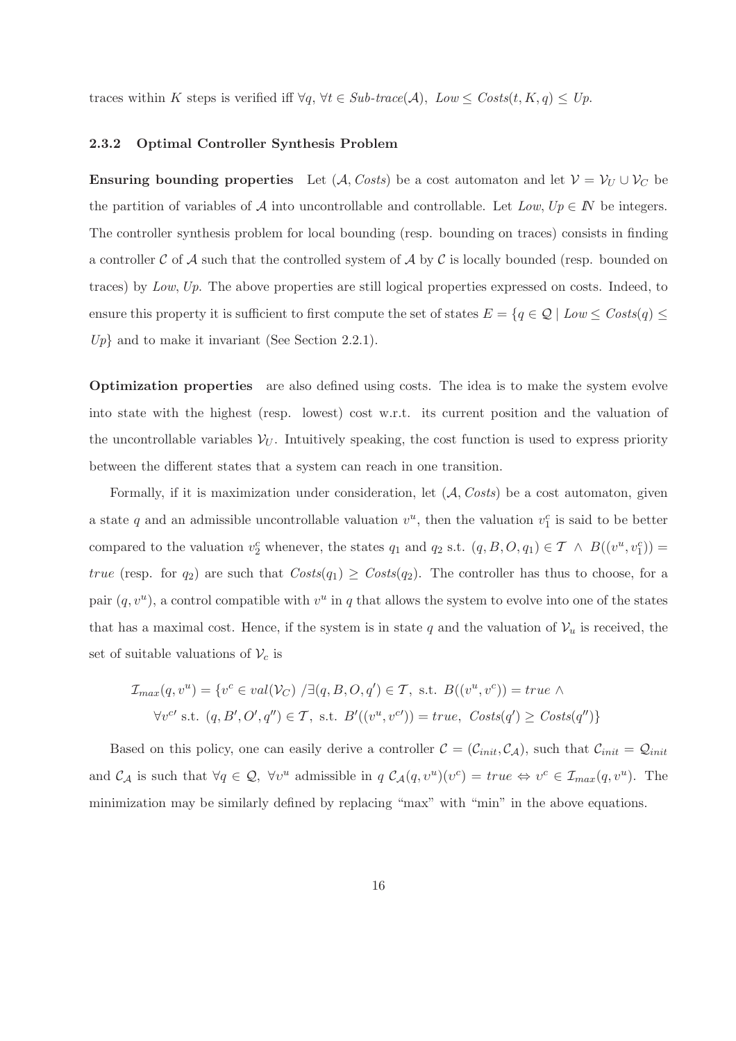traces within $K$ steps is verified iff $\forall q, \forall t \in \mathit{Sub\text{-}trace}(\mathcal{A}),\ \mathit{Low} \leq \mathit{Costs}(t, K, q) \leq \mathit{Up}$.

### 2.3.2 Optimal Controller Synthesis Problem

**Ensuring bounding properties** Let $(\mathcal{A}, \mathit{Costs})$ be a cost automaton and let $\mathcal{V} = \mathcal{V}_U \cup \mathcal{V}_C$ be the partition of variables of $\mathcal{A}$ into uncontrollable and controllable. Let $\mathit{Low}, \mathit{Up} \in \mathbb{N}$ be integers. The controller synthesis problem for local bounding (resp. bounding on traces) consists in finding a controller $\mathcal{C}$ of $\mathcal{A}$ such that the controlled system of $\mathcal{A}$ by $\mathcal{C}$ is locally bounded (resp. bounded on traces) by *Low*, *Up*. The above properties are still logical properties expressed on costs. Indeed, to ensure this property it is sufficient to first compute the set of states $E = \{q \in \mathcal{Q} \mid \mathit{Low} \leq \mathit{Costs}(q) \leq \mathit{Up}\}$ and to make it invariant (See Section 2.2.1).

**Optimization properties** are also defined using costs. The idea is to make the system evolve into state with the highest (resp. lowest) cost w.r.t. its current position and the valuation of the uncontrollable variables $\mathcal{V}_U$. Intuitively speaking, the cost function is used to express priority between the different states that a system can reach in one transition.

Formally, if it is maximization under consideration, let $(\mathcal{A}, \mathit{Costs})$ be a cost automaton, given a state $q$ and an admissible uncontrollable valuation $v^u$, then the valuation $v_1^c$ is said to be better compared to the valuation $v_2^c$ whenever, the states $q_1$ and $q_2$ s.t. $(q, B, O, q_1) \in \mathcal{T} \ \wedge \ B((v^u, v_1^c)) = \mathit{true}$ (resp. for $q_2$) are such that $\mathit{Costs}(q_1) \geq \mathit{Costs}(q_2)$. The controller has thus to choose, for a pair $(q, v^u)$, a control compatible with $v^u$ in $q$ that allows the system to evolve into one of the states that has a maximal cost. Hence, if the system is in state $q$ and the valuation of $\mathcal{V}_u$ is received, the set of suitable valuations of $\mathcal{V}_c$ is

$$
\begin{aligned}
\mathcal{I}_{max}(q, v^u) = \{v^c \in val(\mathcal{V}_C) \ / \exists (q, B, O, q') \in \mathcal{T}, \text{ s.t. } B((v^u, v^c)) = \mathit{true} \ \wedge \\
\forall v^{c\prime} \text{ s.t. } (q, B', O', q'') \in \mathcal{T}, \text{ s.t. } B'((v^u, v^{c\prime})) = \mathit{true},\ \mathit{Costs}(q') \geq \mathit{Costs}(q'')\}
\end{aligned}
$$

Based on this policy, one can easily derive a controller $\mathcal{C} = (\mathcal{C}_{init}, \mathcal{C}_{\mathcal{A}})$, such that $\mathcal{C}_{init} = \mathcal{Q}_{init}$ and $\mathcal{C}_{\mathcal{A}}$ is such that $\forall q \in \mathcal{Q},\ \forall v^u$ admissible in $q$ $\mathcal{C}_{\mathcal{A}}(q, v^u)(v^c) = \mathit{true} \Leftrightarrow v^c \in \mathcal{I}_{max}(q, v^u)$. The minimization may be similarly defined by replacing "max" with "min" in the above equations.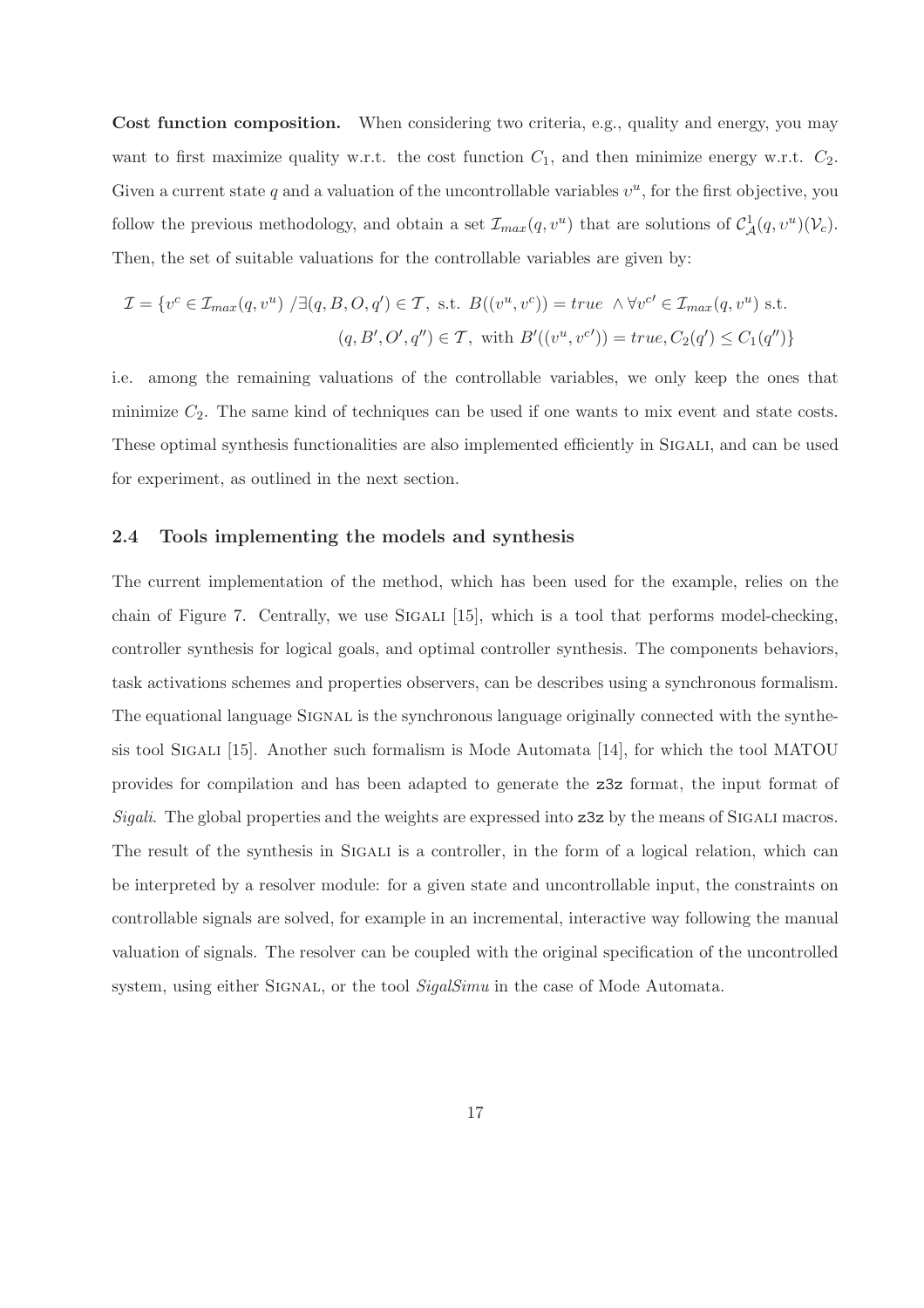**Cost function composition.** When considering two criteria, e.g., quality and energy, you may want to first maximize quality w.r.t. the cost function $C_1$, and then minimize energy w.r.t. $C_2$. Given a current state $q$ and a valuation of the uncontrollable variables $v^u$, for the first objective, you follow the previous methodology, and obtain a set $\mathcal{I}_{max}(q, v^u)$ that are solutions of $\mathcal{C}^1_{\mathcal{A}}(q, v^u)(\mathcal{V}_c)$. Then, the set of suitable valuations for the controllable variables are given by:

$$\mathcal{I} = \{v^c \in \mathcal{I}_{max}(q, v^u) \;/ \exists (q, B, O, q') \in \mathcal{T},\text{ s.t. } B((v^u, v^c)) = true \;\wedge \forall v^{c\prime} \in \mathcal{I}_{max}(q, v^u) \text{ s.t.}$$
$$(q, B', O', q'') \in \mathcal{T},\text{ with } B'((v^u, v^{c\prime})) = true, C_2(q') \leq C_1(q'')\}$$

i.e. among the remaining valuations of the controllable variables, we only keep the ones that minimize $C_2$. The same kind of techniques can be used if one wants to mix event and state costs. These optimal synthesis functionalities are also implemented efficiently in SIGALI, and can be used for experiment, as outlined in the next section.

### 2.4 Tools implementing the models and synthesis

The current implementation of the method, which has been used for the example, relies on the chain of Figure 7. Centrally, we use SIGALI [15], which is a tool that performs model-checking, controller synthesis for logical goals, and optimal controller synthesis. The components behaviors, task activations schemes and properties observers, can be describes using a synchronous formalism. The equational language SIGNAL is the synchronous language originally connected with the synthesis tool SIGALI [15]. Another such formalism is Mode Automata [14], for which the tool MATOU provides for compilation and has been adapted to generate the `z3z` format, the input format of *Sigali*. The global properties and the weights are expressed into `z3z` by the means of SIGALI macros. The result of the synthesis in SIGALI is a controller, in the form of a logical relation, which can be interpreted by a resolver module: for a given state and uncontrollable input, the constraints on controllable signals are solved, for example in an incremental, interactive way following the manual valuation of signals. The resolver can be coupled with the original specification of the uncontrolled system, using either SIGNAL, or the tool *SigalSimu* in the case of Mode Automata.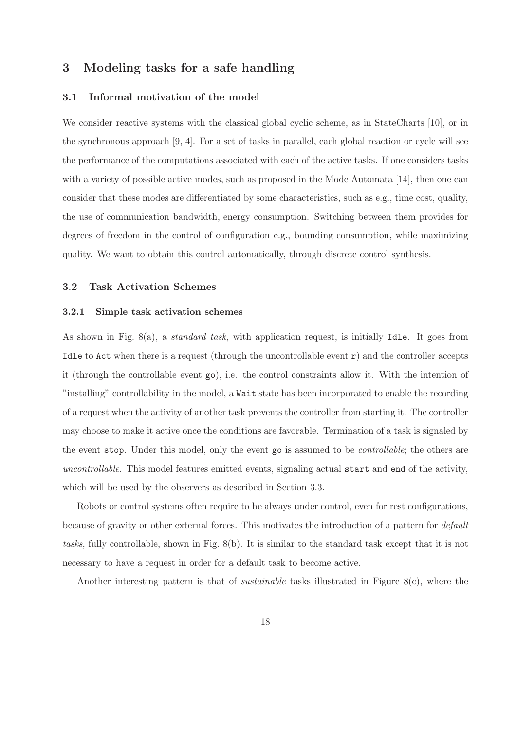# 3 Modeling tasks for a safe handling

## 3.1 Informal motivation of the model

We consider reactive systems with the classical global cyclic scheme, as in StateCharts [10], or in the synchronous approach [9, 4]. For a set of tasks in parallel, each global reaction or cycle will see the performance of the computations associated with each of the active tasks. If one considers tasks with a variety of possible active modes, such as proposed in the Mode Automata [14], then one can consider that these modes are differentiated by some characteristics, such as e.g., time cost, quality, the use of communication bandwidth, energy consumption. Switching between them provides for degrees of freedom in the control of configuration e.g., bounding consumption, while maximizing quality. We want to obtain this control automatically, through discrete control synthesis.

## 3.2 Task Activation Schemes

### 3.2.1 Simple task activation schemes

As shown in Fig. 8(a), a *standard task*, with application request, is initially `Idle`. It goes from `Idle` to `Act` when there is a request (through the uncontrollable event `r`) and the controller accepts it (through the controllable event `go`), i.e. the control constraints allow it. With the intention of "installing" controllability in the model, a `Wait` state has been incorporated to enable the recording of a request when the activity of another task prevents the controller from starting it. The controller may choose to make it active once the conditions are favorable. Termination of a task is signaled by the event `stop`. Under this model, only the event `go` is assumed to be *controllable*; the others are *uncontrollable*. This model features emitted events, signaling actual `start` and `end` of the activity, which will be used by the observers as described in Section 3.3.

Robots or control systems often require to be always under control, even for rest configurations, because of gravity or other external forces. This motivates the introduction of a pattern for *default tasks*, fully controllable, shown in Fig. 8(b). It is similar to the standard task except that it is not necessary to have a request in order for a default task to become active.

Another interesting pattern is that of *sustainable* tasks illustrated in Figure 8(c), where the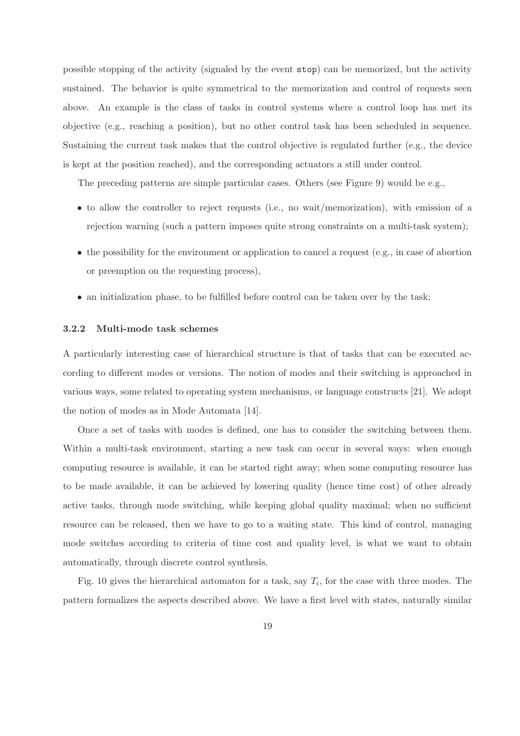possible stopping of the activity (signaled by the event `stop`) can be memorized, but the activity sustained. The behavior is quite symmetrical to the memorization and control of requests seen above. An example is the class of tasks in control systems where a control loop has met its objective (e.g., reaching a position), but no other control task has been scheduled in sequence. Sustaining the current task makes that the control objective is regulated further (e.g., the device is kept at the position reached), and the corresponding actuators a still under control.

The preceding patterns are simple particular cases. Others (see Figure 9) would be e.g.,

- to allow the controller to reject requests (i.e., no wait/memorization), with emission of a rejection warning (such a pattern imposes quite strong constraints on a multi-task system);
- the possibility for the environment or application to cancel a request (e.g., in case of abortion or preemption on the requesting process),
- an initialization phase, to be fulfilled before control can be taken over by the task;

### 3.2.2 Multi-mode task schemes

A particularly interesting case of hierarchical structure is that of tasks that can be executed according to different modes or versions. The notion of modes and their switching is approached in various ways, some related to operating system mechanisms, or language constructs [21]. We adopt the notion of modes as in Mode Automata [14].

Once a set of tasks with modes is defined, one has to consider the switching between them. Within a multi-task environment, starting a new task can occur in several ways: when enough computing resource is available, it can be started right away; when some computing resource has to be made available, it can be achieved by lowering quality (hence time cost) of other already active tasks, through mode switching, while keeping global quality maximal; when no sufficient resource can be released, then we have to go to a waiting state. This kind of control, managing mode switches according to criteria of time cost and quality level, is what we want to obtain automatically, through discrete control synthesis.

Fig. 10 gives the hierarchical automaton for a task, say $T_i$, for the case with three modes. The pattern formalizes the aspects described above. We have a first level with states, naturally similar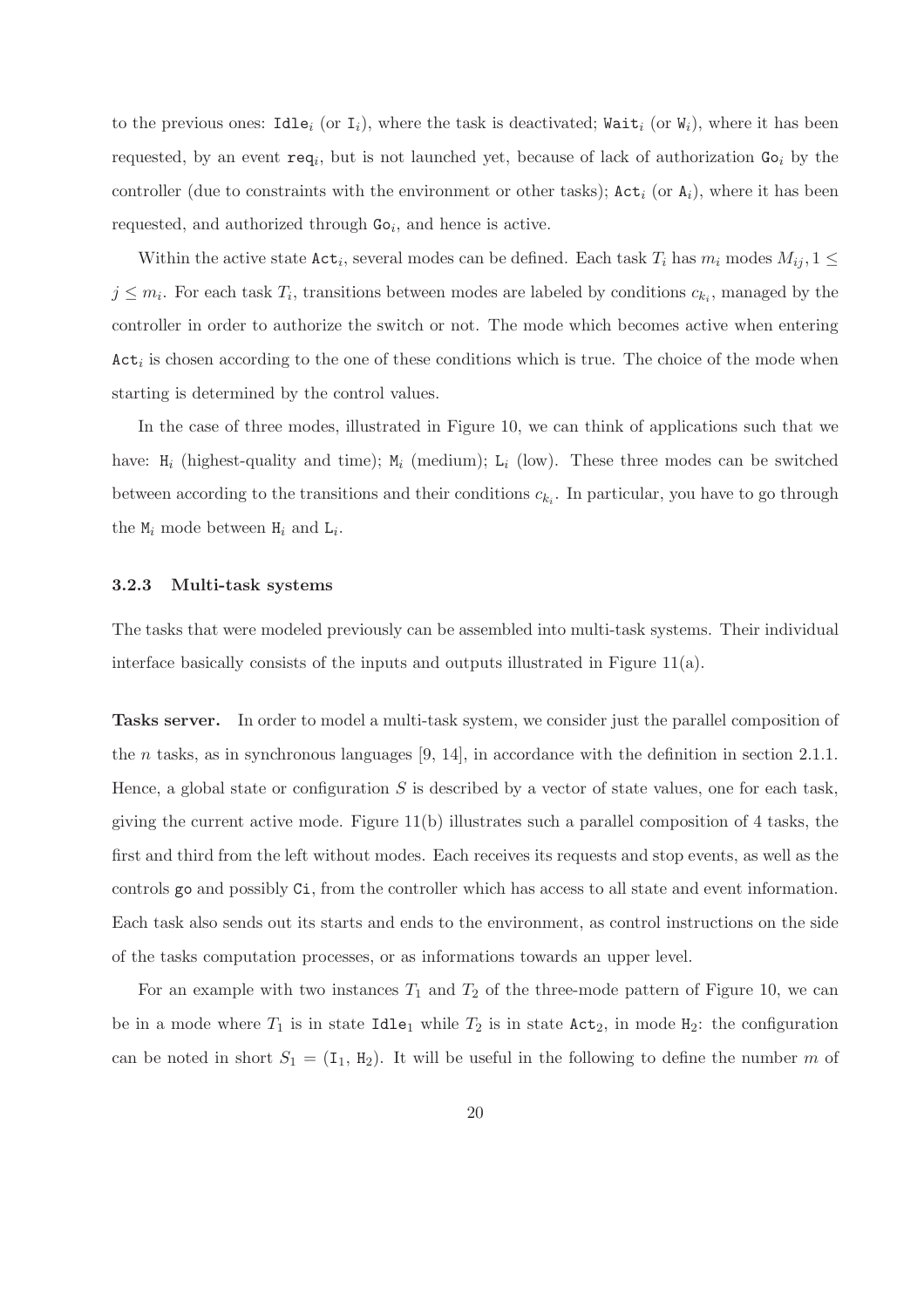to the previous ones: $\texttt{Idle}_i$ (or $\texttt{I}_i$), where the task is deactivated; $\texttt{Wait}_i$ (or $\texttt{W}_i$), where it has been requested, by an event $\texttt{req}_i$, but is not launched yet, because of lack of authorization $\texttt{Go}_i$ by the controller (due to constraints with the environment or other tasks); $\texttt{Act}_i$ (or $\texttt{A}_i$), where it has been requested, and authorized through $\texttt{Go}_i$, and hence is active.

Within the active state $\texttt{Act}_i$, several modes can be defined. Each task $T_i$ has $m_i$ modes $M_{ij}, 1 \leq j \leq m_i$. For each task $T_i$, transitions between modes are labeled by conditions $c_{k_i}$, managed by the controller in order to authorize the switch or not. The mode which becomes active when entering $\texttt{Act}_i$ is chosen according to the one of these conditions which is true. The choice of the mode when starting is determined by the control values.

In the case of three modes, illustrated in Figure 10, we can think of applications such that we have: $\texttt{H}_i$ (highest-quality and time); $\texttt{M}_i$ (medium); $\texttt{L}_i$ (low). These three modes can be switched between according to the transitions and their conditions $c_{k_i}$. In particular, you have to go through the $\texttt{M}_i$ mode between $\texttt{H}_i$ and $\texttt{L}_i$.

### 3.2.3 Multi-task systems

The tasks that were modeled previously can be assembled into multi-task systems. Their individual interface basically consists of the inputs and outputs illustrated in Figure 11(a).

**Tasks server.** In order to model a multi-task system, we consider just the parallel composition of the $n$ tasks, as in synchronous languages [9, 14], in accordance with the definition in section 2.1.1. Hence, a global state or configuration $S$ is described by a vector of state values, one for each task, giving the current active mode. Figure 11(b) illustrates such a parallel composition of 4 tasks, the first and third from the left without modes. Each receives its requests and stop events, as well as the controls `go` and possibly `Ci`, from the controller which has access to all state and event information. Each task also sends out its starts and ends to the environment, as control instructions on the side of the tasks computation processes, or as informations towards an upper level.

For an example with two instances $T_1$ and $T_2$ of the three-mode pattern of Figure 10, we can be in a mode where $T_1$ is in state $\texttt{Idle}_1$ while $T_2$ is in state $\texttt{Act}_2$, in mode $\texttt{H}_2$: the configuration can be noted in short $S_1 = (\texttt{I}_1, \texttt{H}_2)$. It will be useful in the following to define the number $m$ of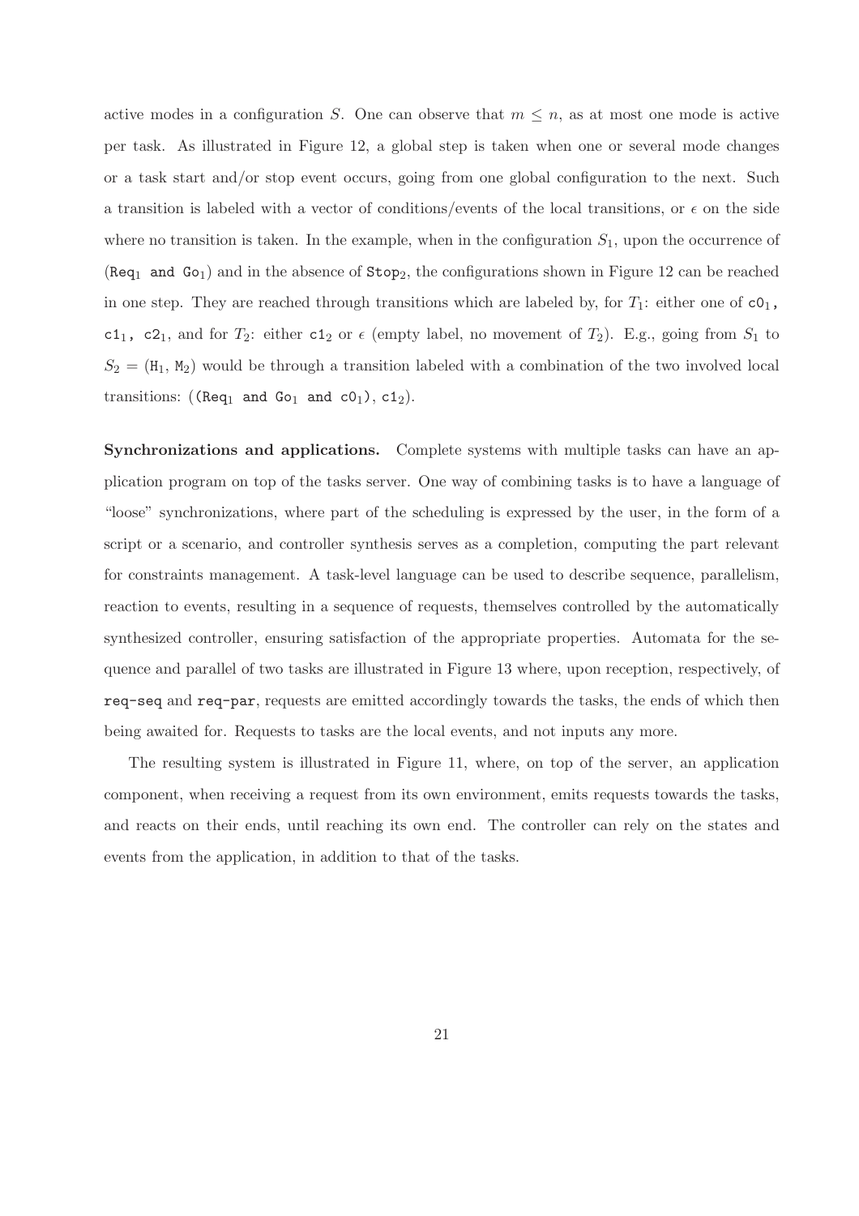active modes in a configuration $S$. One can observe that $m \leq n$, as at most one mode is active per task. As illustrated in Figure 12, a global step is taken when one or several mode changes or a task start and/or stop event occurs, going from one global configuration to the next. Such a transition is labeled with a vector of conditions/events of the local transitions, or $\epsilon$ on the side where no transition is taken. In the example, when in the configuration $S_1$, upon the occurrence of ($\texttt{Req}_1$ and $\texttt{Go}_1$) and in the absence of $\texttt{Stop}_2$, the configurations shown in Figure 12 can be reached in one step. They are reached through transitions which are labeled by, for $T_1$: either one of $\texttt{c0}_1$, $\texttt{c1}_1$, $\texttt{c2}_1$, and for $T_2$: either $\texttt{c1}_2$ or $\epsilon$ (empty label, no movement of $T_2$). E.g., going from $S_1$ to $S_2 = (\texttt{H}_1, \texttt{M}_2)$ would be through a transition labeled with a combination of the two involved local transitions: (($\texttt{Req}_1$ and $\texttt{Go}_1$ and $\texttt{c0}_1$), $\texttt{c1}_2$).

**Synchronizations and applications.** Complete systems with multiple tasks can have an application program on top of the tasks server. One way of combining tasks is to have a language of "loose" synchronizations, where part of the scheduling is expressed by the user, in the form of a script or a scenario, and controller synthesis serves as a completion, computing the part relevant for constraints management. A task-level language can be used to describe sequence, parallelism, reaction to events, resulting in a sequence of requests, themselves controlled by the automatically synthesized controller, ensuring satisfaction of the appropriate properties. Automata for the sequence and parallel of two tasks are illustrated in Figure 13 where, upon reception, respectively, of `req-seq` and `req-par`, requests are emitted accordingly towards the tasks, the ends of which then being awaited for. Requests to tasks are the local events, and not inputs any more.

The resulting system is illustrated in Figure 11, where, on top of the server, an application component, when receiving a request from its own environment, emits requests towards the tasks, and reacts on their ends, until reaching its own end. The controller can rely on the states and events from the application, in addition to that of the tasks.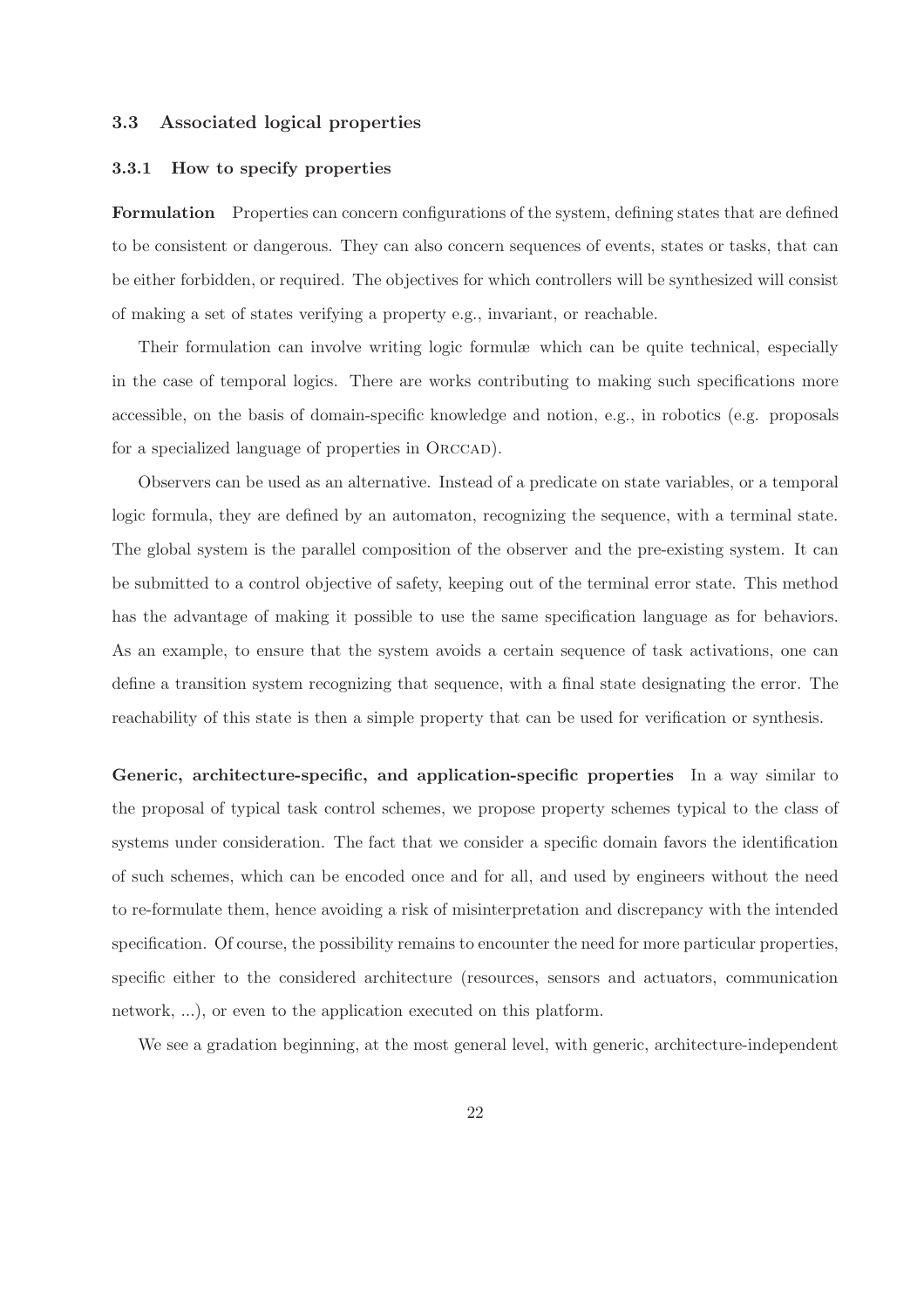### 3.3 Associated logical properties

#### 3.3.1 How to specify properties

**Formulation** Properties can concern configurations of the system, defining states that are defined to be consistent or dangerous. They can also concern sequences of events, states or tasks, that can be either forbidden, or required. The objectives for which controllers will be synthesized will consist of making a set of states verifying a property e.g., invariant, or reachable.

Their formulation can involve writing logic formulæ which can be quite technical, especially in the case of temporal logics. There are works contributing to making such specifications more accessible, on the basis of domain-specific knowledge and notion, e.g., in robotics (e.g. proposals for a specialized language of properties in ORCCAD).

Observers can be used as an alternative. Instead of a predicate on state variables, or a temporal logic formula, they are defined by an automaton, recognizing the sequence, with a terminal state. The global system is the parallel composition of the observer and the pre-existing system. It can be submitted to a control objective of safety, keeping out of the terminal error state. This method has the advantage of making it possible to use the same specification language as for behaviors. As an example, to ensure that the system avoids a certain sequence of task activations, one can define a transition system recognizing that sequence, with a final state designating the error. The reachability of this state is then a simple property that can be used for verification or synthesis.

**Generic, architecture-specific, and application-specific properties** In a way similar to the proposal of typical task control schemes, we propose property schemes typical to the class of systems under consideration. The fact that we consider a specific domain favors the identification of such schemes, which can be encoded once and for all, and used by engineers without the need to re-formulate them, hence avoiding a risk of misinterpretation and discrepancy with the intended specification. Of course, the possibility remains to encounter the need for more particular properties, specific either to the considered architecture (resources, sensors and actuators, communication network, ...), or even to the application executed on this platform.

We see a gradation beginning, at the most general level, with generic, architecture-independent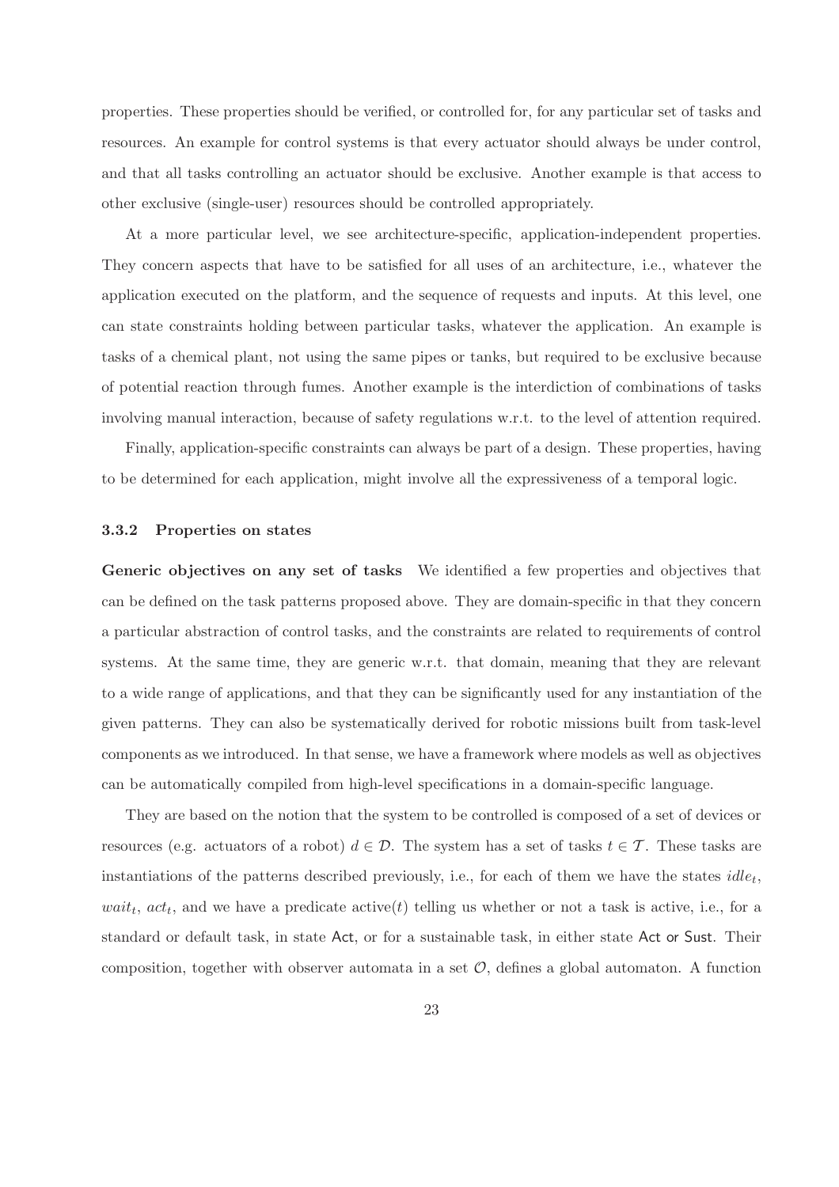properties. These properties should be verified, or controlled for, for any particular set of tasks and resources. An example for control systems is that every actuator should always be under control, and that all tasks controlling an actuator should be exclusive. Another example is that access to other exclusive (single-user) resources should be controlled appropriately.

At a more particular level, we see architecture-specific, application-independent properties. They concern aspects that have to be satisfied for all uses of an architecture, i.e., whatever the application executed on the platform, and the sequence of requests and inputs. At this level, one can state constraints holding between particular tasks, whatever the application. An example is tasks of a chemical plant, not using the same pipes or tanks, but required to be exclusive because of potential reaction through fumes. Another example is the interdiction of combinations of tasks involving manual interaction, because of safety regulations w.r.t. to the level of attention required.

Finally, application-specific constraints can always be part of a design. These properties, having to be determined for each application, might involve all the expressiveness of a temporal logic.

### 3.3.2 Properties on states

**Generic objectives on any set of tasks** We identified a few properties and objectives that can be defined on the task patterns proposed above. They are domain-specific in that they concern a particular abstraction of control tasks, and the constraints are related to requirements of control systems. At the same time, they are generic w.r.t. that domain, meaning that they are relevant to a wide range of applications, and that they can be significantly used for any instantiation of the given patterns. They can also be systematically derived for robotic missions built from task-level components as we introduced. In that sense, we have a framework where models as well as objectives can be automatically compiled from high-level specifications in a domain-specific language.

They are based on the notion that the system to be controlled is composed of a set of devices or resources (e.g. actuators of a robot) $d \in \mathcal{D}$. The system has a set of tasks $t \in \mathcal{T}$. These tasks are instantiations of the patterns described previously, i.e., for each of them we have the states $idle_t$, $wait_t$, $act_t$, and we have a predicate active$(t)$ telling us whether or not a task is active, i.e., for a standard or default task, in state Act, or for a sustainable task, in either state Act or Sust. Their composition, together with observer automata in a set $\mathcal{O}$, defines a global automaton. A function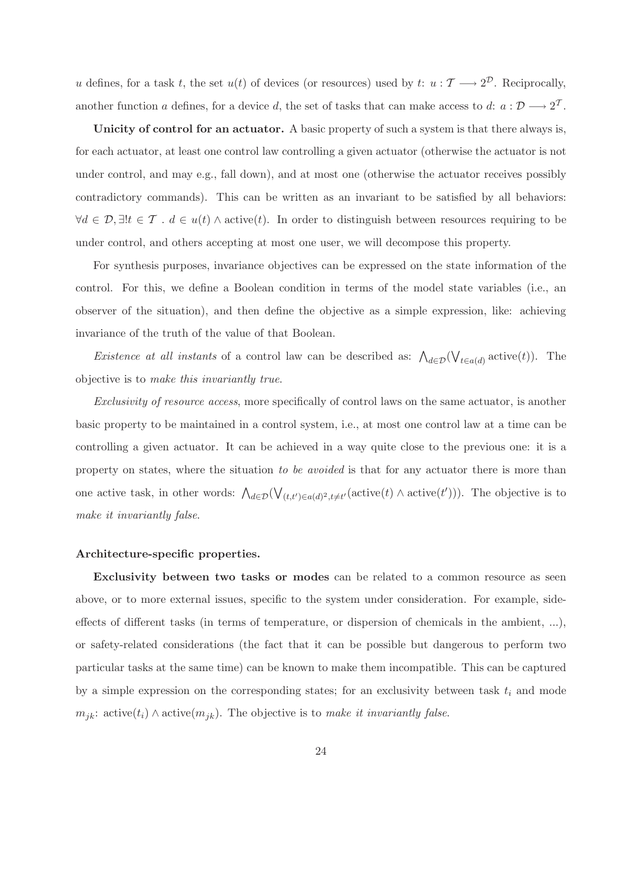$u$ defines, for a task $t$, the set $u(t)$ of devices (or resources) used by $t$: $u : \mathcal{T} \longrightarrow 2^{\mathcal{D}}$. Reciprocally, another function $a$ defines, for a device $d$, the set of tasks that can make access to $d$: $a : \mathcal{D} \longrightarrow 2^{\mathcal{T}}$.

**Unicity of control for an actuator.** A basic property of such a system is that there always is, for each actuator, at least one control law controlling a given actuator (otherwise the actuator is not under control, and may e.g., fall down), and at most one (otherwise the actuator receives possibly contradictory commands). This can be written as an invariant to be satisfied by all behaviors: $\forall d \in \mathcal{D}, \exists! t \in \mathcal{T} \;.\; d \in u(t) \wedge \text{active}(t)$. In order to distinguish between resources requiring to be under control, and others accepting at most one user, we will decompose this property.

For synthesis purposes, invariance objectives can be expressed on the state information of the control. For this, we define a Boolean condition in terms of the model state variables (i.e., an observer of the situation), and then define the objective as a simple expression, like: achieving invariance of the truth of the value of that Boolean.

*Existence at all instants* of a control law can be described as: $\bigwedge_{d \in \mathcal{D}} (\bigvee_{t \in a(d)} \text{active}(t))$. The objective is to *make this invariantly true*.

*Exclusivity of resource access*, more specifically of control laws on the same actuator, is another basic property to be maintained in a control system, i.e., at most one control law at a time can be controlling a given actuator. It can be achieved in a way quite close to the previous one: it is a property on states, where the situation *to be avoided* is that for any actuator there is more than one active task, in other words: $\bigwedge_{d \in \mathcal{D}} (\bigvee_{(t,t') \in a(d)^2, t \neq t'} (\text{active}(t) \wedge \text{active}(t')))$. The objective is to *make it invariantly false*.

**Architecture-specific properties.**

**Exclusivity between two tasks or modes** can be related to a common resource as seen above, or to more external issues, specific to the system under consideration. For example, side-effects of different tasks (in terms of temperature, or dispersion of chemicals in the ambient, ...), or safety-related considerations (the fact that it can be possible but dangerous to perform two particular tasks at the same time) can be known to make them incompatible. This can be captured by a simple expression on the corresponding states; for an exclusivity between task $t_i$ and mode $m_{jk}$: $\text{active}(t_i) \wedge \text{active}(m_{jk})$. The objective is to *make it invariantly false*.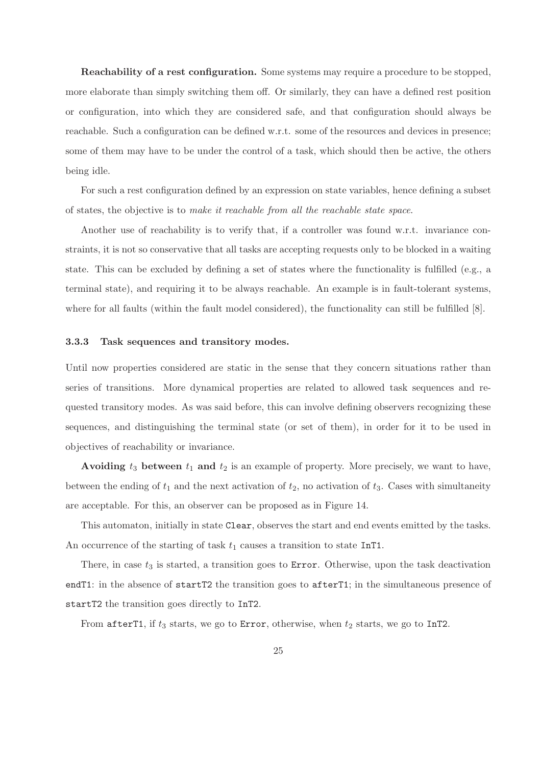**Reachability of a rest configuration.** Some systems may require a procedure to be stopped, more elaborate than simply switching them off. Or similarly, they can have a defined rest position or configuration, into which they are considered safe, and that configuration should always be reachable. Such a configuration can be defined w.r.t. some of the resources and devices in presence; some of them may have to be under the control of a task, which should then be active, the others being idle.

For such a rest configuration defined by an expression on state variables, hence defining a subset of states, the objective is to *make it reachable from all the reachable state space*.

Another use of reachability is to verify that, if a controller was found w.r.t. invariance constraints, it is not so conservative that all tasks are accepting requests only to be blocked in a waiting state. This can be excluded by defining a set of states where the functionality is fulfilled (e.g., a terminal state), and requiring it to be always reachable. An example is in fault-tolerant systems, where for all faults (within the fault model considered), the functionality can still be fulfilled [8].

### 3.3.3 Task sequences and transitory modes.

Until now properties considered are static in the sense that they concern situations rather than series of transitions. More dynamical properties are related to allowed task sequences and requested transitory modes. As was said before, this can involve defining observers recognizing these sequences, and distinguishing the terminal state (or set of them), in order for it to be used in objectives of reachability or invariance.

**Avoiding $t_3$ between $t_1$ and $t_2$** is an example of property. More precisely, we want to have, between the ending of $t_1$ and the next activation of $t_2$, no activation of $t_3$. Cases with simultaneity are acceptable. For this, an observer can be proposed as in Figure 14.

This automaton, initially in state `Clear`, observes the start and end events emitted by the tasks. An occurrence of the starting of task $t_1$ causes a transition to state `InT1`.

There, in case $t_3$ is started, a transition goes to `Error`. Otherwise, upon the task deactivation `endT1`: in the absence of `startT2` the transition goes to `afterT1`; in the simultaneous presence of `startT2` the transition goes directly to `InT2`.

From `afterT1`, if $t_3$ starts, we go to `Error`, otherwise, when $t_2$ starts, we go to `InT2`.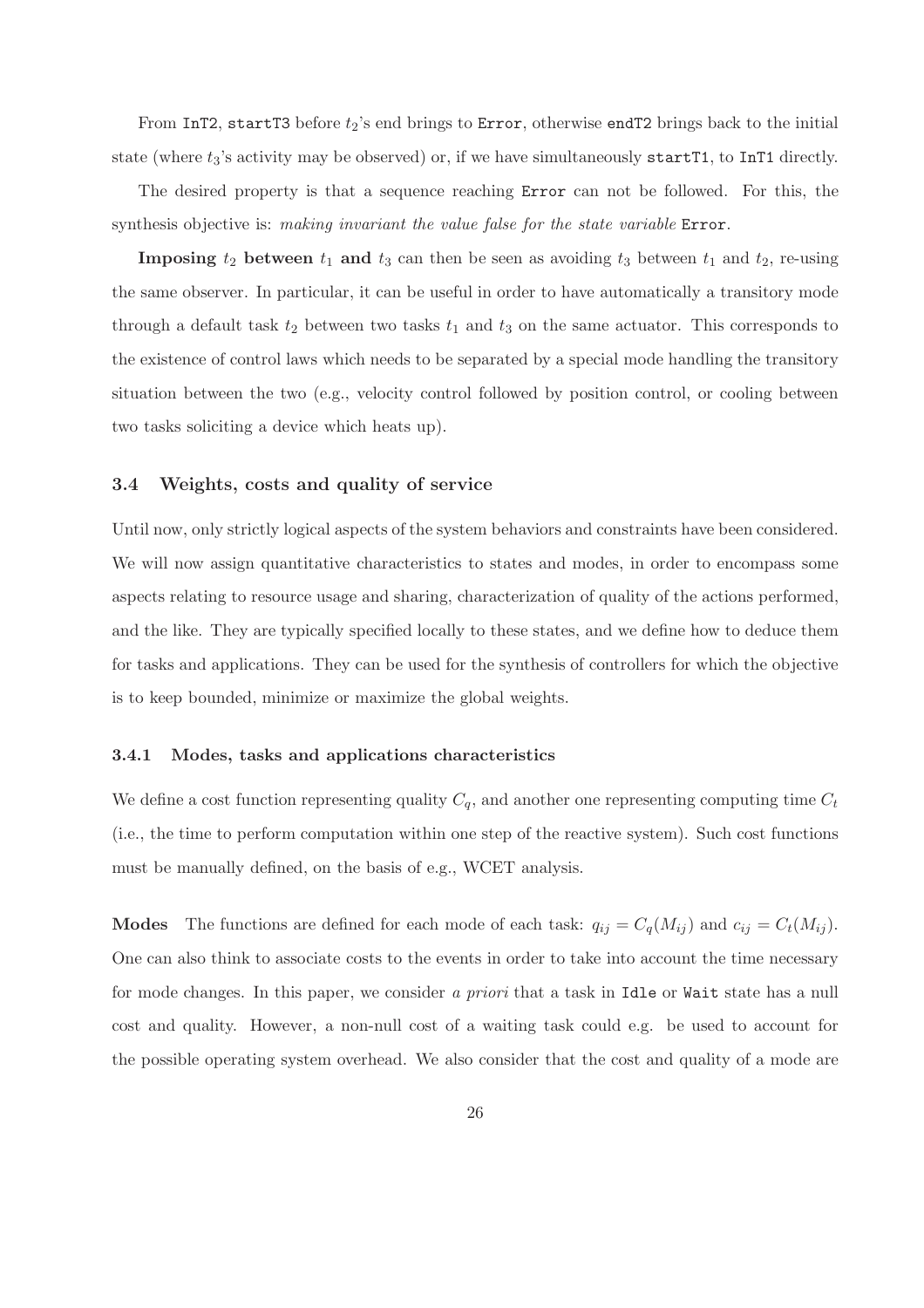From `InT2`, `startT3` before $t_2$'s end brings to `Error`, otherwise `endT2` brings back to the initial state (where $t_3$'s activity may be observed) or, if we have simultaneously `startT1`, to `InT1` directly.

The desired property is that a sequence reaching `Error` can not be followed. For this, the synthesis objective is: *making invariant the value false for the state variable* `Error`.

**Imposing $t_2$ between $t_1$ and $t_3$** can then be seen as avoiding $t_3$ between $t_1$ and $t_2$, re-using the same observer. In particular, it can be useful in order to have automatically a transitory mode through a default task $t_2$ between two tasks $t_1$ and $t_3$ on the same actuator. This corresponds to the existence of control laws which needs to be separated by a special mode handling the transitory situation between the two (e.g., velocity control followed by position control, or cooling between two tasks soliciting a device which heats up).

### 3.4 Weights, costs and quality of service

Until now, only strictly logical aspects of the system behaviors and constraints have been considered. We will now assign quantitative characteristics to states and modes, in order to encompass some aspects relating to resource usage and sharing, characterization of quality of the actions performed, and the like. They are typically specified locally to these states, and we define how to deduce them for tasks and applications. They can be used for the synthesis of controllers for which the objective is to keep bounded, minimize or maximize the global weights.

#### 3.4.1 Modes, tasks and applications characteristics

We define a cost function representing quality $C_q$, and another one representing computing time $C_t$ (i.e., the time to perform computation within one step of the reactive system). Such cost functions must be manually defined, on the basis of e.g., WCET analysis.

**Modes** The functions are defined for each mode of each task: $q_{ij} = C_q(M_{ij})$ and $c_{ij} = C_t(M_{ij})$. One can also think to associate costs to the events in order to take into account the time necessary for mode changes. In this paper, we consider *a priori* that a task in `Idle` or `Wait` state has a null cost and quality. However, a non-null cost of a waiting task could e.g. be used to account for the possible operating system overhead. We also consider that the cost and quality of a mode are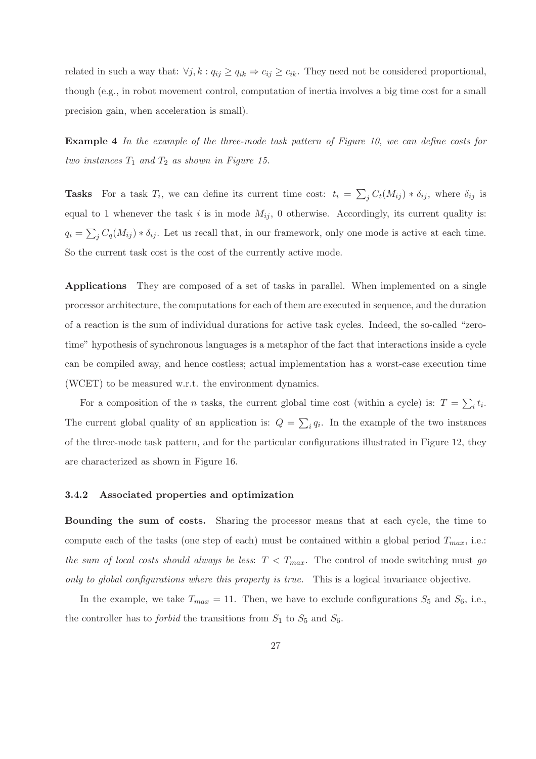related in such a way that: $\forall j, k : q_{ij} \geq q_{ik} \Rightarrow c_{ij} \geq c_{ik}$. They need not be considered proportional, though (e.g., in robot movement control, computation of inertia involves a big time cost for a small precision gain, when acceleration is small).

**Example 4** *In the example of the three-mode task pattern of Figure 10, we can define costs for two instances $T_1$ and $T_2$ as shown in Figure 15.*

**Tasks** For a task $T_i$, we can define its current time cost: $t_i = \sum_j C_t(M_{ij}) * \delta_{ij}$, where $\delta_{ij}$ is equal to 1 whenever the task $i$ is in mode $M_{ij}$, 0 otherwise. Accordingly, its current quality is: $q_i = \sum_j C_q(M_{ij}) * \delta_{ij}$. Let us recall that, in our framework, only one mode is active at each time. So the current task cost is the cost of the currently active mode.

**Applications** They are composed of a set of tasks in parallel. When implemented on a single processor architecture, the computations for each of them are executed in sequence, and the duration of a reaction is the sum of individual durations for active task cycles. Indeed, the so-called "zero-time" hypothesis of synchronous languages is a metaphor of the fact that interactions inside a cycle can be compiled away, and hence costless; actual implementation has a worst-case execution time (WCET) to be measured w.r.t. the environment dynamics.

For a composition of the $n$ tasks, the current global time cost (within a cycle) is: $T = \sum_i t_i$. The current global quality of an application is: $Q = \sum_i q_i$. In the example of the two instances of the three-mode task pattern, and for the particular configurations illustrated in Figure 12, they are characterized as shown in Figure 16.

#### 3.4.2 Associated properties and optimization

**Bounding the sum of costs.** Sharing the processor means that at each cycle, the time to compute each of the tasks (one step of each) must be contained within a global period $T_{max}$, i.e.: *the sum of local costs should always be less*: $T < T_{max}$. The control of mode switching must *go only to global configurations where this property is true.* This is a logical invariance objective.

In the example, we take $T_{max} = 11$. Then, we have to exclude configurations $S_5$ and $S_6$, i.e., the controller has to *forbid* the transitions from $S_1$ to $S_5$ and $S_6$.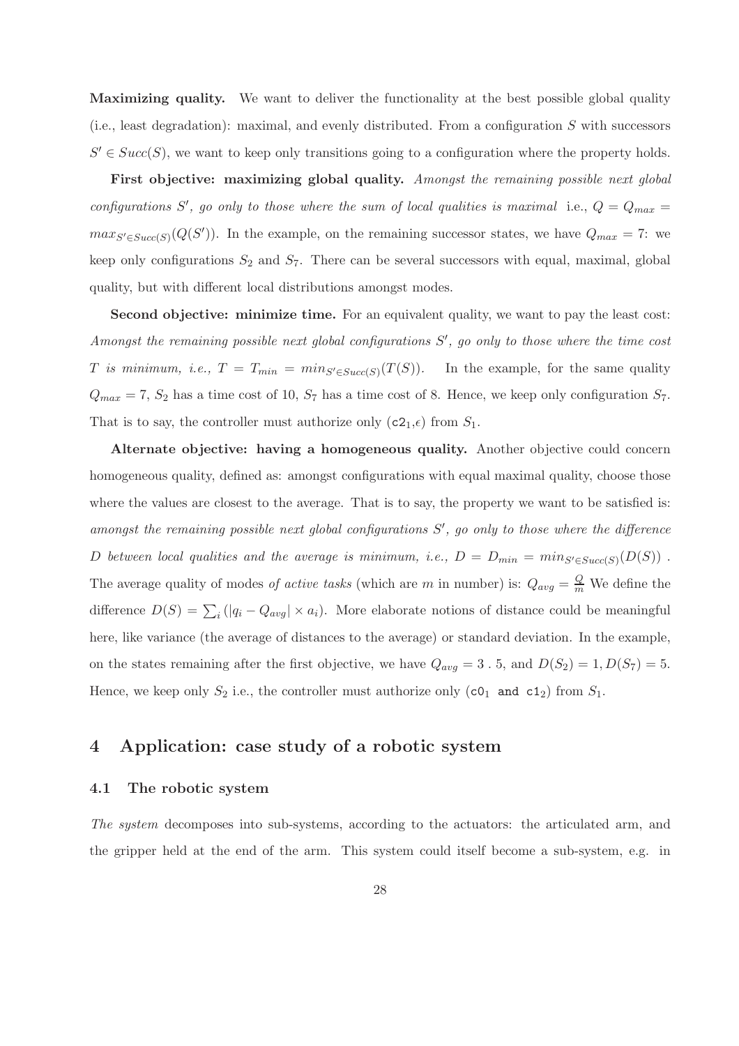**Maximizing quality.** We want to deliver the functionality at the best possible global quality (i.e., least degradation): maximal, and evenly distributed. From a configuration $S$ with successors $S' \in Succ(S)$, we want to keep only transitions going to a configuration where the property holds.

**First objective: maximizing global quality.** *Amongst the remaining possible next global configurations $S'$, go only to those where the sum of local qualities is maximal* i.e., $Q = Q_{max} = max_{S' \in Succ(S)}(Q(S'))$. In the example, on the remaining successor states, we have $Q_{max} = 7$: we keep only configurations $S_2$ and $S_7$. There can be several successors with equal, maximal, global quality, but with different local distributions amongst modes.

**Second objective: minimize time.** For an equivalent quality, we want to pay the least cost: *Amongst the remaining possible next global configurations $S'$, go only to those where the time cost $T$ is minimum, i.e., $T = T_{min} = min_{S' \in Succ(S)}(T(S))$.* In the example, for the same quality $Q_{max} = 7$, $S_2$ has a time cost of 10, $S_7$ has a time cost of 8. Hence, we keep only configuration $S_7$. That is to say, the controller must authorize only ($\texttt{c2}_1$,$\epsilon$) from $S_1$.

**Alternate objective: having a homogeneous quality.** Another objective could concern homogeneous quality, defined as: amongst configurations with equal maximal quality, choose those where the values are closest to the average. That is to say, the property we want to be satisfied is: *amongst the remaining possible next global configurations $S'$, go only to those where the difference $D$ between local qualities and the average is minimum, i.e., $D = D_{min} = min_{S' \in Succ(S)}(D(S))$* . The average quality of modes *of active tasks* (which are $m$ in number) is: $Q_{avg} = \frac{Q}{m}$ We define the difference $D(S) = \sum_i (|q_i - Q_{avg}| \times a_i)$. More elaborate notions of distance could be meaningful here, like variance (the average of distances to the average) or standard deviation. In the example, on the states remaining after the first objective, we have $Q_{avg} = 3\ .\ 5$, and $D(S_2) = 1, D(S_7) = 5$. Hence, we keep only $S_2$ i.e., the controller must authorize only ($\texttt{c0}_1$ $\texttt{and}$ $\texttt{c1}_2$) from $S_1$.

## 4 Application: case study of a robotic system

### 4.1 The robotic system

*The system* decomposes into sub-systems, according to the actuators: the articulated arm, and the gripper held at the end of the arm. This system could itself become a sub-system, e.g. in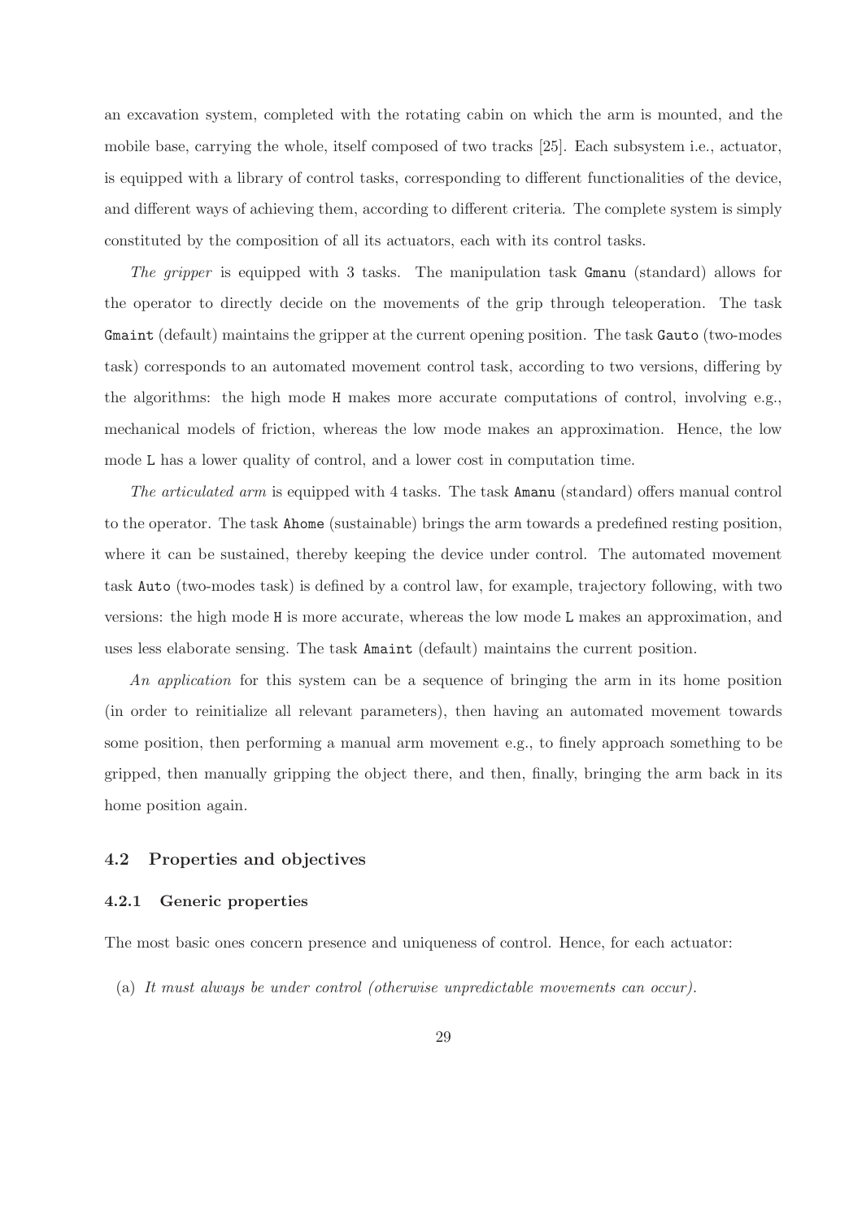an excavation system, completed with the rotating cabin on which the arm is mounted, and the mobile base, carrying the whole, itself composed of two tracks [25]. Each subsystem i.e., actuator, is equipped with a library of control tasks, corresponding to different functionalities of the device, and different ways of achieving them, according to different criteria. The complete system is simply constituted by the composition of all its actuators, each with its control tasks.

*The gripper* is equipped with 3 tasks. The manipulation task `Gmanu` (standard) allows for the operator to directly decide on the movements of the grip through teleoperation. The task `Gmaint` (default) maintains the gripper at the current opening position. The task `Gauto` (two-modes task) corresponds to an automated movement control task, according to two versions, differing by the algorithms: the high mode `H` makes more accurate computations of control, involving e.g., mechanical models of friction, whereas the low mode makes an approximation. Hence, the low mode `L` has a lower quality of control, and a lower cost in computation time.

*The articulated arm* is equipped with 4 tasks. The task `Amanu` (standard) offers manual control to the operator. The task `Ahome` (sustainable) brings the arm towards a predefined resting position, where it can be sustained, thereby keeping the device under control. The automated movement task `Auto` (two-modes task) is defined by a control law, for example, trajectory following, with two versions: the high mode `H` is more accurate, whereas the low mode `L` makes an approximation, and uses less elaborate sensing. The task `Amaint` (default) maintains the current position.

*An application* for this system can be a sequence of bringing the arm in its home position (in order to reinitialize all relevant parameters), then having an automated movement towards some position, then performing a manual arm movement e.g., to finely approach something to be gripped, then manually gripping the object there, and then, finally, bringing the arm back in its home position again.

## 4.2 Properties and objectives

### 4.2.1 Generic properties

The most basic ones concern presence and uniqueness of control. Hence, for each actuator:

(a) *It must always be under control (otherwise unpredictable movements can occur).*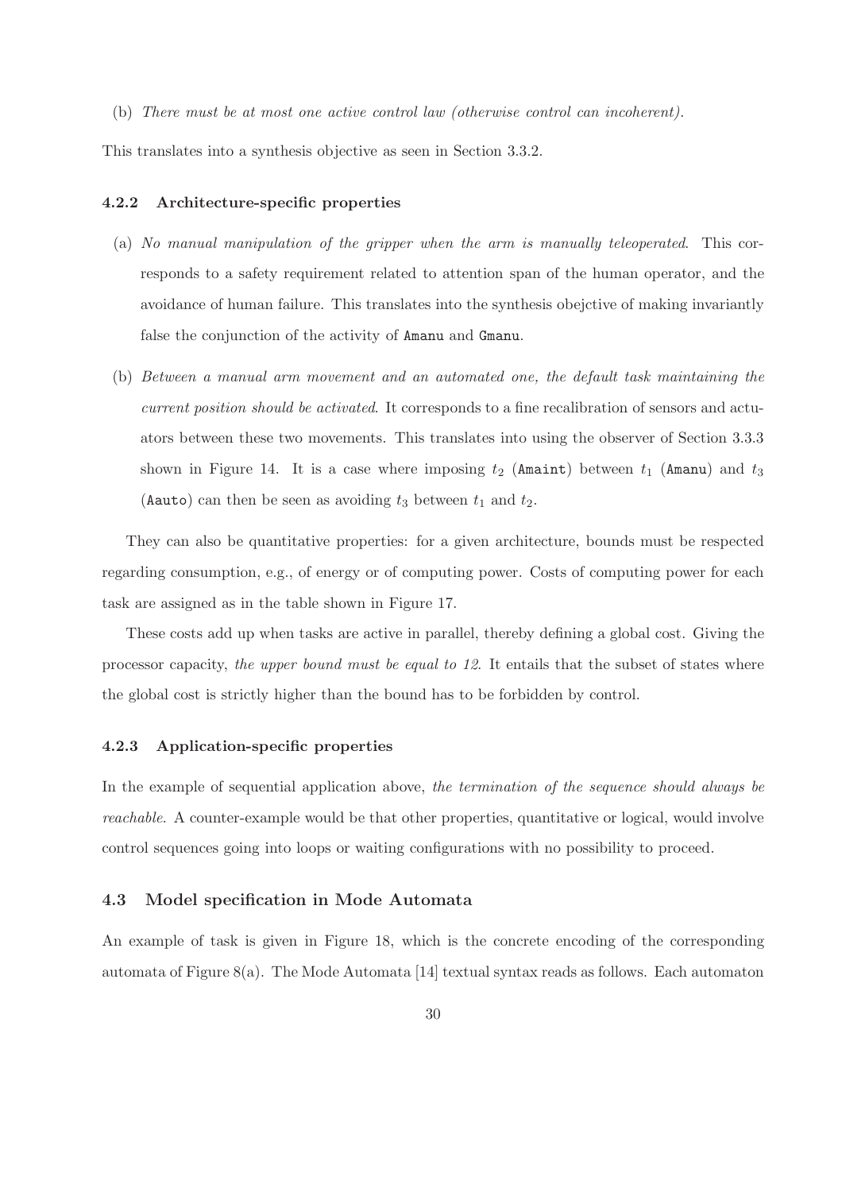(b) *There must be at most one active control law (otherwise control can incoherent).*

This translates into a synthesis objective as seen in Section 3.3.2.

### 4.2.2 Architecture-specific properties

(a) *No manual manipulation of the gripper when the arm is manually teleoperated.* This corresponds to a safety requirement related to attention span of the human operator, and the avoidance of human failure. This translates into the synthesis obejctive of making invariantly false the conjunction of the activity of `Amanu` and `Gmanu`.

(b) *Between a manual arm movement and an automated one, the default task maintaining the current position should be activated.* It corresponds to a fine recalibration of sensors and actuators between these two movements. This translates into using the observer of Section 3.3.3 shown in Figure 14. It is a case where imposing $t_2$ (`Amaint`) between $t_1$ (`Amanu`) and $t_3$ (`Aauto`) can then be seen as avoiding $t_3$ between $t_1$ and $t_2$.

They can also be quantitative properties: for a given architecture, bounds must be respected regarding consumption, e.g., of energy or of computing power. Costs of computing power for each task are assigned as in the table shown in Figure 17.

These costs add up when tasks are active in parallel, thereby defining a global cost. Giving the processor capacity, *the upper bound must be equal to 12*. It entails that the subset of states where the global cost is strictly higher than the bound has to be forbidden by control.

### 4.2.3 Application-specific properties

In the example of sequential application above, *the termination of the sequence should always be reachable*. A counter-example would be that other properties, quantitative or logical, would involve control sequences going into loops or waiting configurations with no possibility to proceed.

## 4.3 Model specification in Mode Automata

An example of task is given in Figure 18, which is the concrete encoding of the corresponding automata of Figure 8(a). The Mode Automata [14] textual syntax reads as follows. Each automaton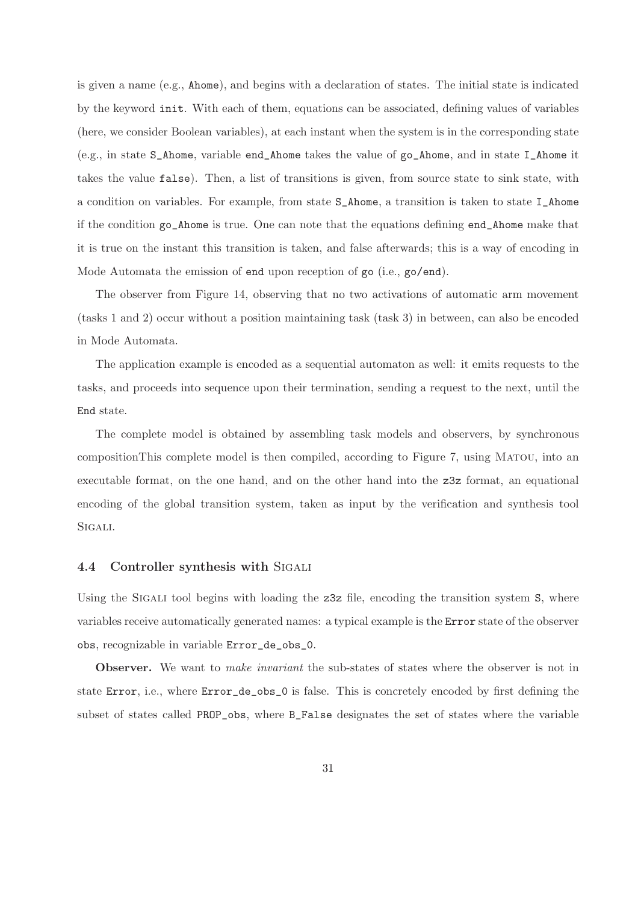is given a name (e.g., `Ahome`), and begins with a declaration of states. The initial state is indicated by the keyword `init`. With each of them, equations can be associated, defining values of variables (here, we consider Boolean variables), at each instant when the system is in the corresponding state (e.g., in state `S_Ahome`, variable `end_Ahome` takes the value of `go_Ahome`, and in state `I_Ahome` it takes the value `false`). Then, a list of transitions is given, from source state to sink state, with a condition on variables. For example, from state `S_Ahome`, a transition is taken to state `I_Ahome` if the condition `go_Ahome` is true. One can note that the equations defining `end_Ahome` make that it is true on the instant this transition is taken, and false afterwards; this is a way of encoding in Mode Automata the emission of `end` upon reception of `go` (i.e., `go/end`).

The observer from Figure 14, observing that no two activations of automatic arm movement (tasks 1 and 2) occur without a position maintaining task (task 3) in between, can also be encoded in Mode Automata.

The application example is encoded as a sequential automaton as well: it emits requests to the tasks, and proceeds into sequence upon their termination, sending a request to the next, until the `End` state.

The complete model is obtained by assembling task models and observers, by synchronous compositionThis complete model is then compiled, according to Figure 7, using MATOU, into an executable format, on the one hand, and on the other hand into the `z3z` format, an equational encoding of the global transition system, taken as input by the verification and synthesis tool SIGALI.

### 4.4 Controller synthesis with SIGALI

Using the SIGALI tool begins with loading the `z3z` file, encoding the transition system `S`, where variables receive automatically generated names: a typical example is the `Error` state of the observer `obs`, recognizable in variable `Error_de_obs_0`.

**Observer.** We want to *make invariant* the sub-states of states where the observer is not in state `Error`, i.e., where `Error_de_obs_0` is false. This is concretely encoded by first defining the subset of states called `PROP_obs`, where `B_False` designates the set of states where the variable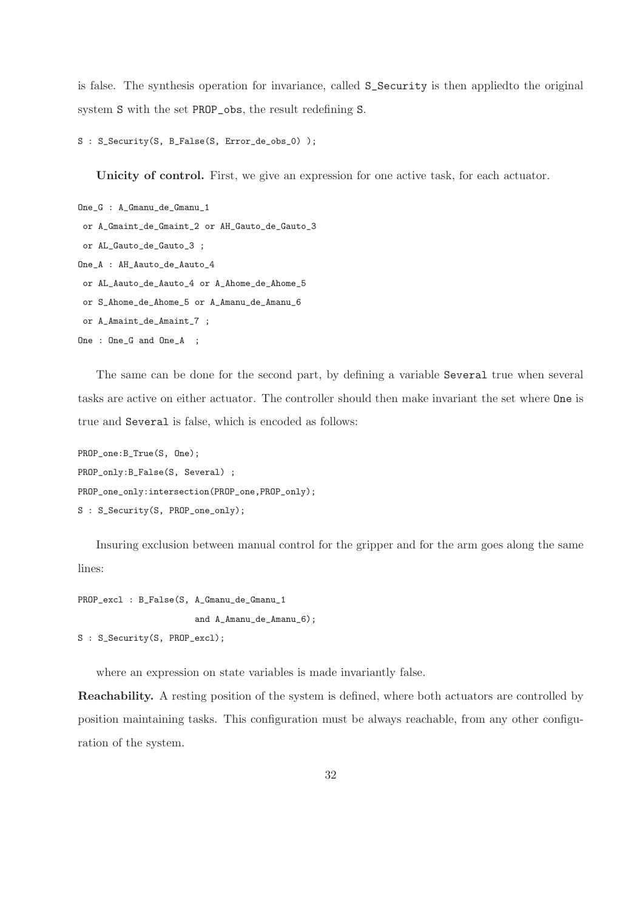is false. The synthesis operation for invariance, called `S_Security` is then appliedto the original system `S` with the set `PROP_obs`, the result redefining `S`.

```
S : S_Security(S, B_False(S, Error_de_obs_0) );
```

**Unicity of control.** First, we give an expression for one active task, for each actuator.

```
One_G : A_Gmanu_de_Gmanu_1
 or A_Gmaint_de_Gmaint_2 or AH_Gauto_de_Gauto_3
 or AL_Gauto_de_Gauto_3 ;
One_A : AH_Aauto_de_Aauto_4
 or AL_Aauto_de_Aauto_4 or A_Ahome_de_Ahome_5
 or S_Ahome_de_Ahome_5 or A_Amanu_de_Amanu_6
 or A_Amaint_de_Amaint_7 ;
One : One_G and One_A  ;
```

The same can be done for the second part, by defining a variable `Several` true when several tasks are active on either actuator. The controller should then make invariant the set where `One` is true and `Several` is false, which is encoded as follows:

```
PROP_one:B_True(S, One);
PROP_only:B_False(S, Several) ;
PROP_one_only:intersection(PROP_one,PROP_only);
S : S_Security(S, PROP_one_only);
```

Insuring exclusion between manual control for the gripper and for the arm goes along the same lines:

```
PROP_excl : B_False(S, A_Gmanu_de_Gmanu_1
                      and A_Amanu_de_Amanu_6);
S : S_Security(S, PROP_excl);
```

where an expression on state variables is made invariantly false.

**Reachability.** A resting position of the system is defined, where both actuators are controlled by position maintaining tasks. This configuration must be always reachable, from any other configuration of the system.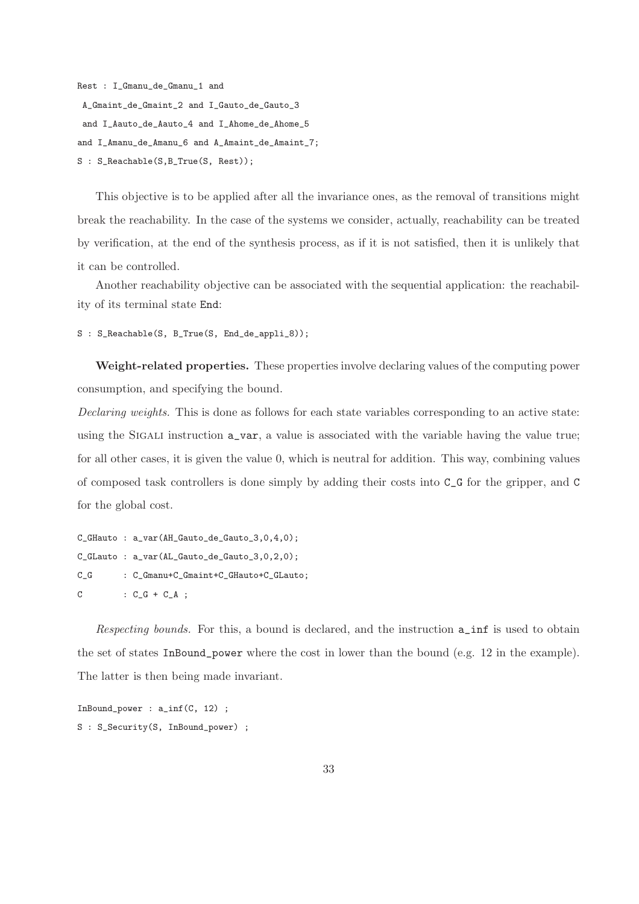```
Rest : I_Gmanu_de_Gmanu_1 and
 A_Gmaint_de_Gmaint_2 and I_Gauto_de_Gauto_3
 and I_Aauto_de_Aauto_4 and I_Ahome_de_Ahome_5
and I_Amanu_de_Amanu_6 and A_Amaint_de_Amaint_7;
S : S_Reachable(S,B_True(S, Rest));
```

This objective is to be applied after all the invariance ones, as the removal of transitions might break the reachability. In the case of the systems we consider, actually, reachability can be treated by verification, at the end of the synthesis process, as if it is not satisfied, then it is unlikely that it can be controlled.

Another reachability objective can be associated with the sequential application: the reachability of its terminal state `End`:

```
S : S_Reachable(S, B_True(S, End_de_appli_8));
```

**Weight-related properties.** These properties involve declaring values of the computing power consumption, and specifying the bound.

*Declaring weights.* This is done as follows for each state variables corresponding to an active state: using the SIGALI instruction `a_var`, a value is associated with the variable having the value true; for all other cases, it is given the value 0, which is neutral for addition. This way, combining values of composed task controllers is done simply by adding their costs into `C_G` for the gripper, and `C` for the global cost.

```
C_GHauto : a_var(AH_Gauto_de_Gauto_3,0,4,0);
C_GLauto : a_var(AL_Gauto_de_Gauto_3,0,2,0);
C_G      : C_Gmanu+C_Gmaint+C_GHauto+C_GLauto;
C        : C_G + C_A ;
```

*Respecting bounds.* For this, a bound is declared, and the instruction `a_inf` is used to obtain the set of states `InBound_power` where the cost in lower than the bound (e.g. 12 in the example). The latter is then being made invariant.

```
InBound_power : a_inf(C, 12) ;
S : S_Security(S, InBound_power) ;
```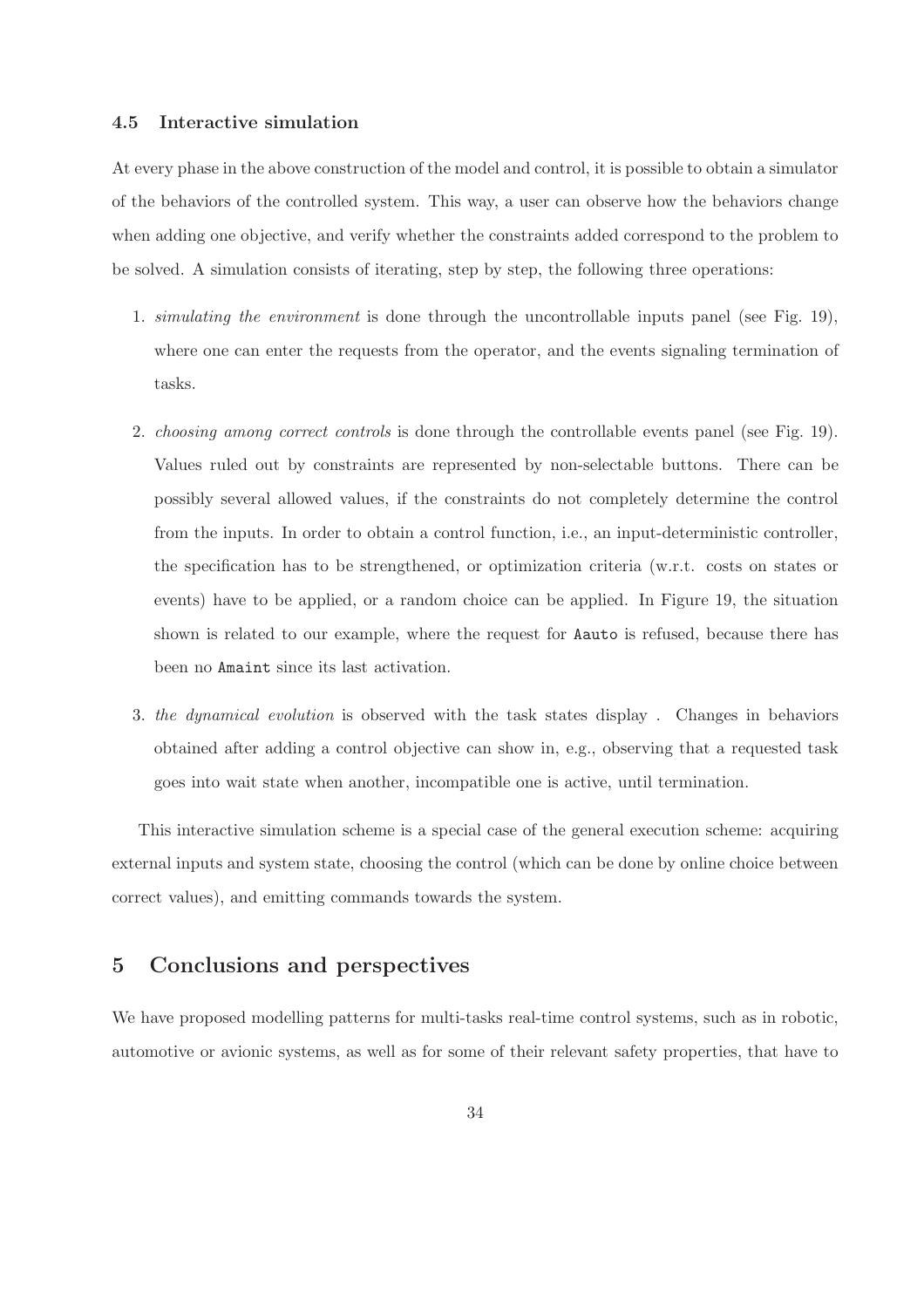### 4.5 Interactive simulation

At every phase in the above construction of the model and control, it is possible to obtain a simulator of the behaviors of the controlled system. This way, a user can observe how the behaviors change when adding one objective, and verify whether the constraints added correspond to the problem to be solved. A simulation consists of iterating, step by step, the following three operations:

1. *simulating the environment* is done through the uncontrollable inputs panel (see Fig. 19), where one can enter the requests from the operator, and the events signaling termination of tasks.

2. *choosing among correct controls* is done through the controllable events panel (see Fig. 19). Values ruled out by constraints are represented by non-selectable buttons. There can be possibly several allowed values, if the constraints do not completely determine the control from the inputs. In order to obtain a control function, i.e., an input-deterministic controller, the specification has to be strengthened, or optimization criteria (w.r.t. costs on states or events) have to be applied, or a random choice can be applied. In Figure 19, the situation shown is related to our example, where the request for `Aauto` is refused, because there has been no `Amaint` since its last activation.

3. *the dynamical evolution* is observed with the task states display . Changes in behaviors obtained after adding a control objective can show in, e.g., observing that a requested task goes into wait state when another, incompatible one is active, until termination.

This interactive simulation scheme is a special case of the general execution scheme: acquiring external inputs and system state, choosing the control (which can be done by online choice between correct values), and emitting commands towards the system.

## 5 Conclusions and perspectives

We have proposed modelling patterns for multi-tasks real-time control systems, such as in robotic, automotive or avionic systems, as well as for some of their relevant safety properties, that have to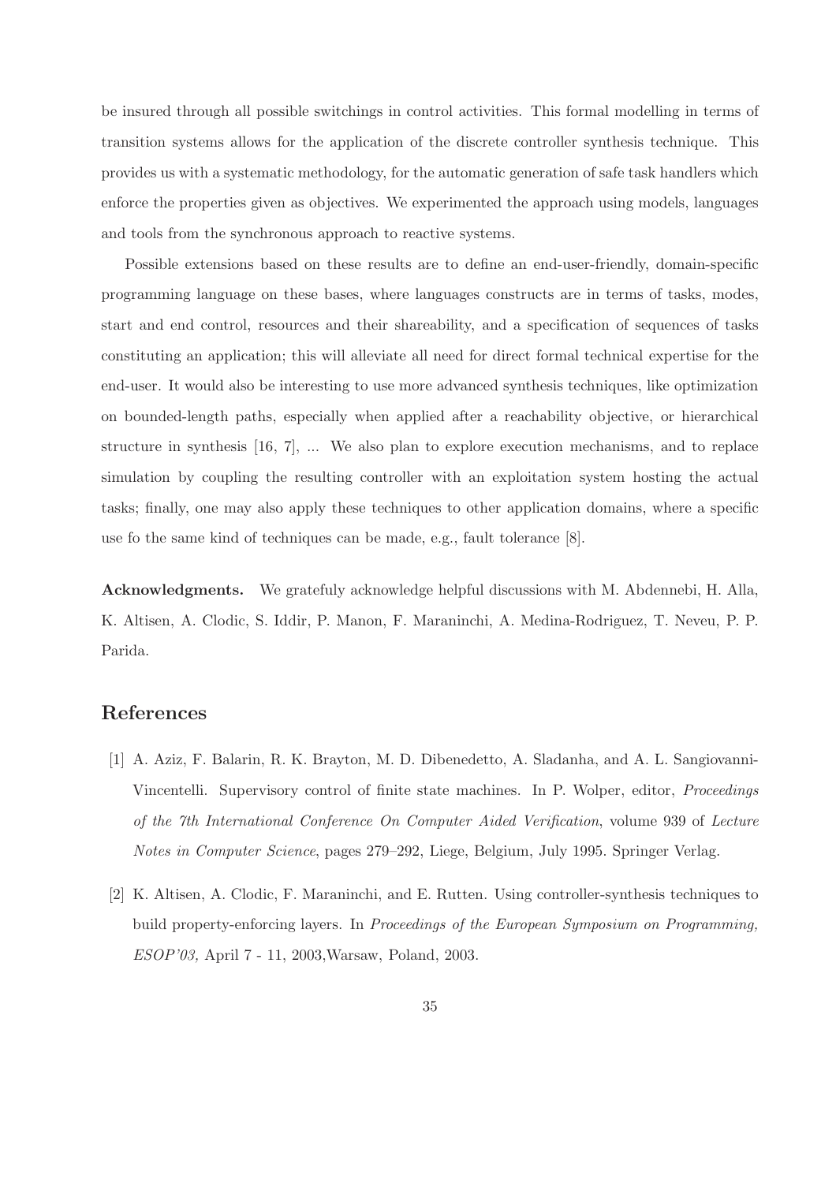be insured through all possible switchings in control activities. This formal modelling in terms of transition systems allows for the application of the discrete controller synthesis technique. This provides us with a systematic methodology, for the automatic generation of safe task handlers which enforce the properties given as objectives. We experimented the approach using models, languages and tools from the synchronous approach to reactive systems.

Possible extensions based on these results are to define an end-user-friendly, domain-specific programming language on these bases, where languages constructs are in terms of tasks, modes, start and end control, resources and their shareability, and a specification of sequences of tasks constituting an application; this will alleviate all need for direct formal technical expertise for the end-user. It would also be interesting to use more advanced synthesis techniques, like optimization on bounded-length paths, especially when applied after a reachability objective, or hierarchical structure in synthesis [16, 7], ... We also plan to explore execution mechanisms, and to replace simulation by coupling the resulting controller with an exploitation system hosting the actual tasks; finally, one may also apply these techniques to other application domains, where a specific use fo the same kind of techniques can be made, e.g., fault tolerance [8].

**Acknowledgments.** We gratefuly acknowledge helpful discussions with M. Abdennebi, H. Alla, K. Altisen, A. Clodic, S. Iddir, P. Manon, F. Maraninchi, A. Medina-Rodriguez, T. Neveu, P. P. Parida.

# References

[1] A. Aziz, F. Balarin, R. K. Brayton, M. D. Dibenedetto, A. Sladanha, and A. L. Sangiovanni-Vincentelli. Supervisory control of finite state machines. In P. Wolper, editor, *Proceedings of the 7th International Conference On Computer Aided Verification*, volume 939 of *Lecture Notes in Computer Science*, pages 279–292, Liege, Belgium, July 1995. Springer Verlag.

[2] K. Altisen, A. Clodic, F. Maraninchi, and E. Rutten. Using controller-synthesis techniques to build property-enforcing layers. In *Proceedings of the European Symposium on Programming, ESOP'03,* April 7 - 11, 2003,Warsaw, Poland, 2003.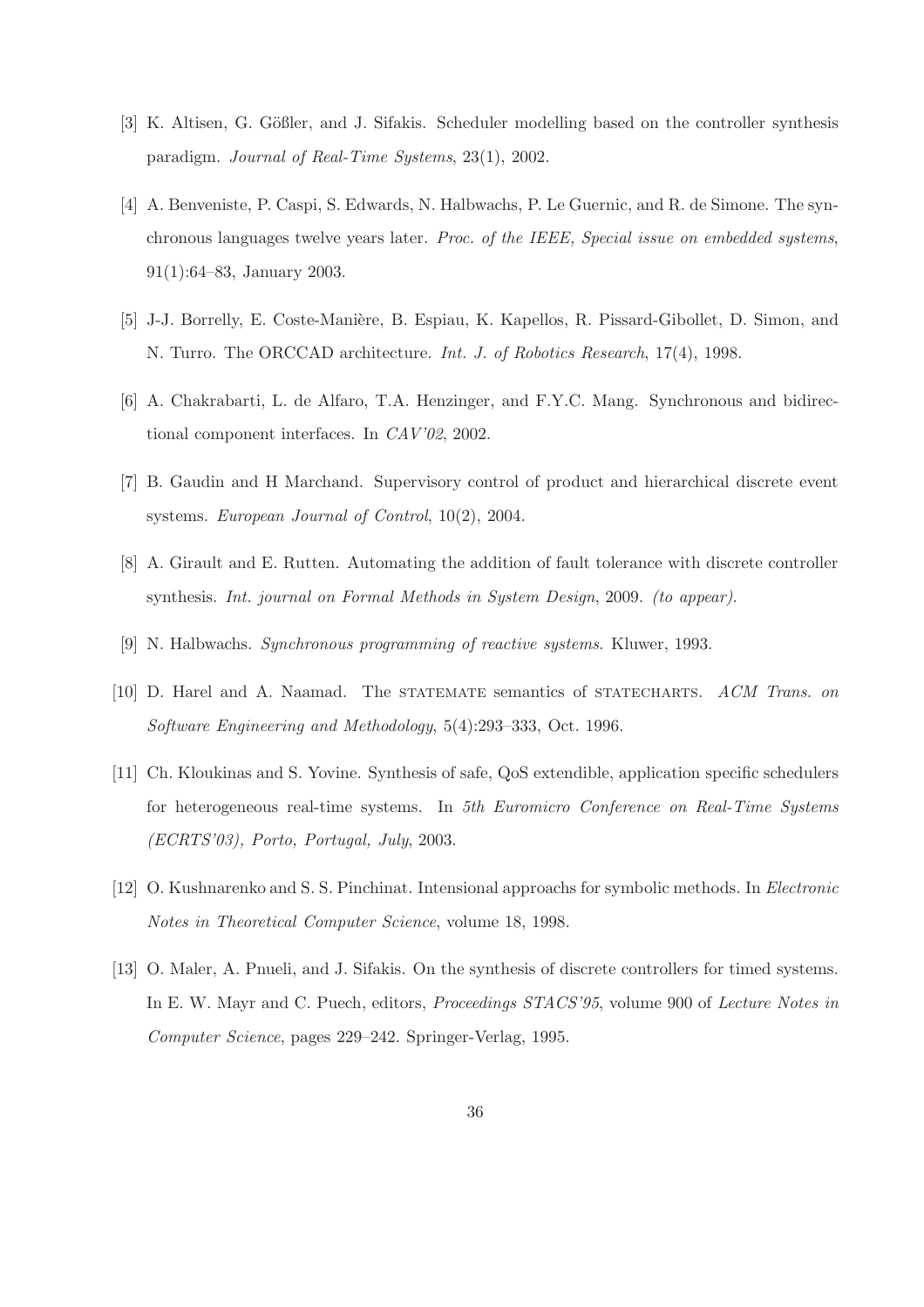[3] K. Altisen, G. Gößler, and J. Sifakis. Scheduler modelling based on the controller synthesis paradigm. *Journal of Real-Time Systems*, 23(1), 2002.

[4] A. Benveniste, P. Caspi, S. Edwards, N. Halbwachs, P. Le Guernic, and R. de Simone. The synchronous languages twelve years later. *Proc. of the IEEE, Special issue on embedded systems*, 91(1):64–83, January 2003.

[5] J-J. Borrelly, E. Coste-Manière, B. Espiau, K. Kapellos, R. Pissard-Gibollet, D. Simon, and N. Turro. The ORCCAD architecture. *Int. J. of Robotics Research*, 17(4), 1998.

[6] A. Chakrabarti, L. de Alfaro, T.A. Henzinger, and F.Y.C. Mang. Synchronous and bidirectional component interfaces. In *CAV'02*, 2002.

[7] B. Gaudin and H Marchand. Supervisory control of product and hierarchical discrete event systems. *European Journal of Control*, 10(2), 2004.

[8] A. Girault and E. Rutten. Automating the addition of fault tolerance with discrete controller synthesis. *Int. journal on Formal Methods in System Design*, 2009. *(to appear)*.

[9] N. Halbwachs. *Synchronous programming of reactive systems*. Kluwer, 1993.

[10] D. Harel and A. Naamad. The STATEMATE semantics of STATECHARTS. *ACM Trans. on Software Engineering and Methodology*, 5(4):293–333, Oct. 1996.

[11] Ch. Kloukinas and S. Yovine. Synthesis of safe, QoS extendible, application specific schedulers for heterogeneous real-time systems. In *5th Euromicro Conference on Real-Time Systems (ECRTS'03), Porto, Portugal, July*, 2003.

[12] O. Kushnarenko and S. S. Pinchinat. Intensional approachs for symbolic methods. In *Electronic Notes in Theoretical Computer Science*, volume 18, 1998.

[13] O. Maler, A. Pnueli, and J. Sifakis. On the synthesis of discrete controllers for timed systems. In E. W. Mayr and C. Puech, editors, *Proceedings STACS'95*, volume 900 of *Lecture Notes in Computer Science*, pages 229–242. Springer-Verlag, 1995.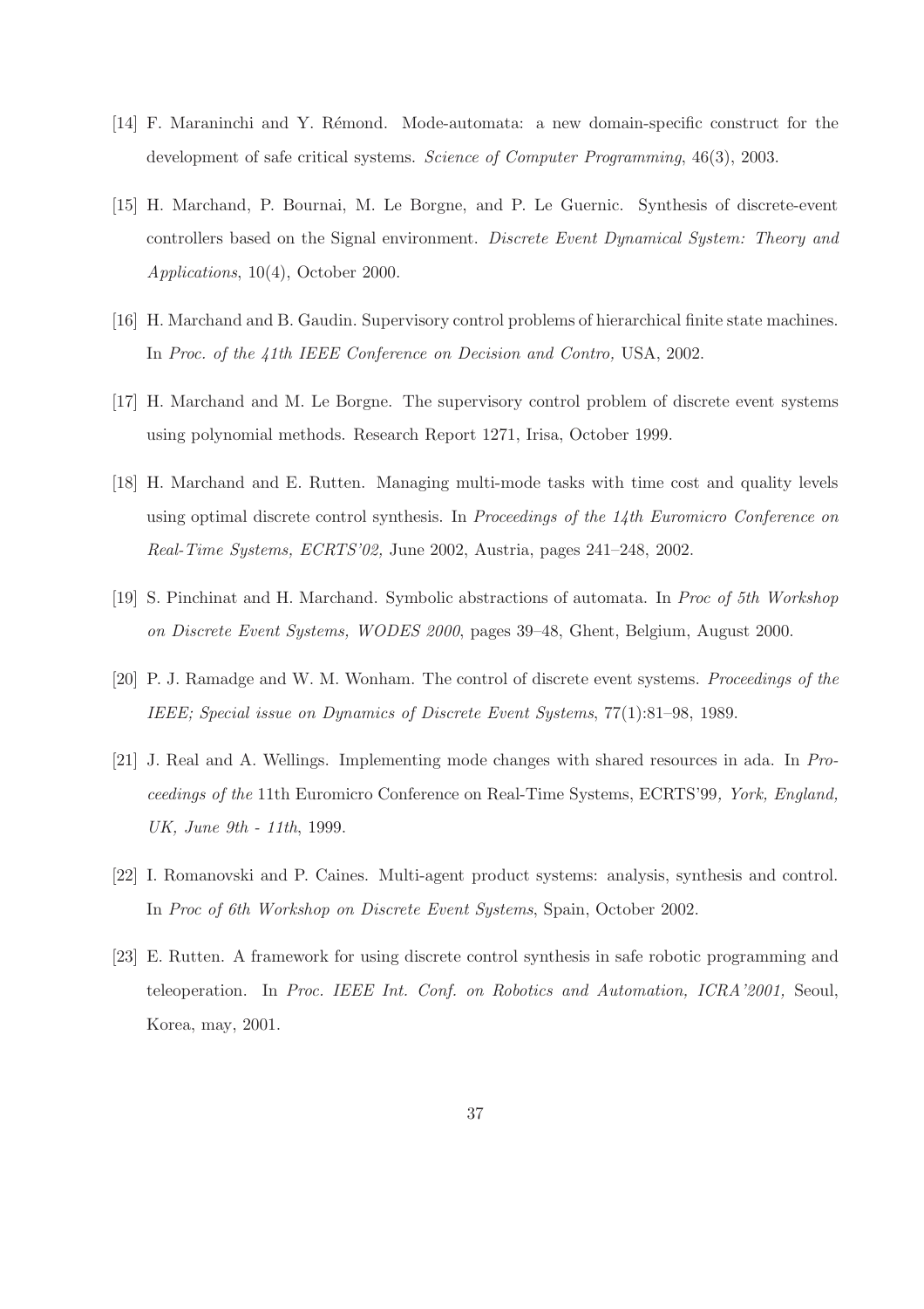[14] F. Maraninchi and Y. Rémond. Mode-automata: a new domain-specific construct for the development of safe critical systems. *Science of Computer Programming*, 46(3), 2003.

[15] H. Marchand, P. Bournai, M. Le Borgne, and P. Le Guernic. Synthesis of discrete-event controllers based on the Signal environment. *Discrete Event Dynamical System: Theory and Applications*, 10(4), October 2000.

[16] H. Marchand and B. Gaudin. Supervisory control problems of hierarchical finite state machines. In *Proc. of the 41th IEEE Conference on Decision and Contro,* USA, 2002.

[17] H. Marchand and M. Le Borgne. The supervisory control problem of discrete event systems using polynomial methods. Research Report 1271, Irisa, October 1999.

[18] H. Marchand and E. Rutten. Managing multi-mode tasks with time cost and quality levels using optimal discrete control synthesis. In *Proceedings of the 14th Euromicro Conference on Real-Time Systems, ECRTS'02,* June 2002, Austria, pages 241–248, 2002.

[19] S. Pinchinat and H. Marchand. Symbolic abstractions of automata. In *Proc of 5th Workshop on Discrete Event Systems, WODES 2000*, pages 39–48, Ghent, Belgium, August 2000.

[20] P. J. Ramadge and W. M. Wonham. The control of discrete event systems. *Proceedings of the IEEE; Special issue on Dynamics of Discrete Event Systems*, 77(1):81–98, 1989.

[21] J. Real and A. Wellings. Implementing mode changes with shared resources in ada. In *Proceedings of the* 11th Euromicro Conference on Real-Time Systems, ECRTS'99*, York, England, UK, June 9th - 11th*, 1999.

[22] I. Romanovski and P. Caines. Multi-agent product systems: analysis, synthesis and control. In *Proc of 6th Workshop on Discrete Event Systems*, Spain, October 2002.

[23] E. Rutten. A framework for using discrete control synthesis in safe robotic programming and teleoperation. In *Proc. IEEE Int. Conf. on Robotics and Automation, ICRA'2001,* Seoul, Korea, may, 2001.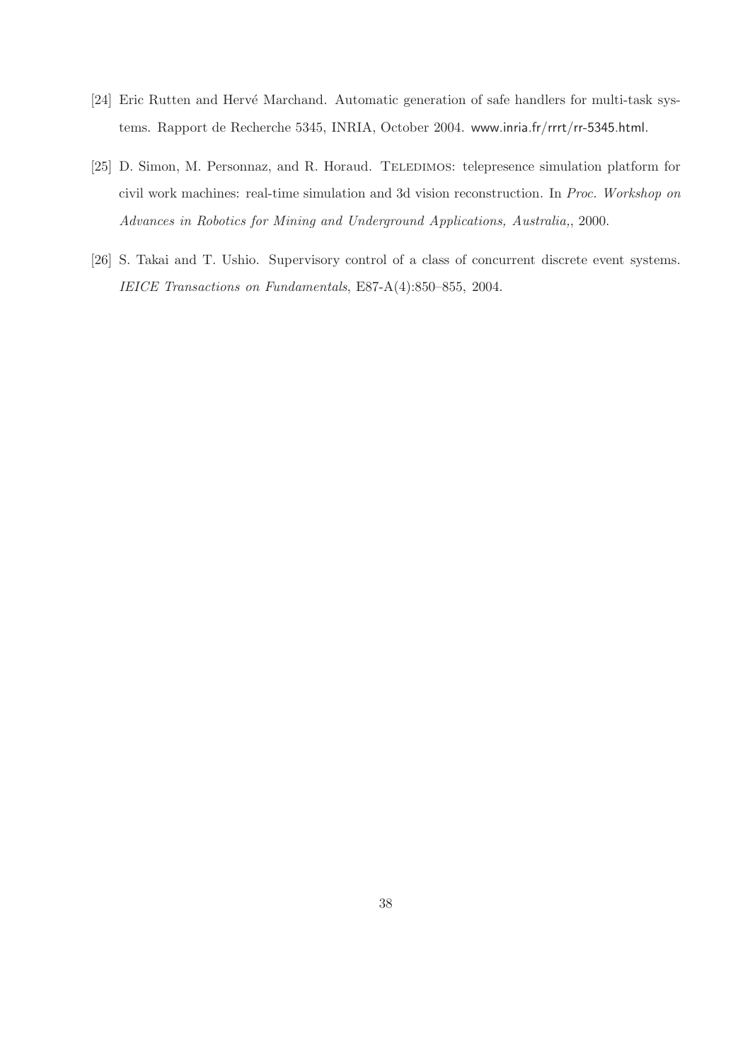[24] Eric Rutten and Hervé Marchand. Automatic generation of safe handlers for multi-task systems. Rapport de Recherche 5345, INRIA, October 2004. www.inria.fr/rrrt/rr-5345.html.

[25] D. Simon, M. Personnaz, and R. Horaud. TELEDIMOS: telepresence simulation platform for civil work machines: real-time simulation and 3d vision reconstruction. In *Proc. Workshop on Advances in Robotics for Mining and Underground Applications, Australia,*, 2000.

[26] S. Takai and T. Ushio. Supervisory control of a class of concurrent discrete event systems. *IEICE Transactions on Fundamentals*, E87-A(4):850–855, 2004.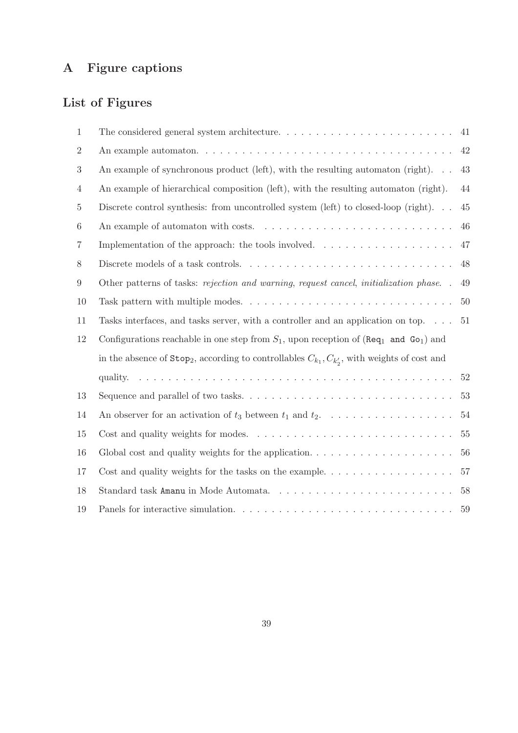# A Figure captions

## List of Figures

| | | |
|---|---|---|
| 1 | The considered general system architecture. | 41 |
| 2 | An example automaton. | 42 |
| 3 | An example of synchronous product (left), with the resulting automaton (right). | 43 |
| 4 | An example of hierarchical composition (left), with the resulting automaton (right). | 44 |
| 5 | Discrete control synthesis: from uncontrolled system (left) to closed-loop (right). | 45 |
| 6 | An example of automaton with costs. | 46 |
| 7 | Implementation of the approach: the tools involved. | 47 |
| 8 | Discrete models of a task controls. | 48 |
| 9 | Other patterns of tasks: *rejection and warning*, *request cancel*, *initialization phase*. | 49 |
| 10 | Task pattern with multiple modes. | 50 |
| 11 | Tasks interfaces, and tasks server, with a controller and an application on top. | 51 |
| 12 | Configurations reachable in one step from $S_1$, upon reception of ($\texttt{Req}_1$ `and` $\texttt{Go}_1$) and in the absence of $\texttt{Stop}_2$, according to controllables $C_{k_1}, C_{k'_2}$, with weights of cost and quality. | 52 |
| 13 | Sequence and parallel of two tasks. | 53 |
| 14 | An observer for an activation of $t_3$ between $t_1$ and $t_2$. | 54 |
| 15 | Cost and quality weights for modes. | 55 |
| 16 | Global cost and quality weights for the application. | 56 |
| 17 | Cost and quality weights for the tasks on the example. | 57 |
| 18 | Standard task `Amanu` in Mode Automata. | 58 |
| 19 | Panels for interactive simulation. | 59 |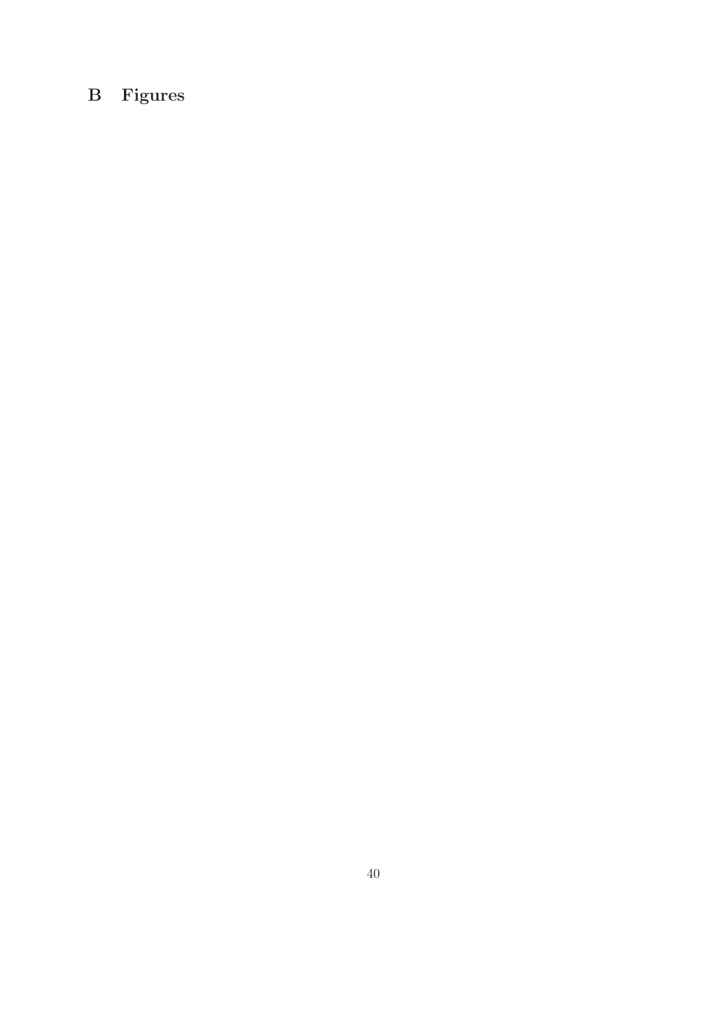## B Figures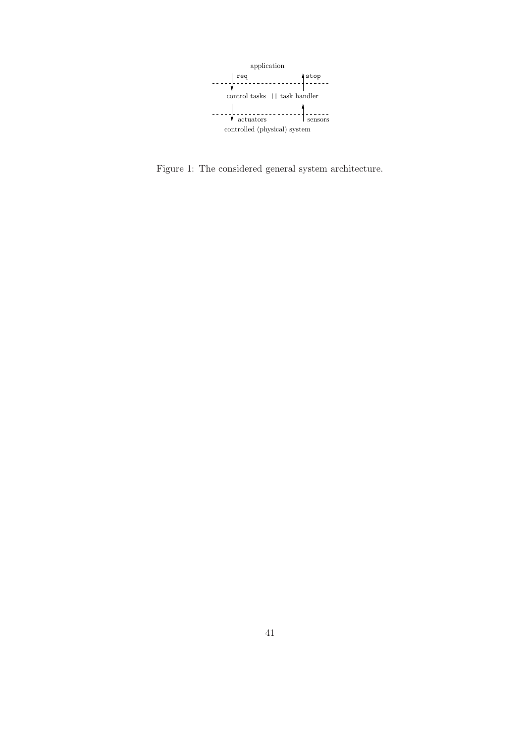application

req — stop

control tasks || task handler

actuators — sensors

controlled (physical) system

Figure 1: The considered general system architecture.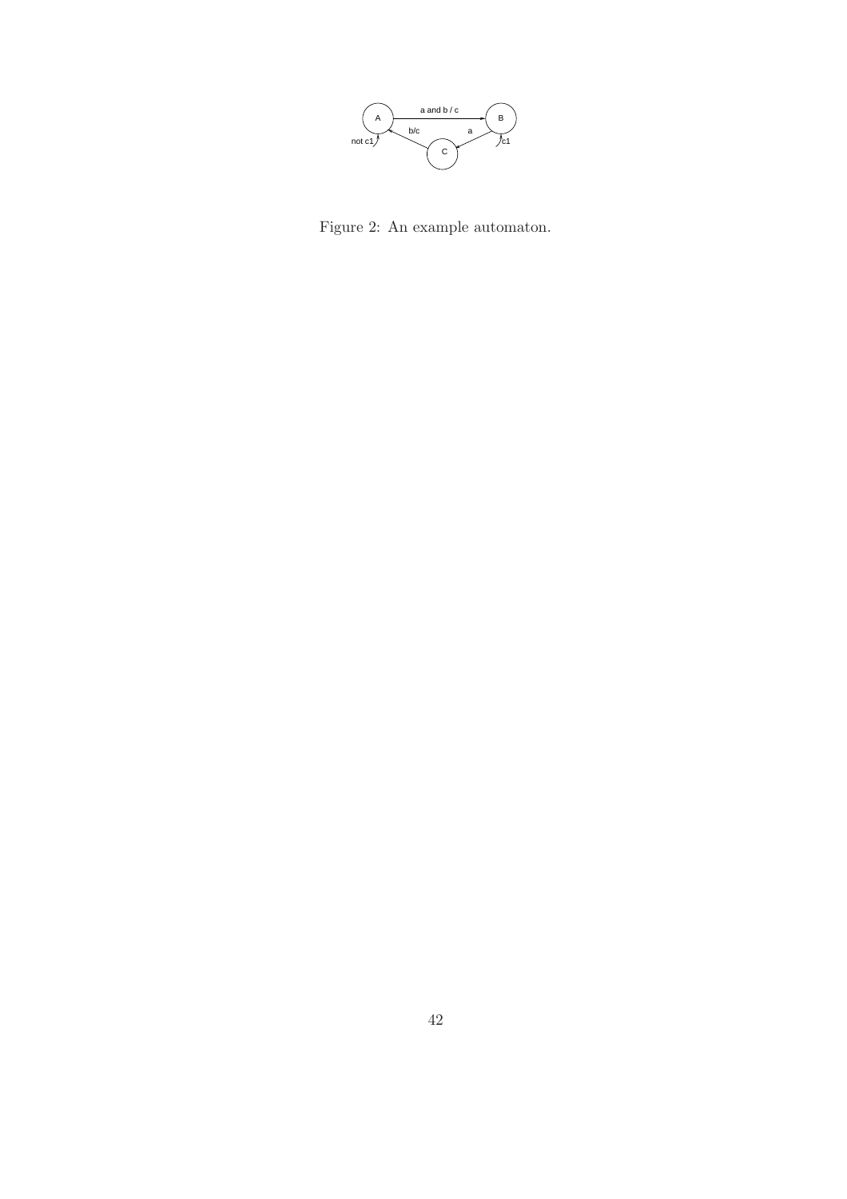Figure 2: An example automaton.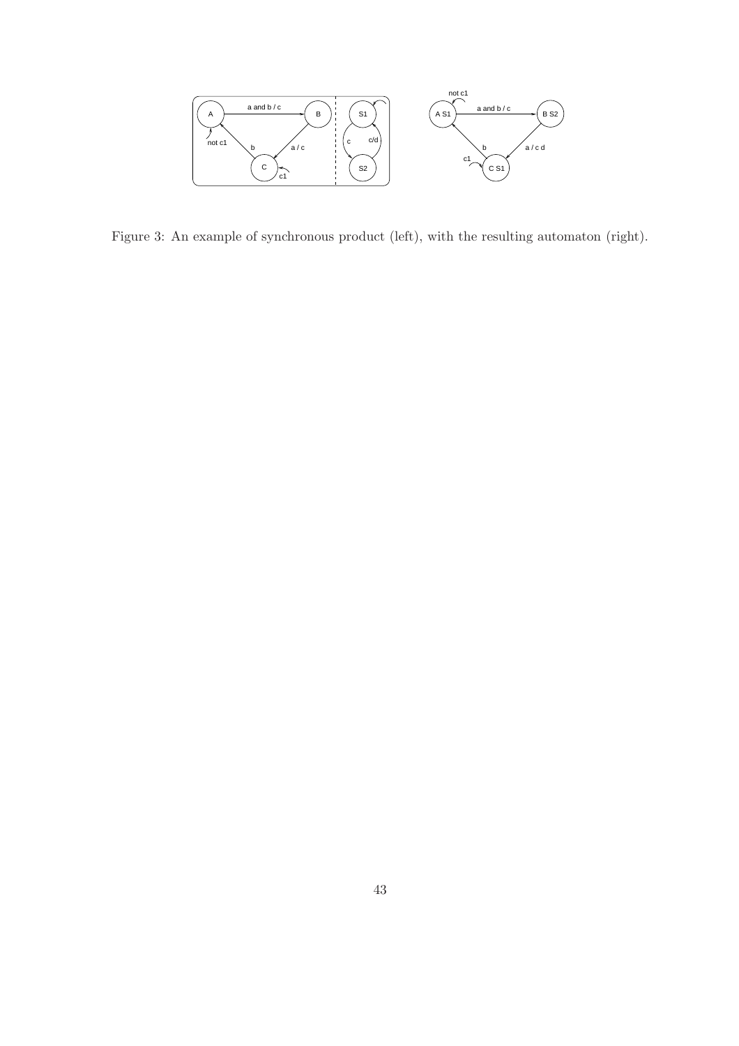Figure 3: An example of synchronous product (left), with the resulting automaton (right).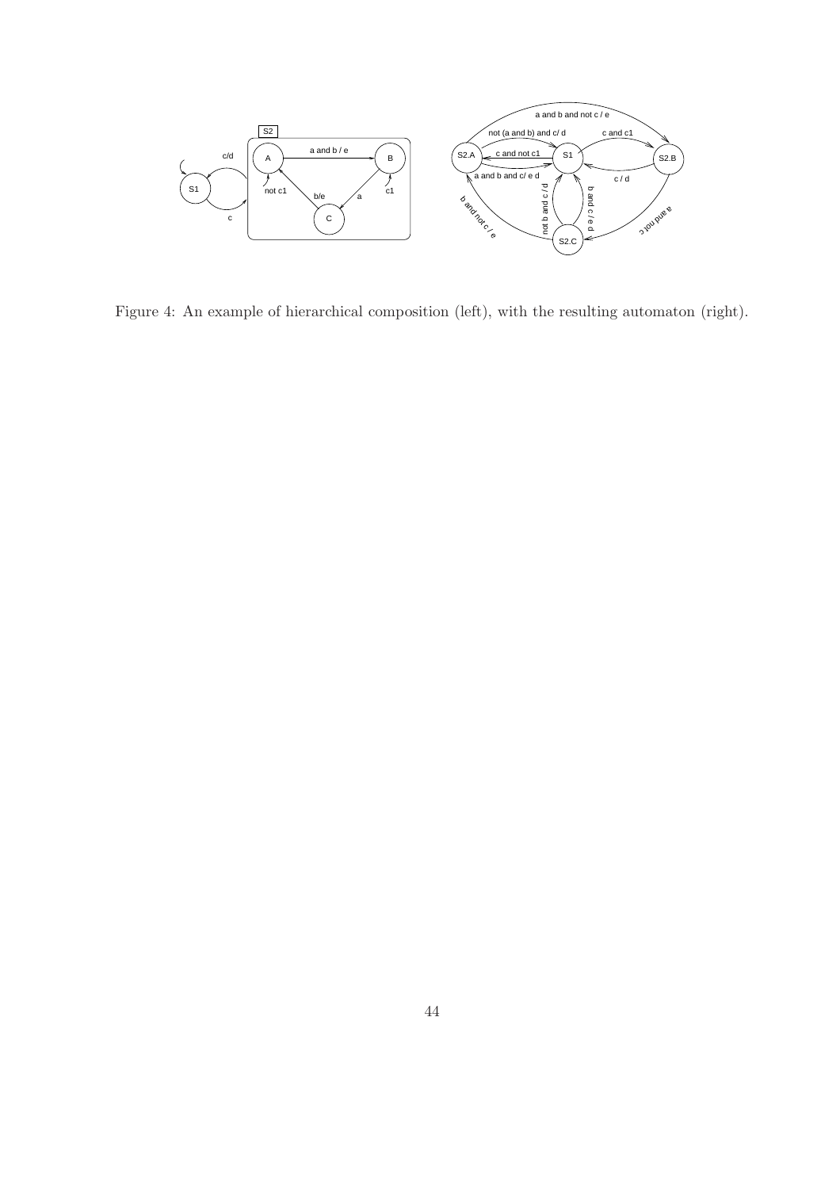Figure 4: An example of hierarchical composition (left), with the resulting automaton (right).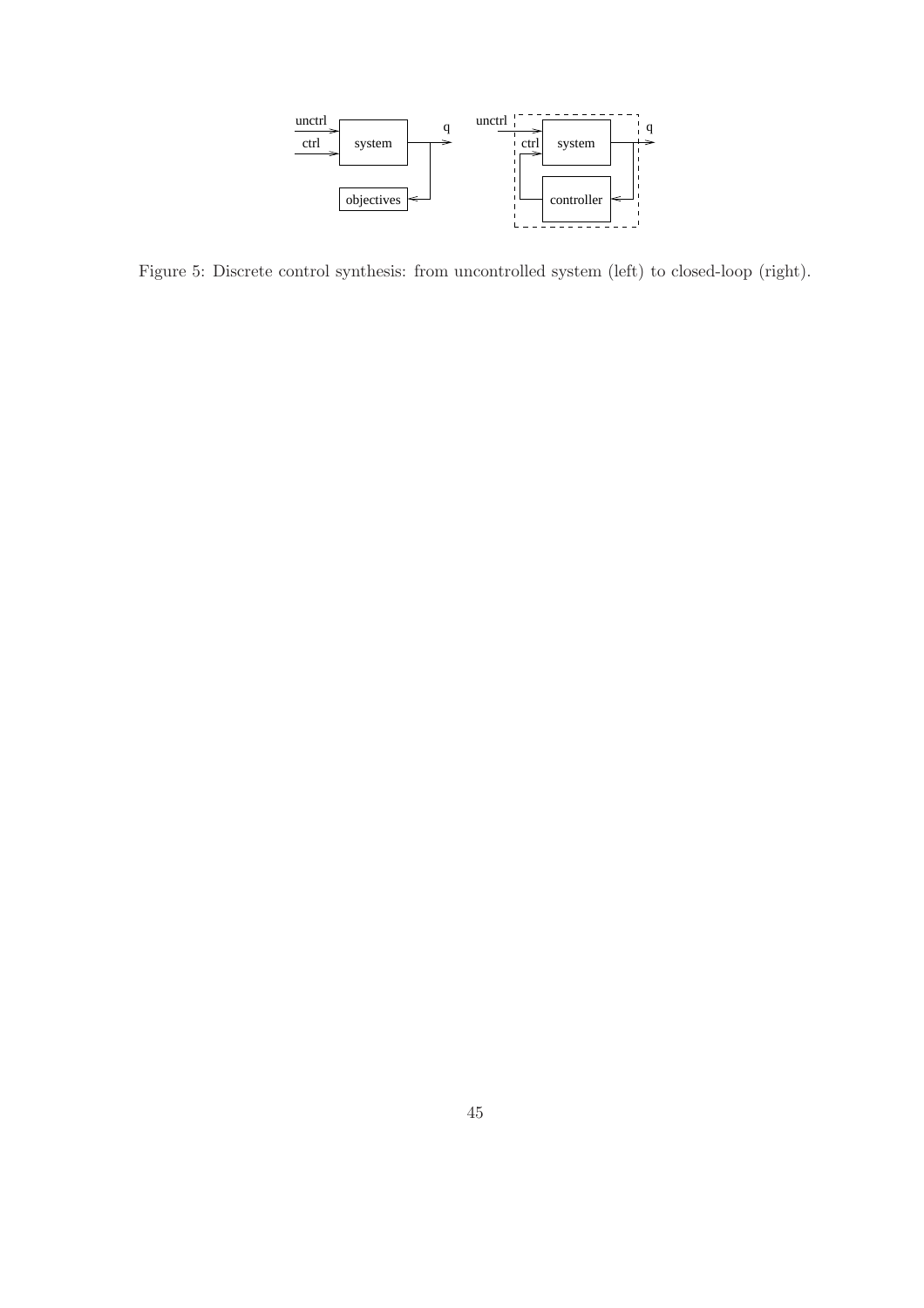Figure 5: Discrete control synthesis: from uncontrolled system (left) to closed-loop (right).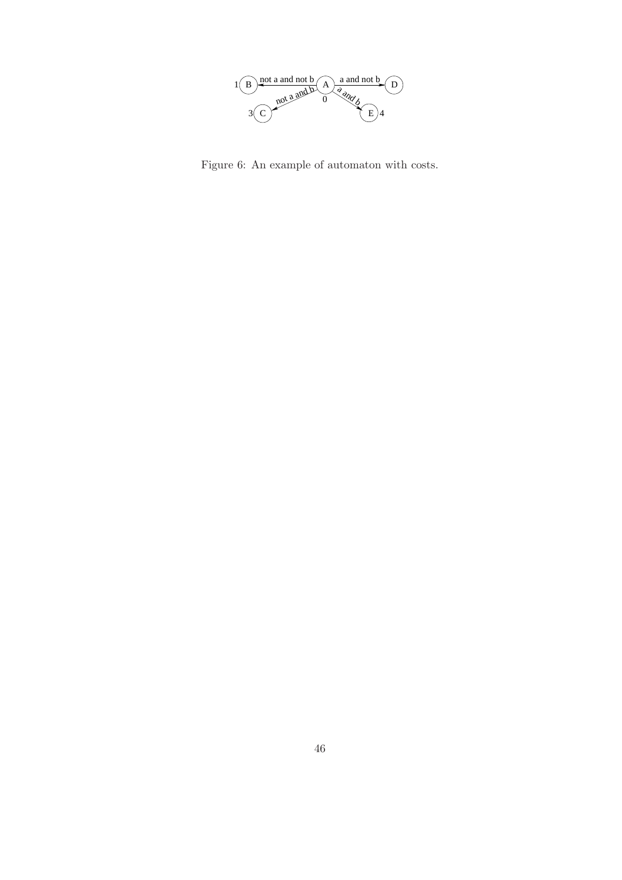Figure 6: An example of automaton with costs.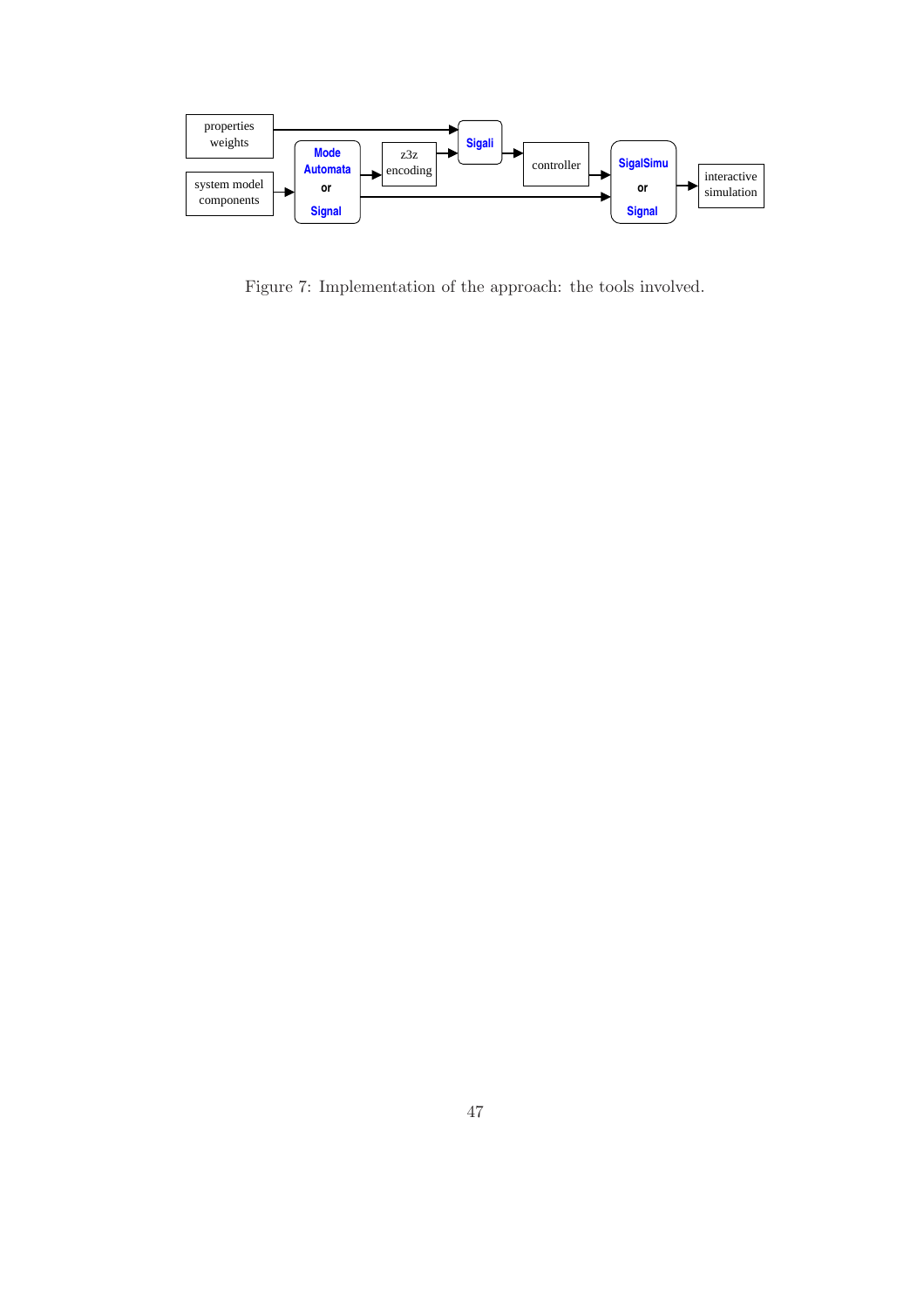Figure 7: Implementation of the approach: the tools involved.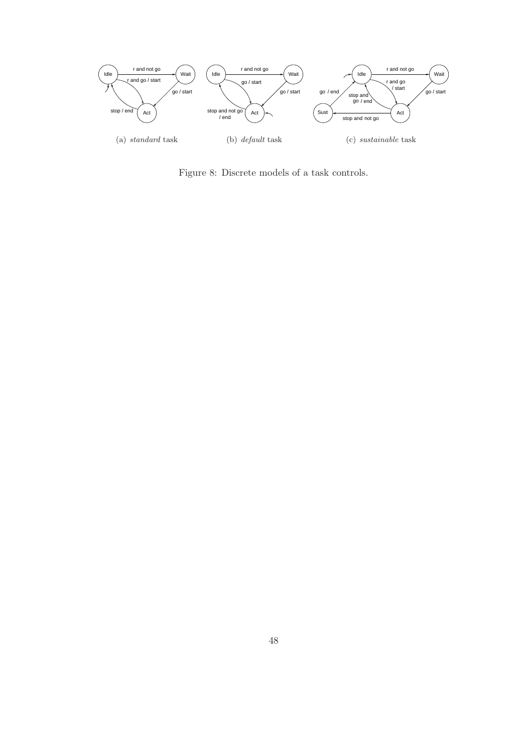(a) *standard* task

(b) *default* task

(c) *sustainable* task

Figure 8: Discrete models of a task controls.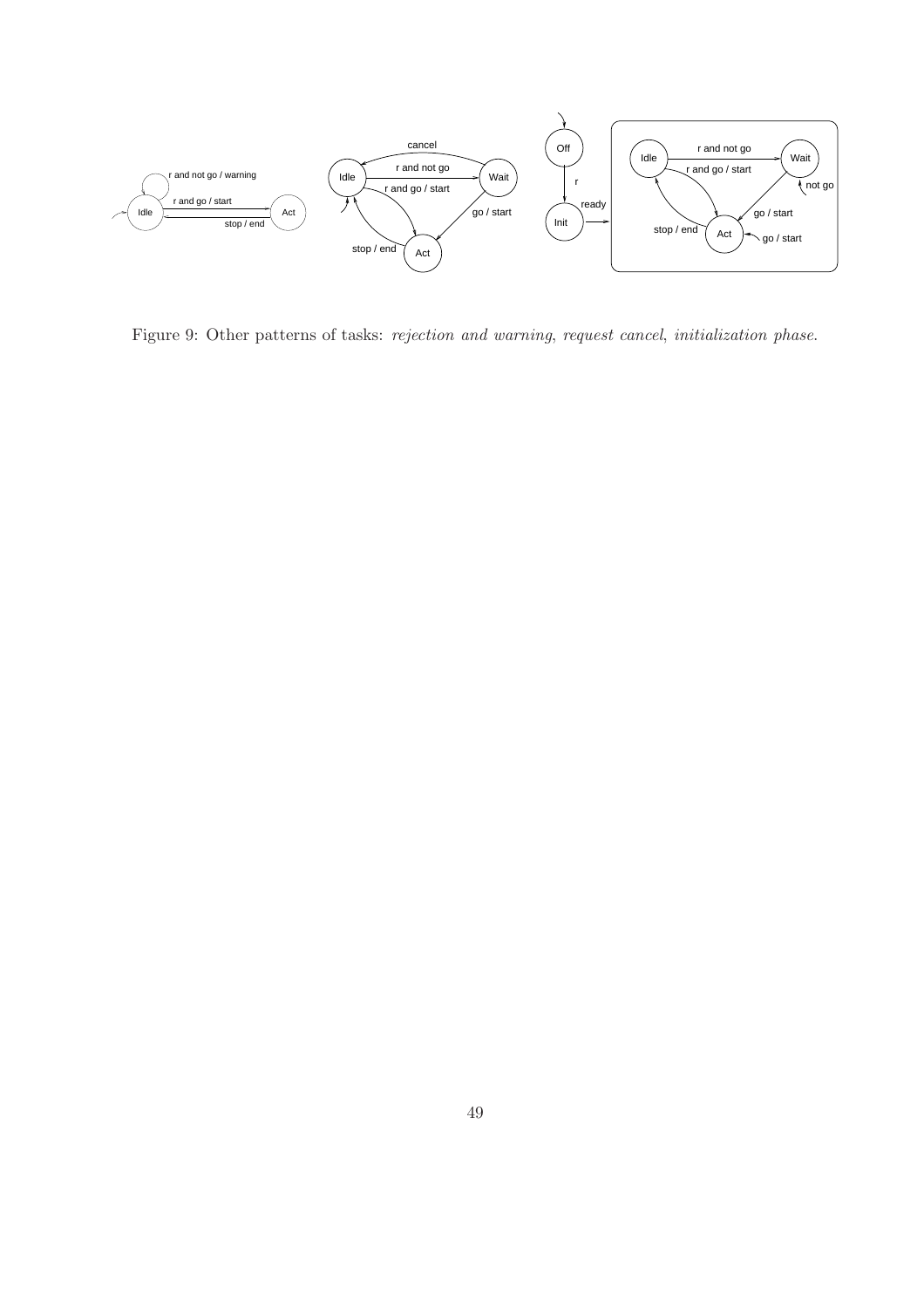Figure 9: Other patterns of tasks: *rejection and warning*, *request cancel*, *initialization phase*.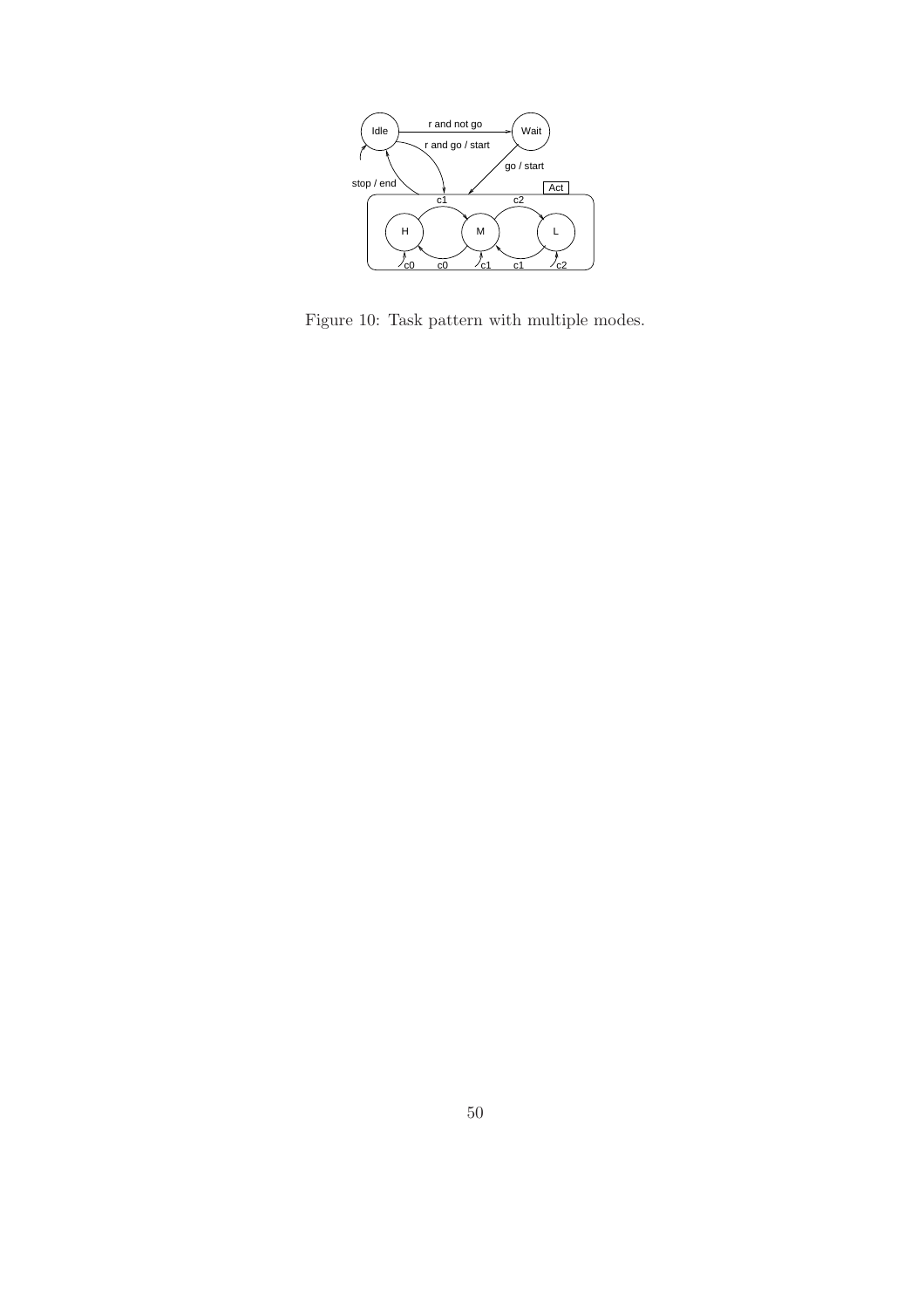Figure 10: Task pattern with multiple modes.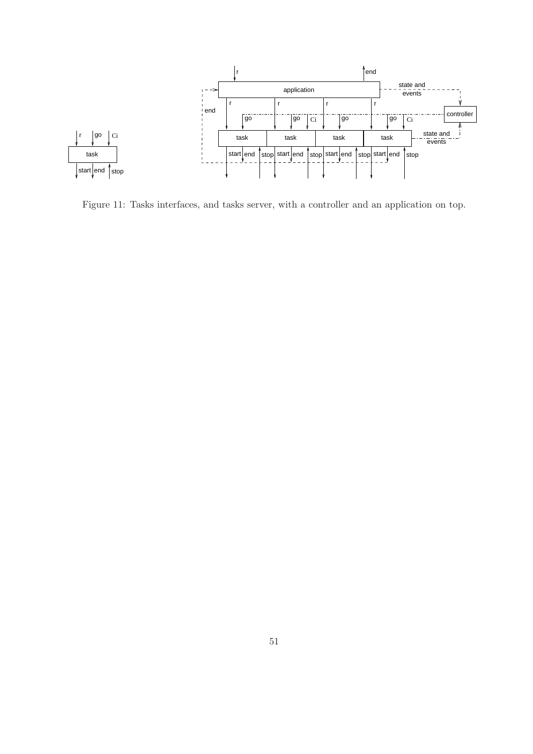Figure 11: Tasks interfaces, and tasks server, with a controller and an application on top.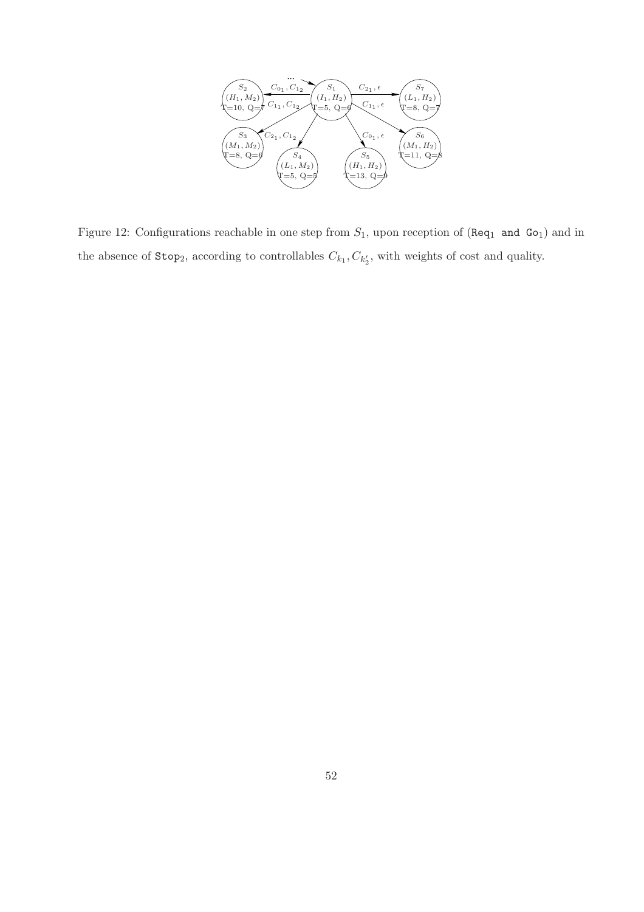Figure 12: Configurations reachable in one step from $S_1$, upon reception of (`Req`$_1$ `and Go`$_1$) and in the absence of `Stop`$_2$, according to controllables $C_{k_1}, C_{k'_2}$, with weights of cost and quality.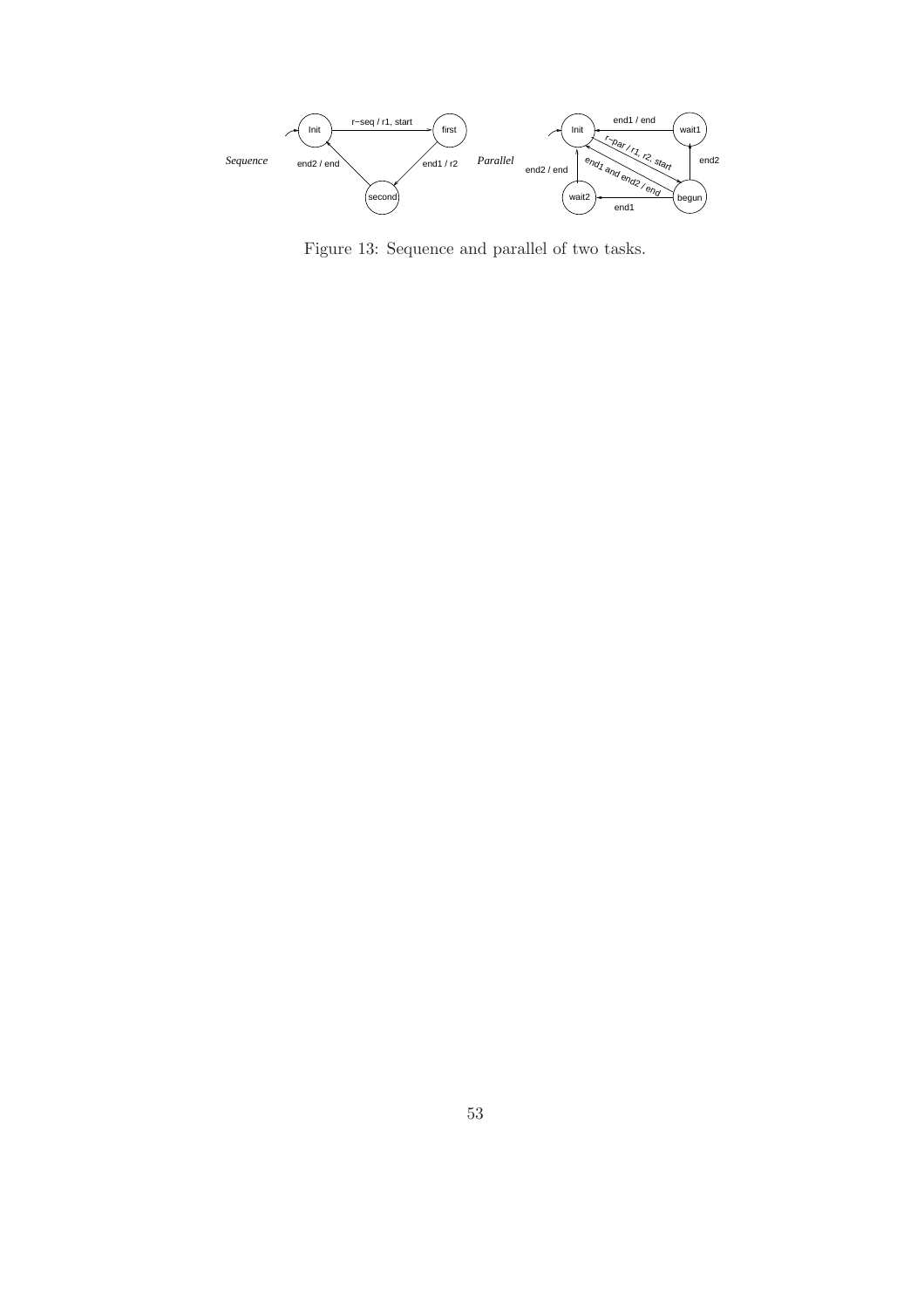Figure 13: Sequence and parallel of two tasks.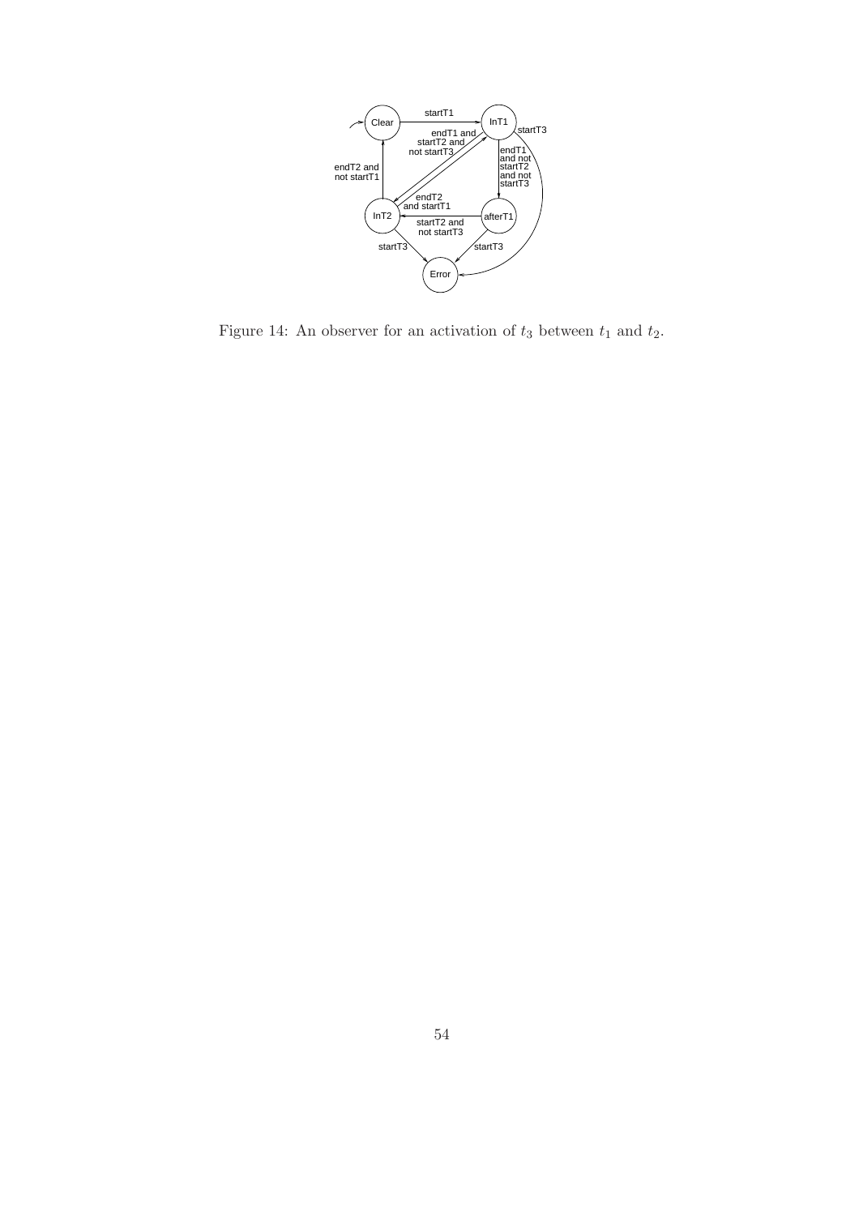Figure 14: An observer for an activation of $t_3$ between $t_1$ and $t_2$.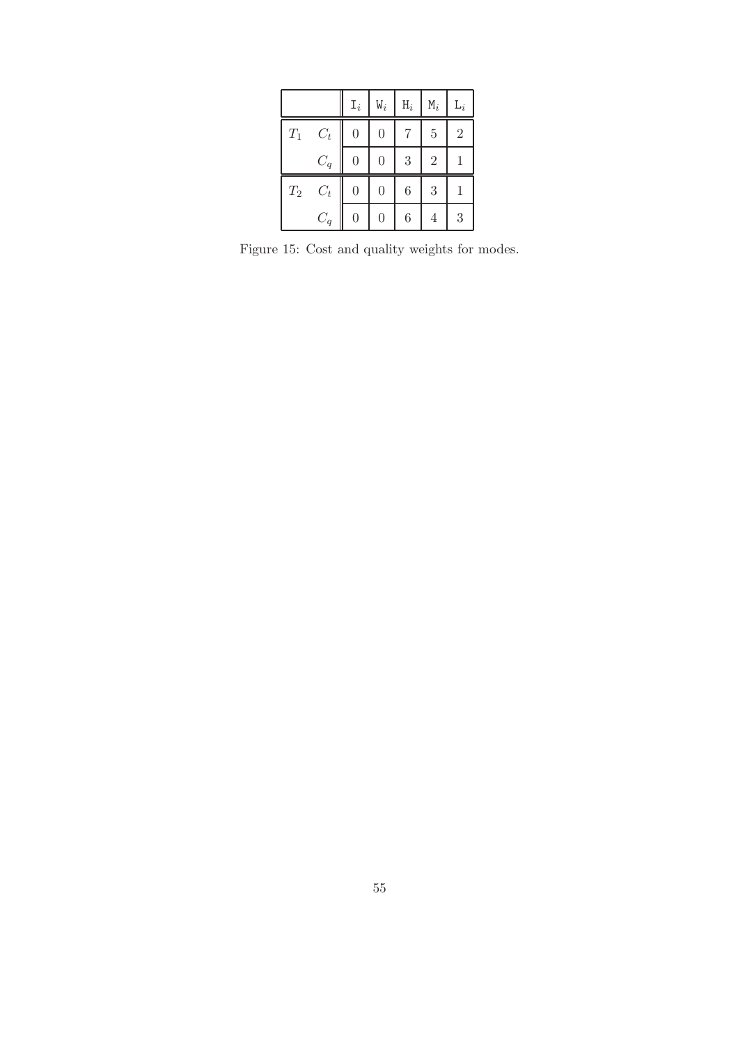| | | $\mathtt{I}_i$ | $\mathtt{W}_i$ | $\mathtt{H}_i$ | $\mathtt{M}_i$ | $\mathtt{L}_i$ |
|---|---|---|---|---|---|---|
| $T_1$ | $C_t$ | 0 | 0 | 7 | 5 | 2 |
| | $C_q$ | 0 | 0 | 3 | 2 | 1 |
| $T_2$ | $C_t$ | 0 | 0 | 6 | 3 | 1 |
| | $C_q$ | 0 | 0 | 6 | 4 | 3 |

Figure 15: Cost and quality weights for modes.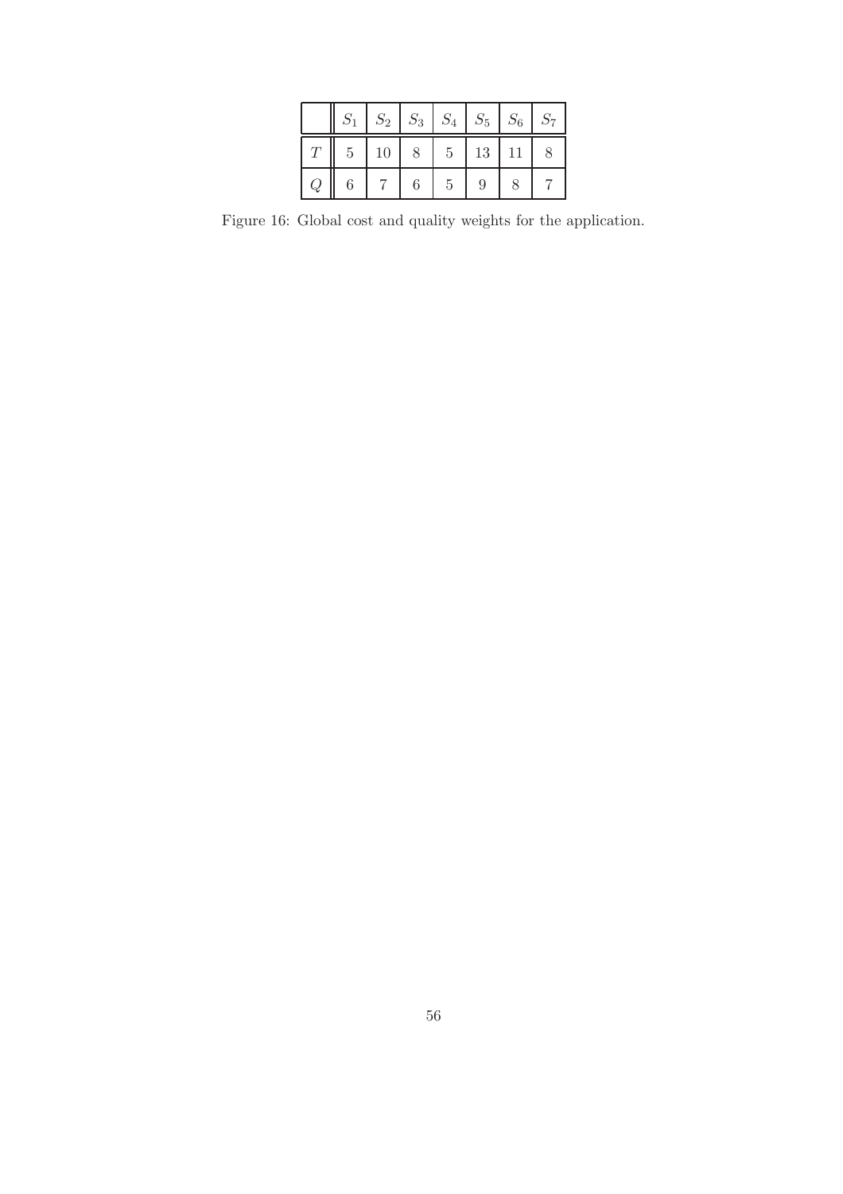|  | $S_1$ | $S_2$ | $S_3$ | $S_4$ | $S_5$ | $S_6$ | $S_7$ |
|---|---|---|---|---|---|---|---|
| $T$ | 5 | 10 | 8 | 5 | 13 | 11 | 8 |
| $Q$ | 6 | 7 | 6 | 5 | 9 | 8 | 7 |

Figure 16: Global cost and quality weights for the application.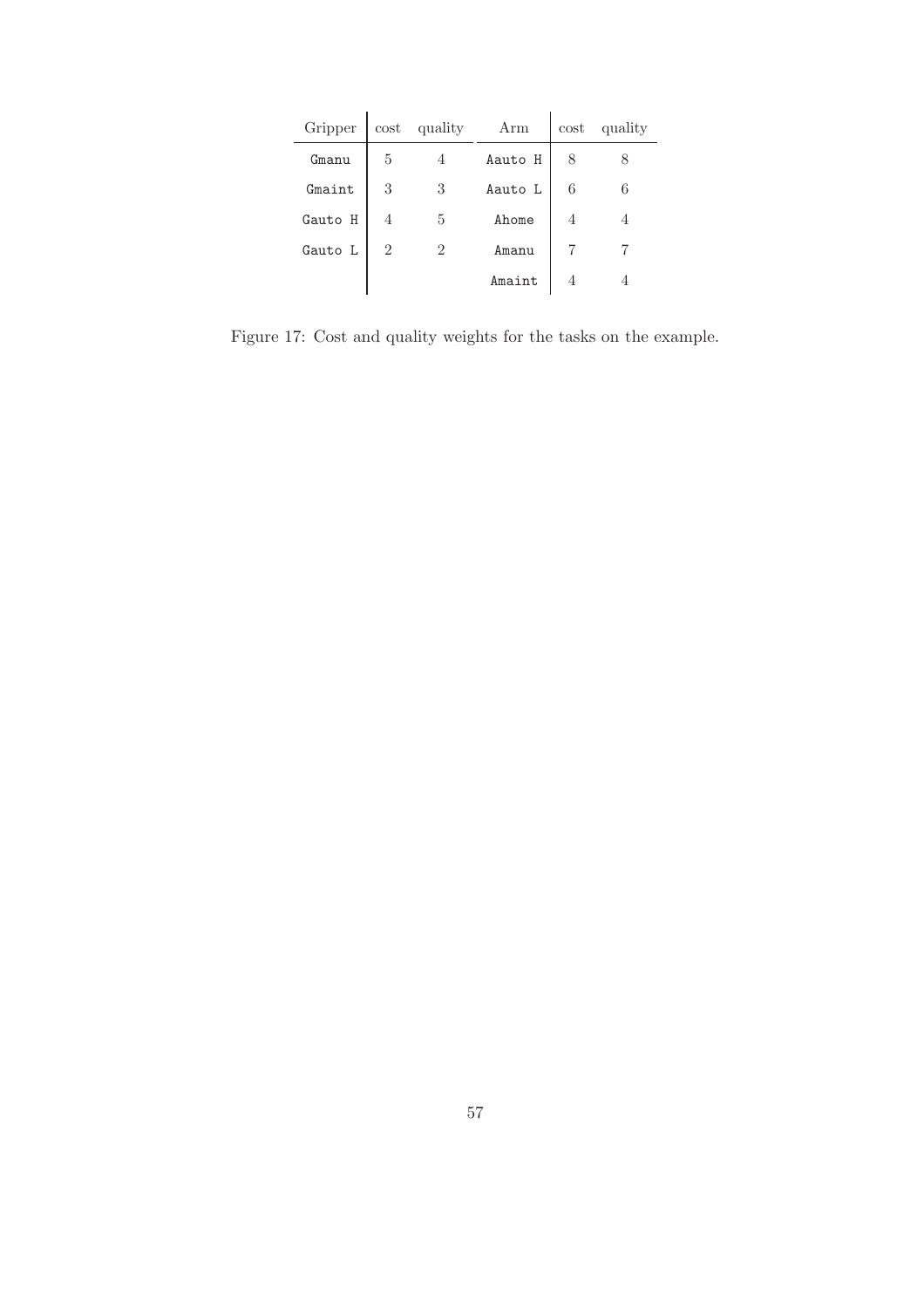| Gripper | cost | quality | Arm | cost | quality |
|---|---|---|---|---|---|
| `Gmanu` | 5 | 4 | `Aauto H` | 8 | 8 |
| `Gmaint` | 3 | 3 | `Aauto L` | 6 | 6 |
| `Gauto H` | 4 | 5 | `Ahome` | 4 | 4 |
| `Gauto L` | 2 | 2 | `Amanu` | 7 | 7 |
| | | | `Amaint` | 4 | 4 |

Figure 17: Cost and quality weights for the tasks on the example.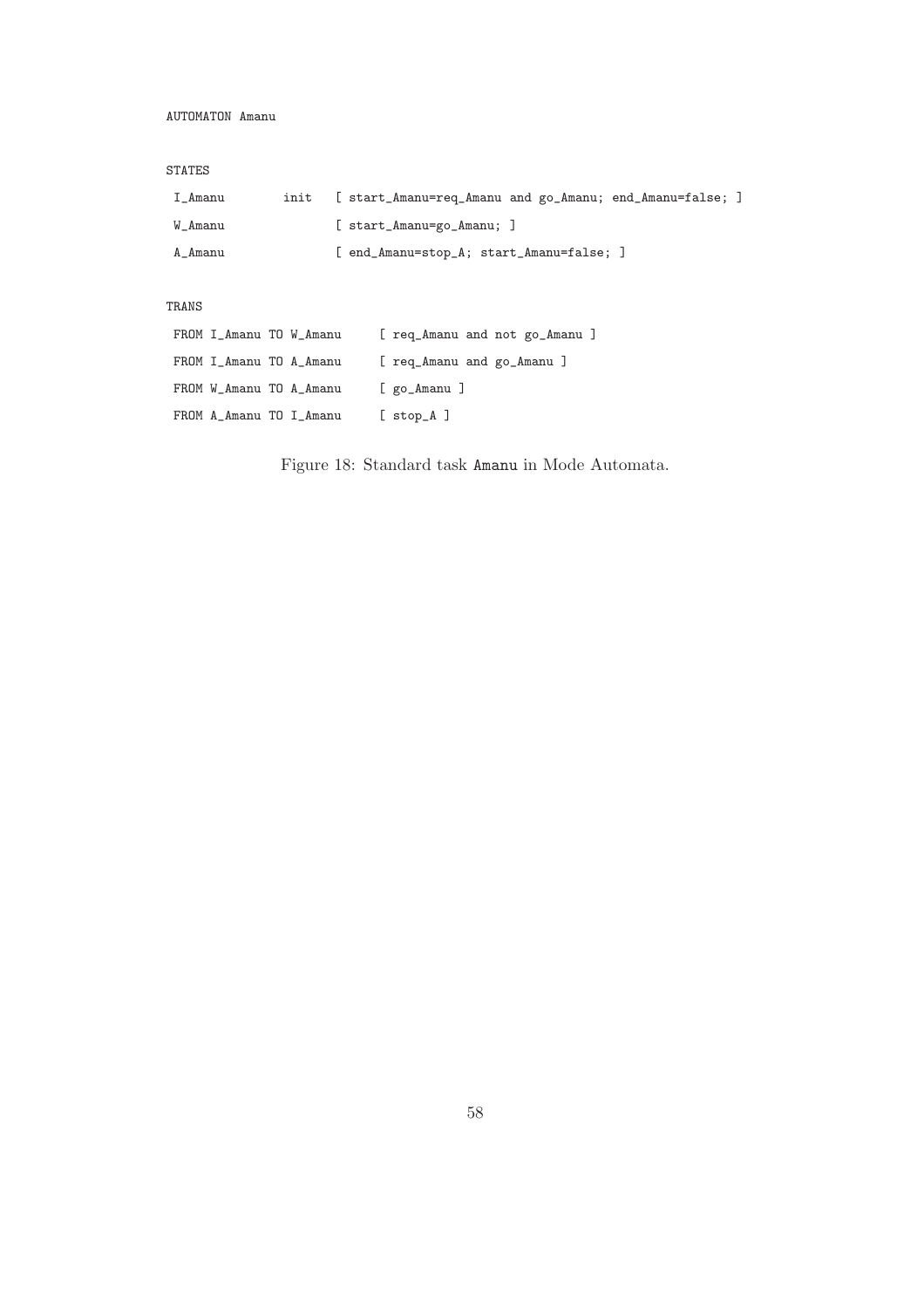```
AUTOMATON Amanu

STATES

 I_Amanu        init   [ start_Amanu=req_Amanu and go_Amanu; end_Amanu=false; ]
 W_Amanu               [ start_Amanu=go_Amanu; ]
 A_Amanu               [ end_Amanu=stop_A; start_Amanu=false; ]

TRANS

 FROM I_Amanu TO W_Amanu     [ req_Amanu and not go_Amanu ]
 FROM I_Amanu TO A_Amanu     [ req_Amanu and go_Amanu ]
 FROM W_Amanu TO A_Amanu     [ go_Amanu ]
 FROM A_Amanu TO I_Amanu     [ stop_A ]
```

Figure 18: Standard task `Amanu` in Mode Automata.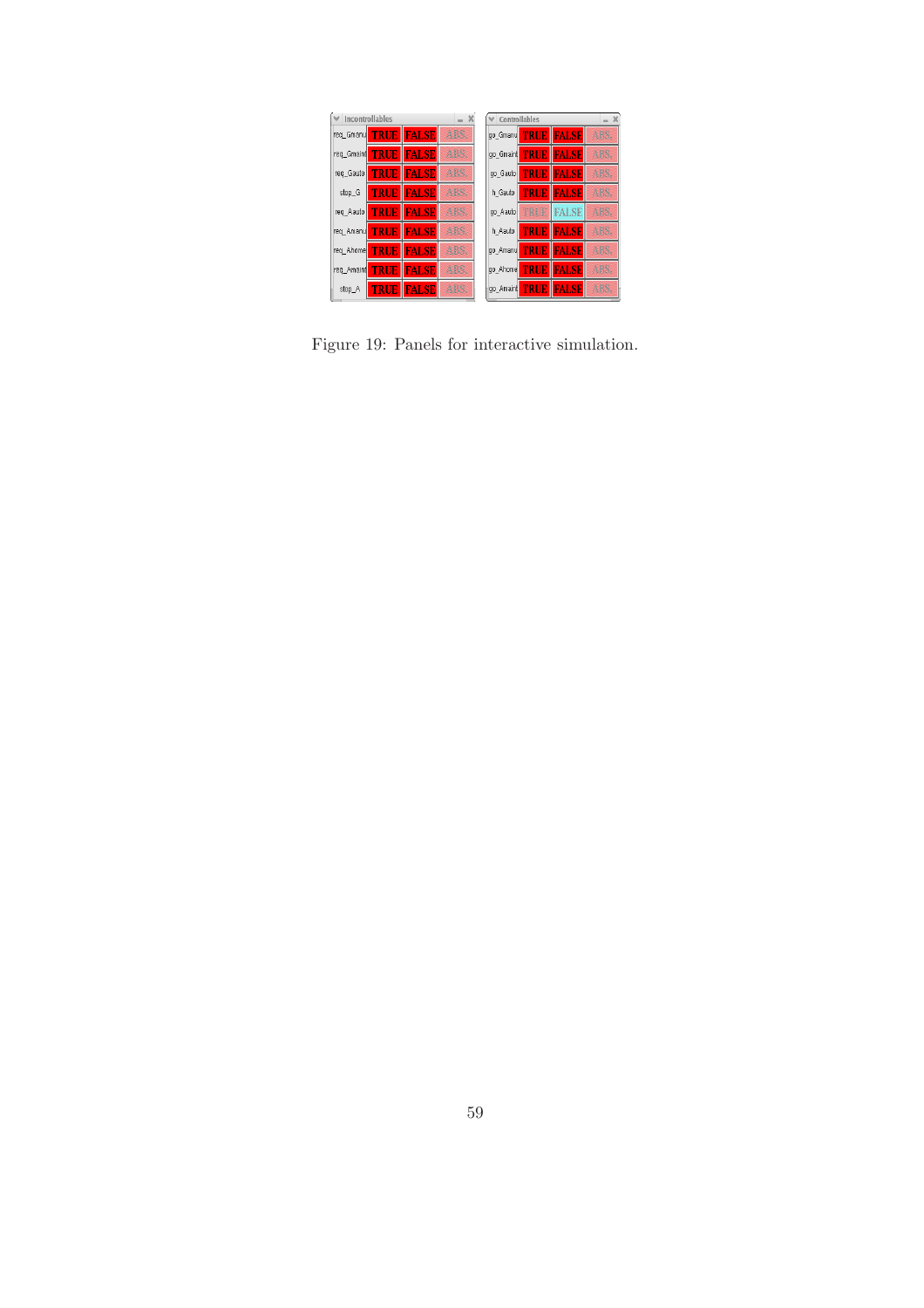Figure 19: Panels for interactive simulation.